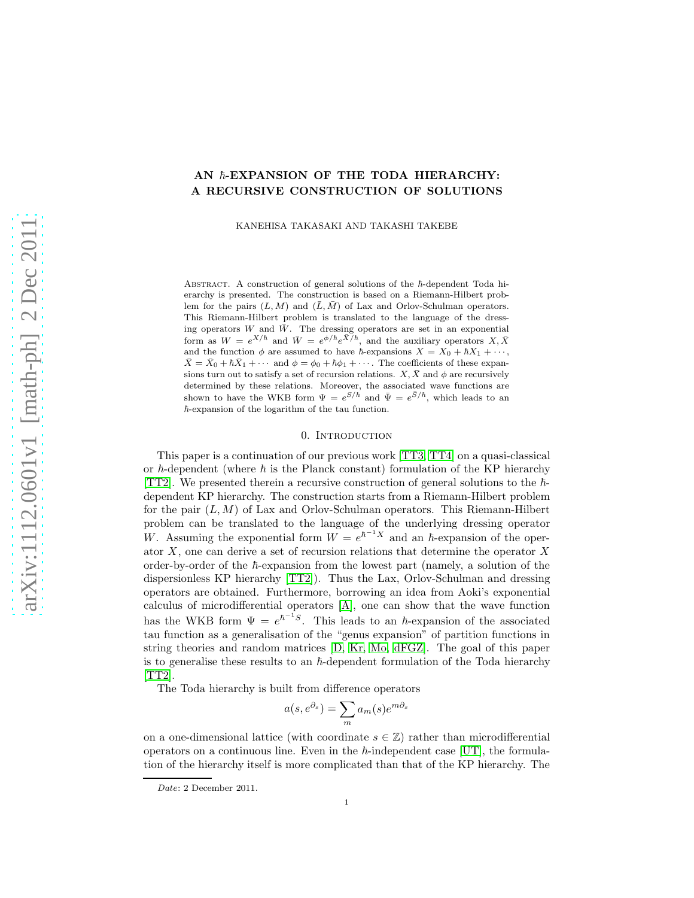# AN $\hbar$-EXPANSION OF THE TODA HIERARCHY: A RECURSIVE CONSTRUCTION OF SOLUTIONS

KANEHISA TAKASAKI AND TAKASHI TAKEBE

Abstract. A construction of general solutions of the $\hbar$-dependent Toda hierarchy is presented. The construction is based on a Riemann-Hilbert problem for the pairs $(L, M)$ and $(\bar{L}, \bar{M})$ of Lax and Orlov-Schulman operators. This Riemann-Hilbert problem is translated to the language of the dressing operators $W$ and $\bar{W}$. The dressing operators are set in an exponential form as $W = e^{X/\hbar}$ and $\bar{W} = e^{\phi/\hbar} e^{\bar{X}/\hbar}$, and the auxiliary operators $X, \bar{X}$ and the function $\phi$ are assumed to have $\hbar$-expansions $X = X_0 + \hbar X_1 + \cdots$, $\bar{X} = \bar{X}_0 + \hbar \bar{X}_1 + \cdots$ and $\phi = \phi_0 + \hbar\phi_1 + \cdots$. The coefficients of these expansions turn out to satisfy a set of recursion relations. $X, \bar{X}$ and $\phi$ are recursively determined by these relations. Moreover, the associated wave functions are shown to have the WKB form $\Psi = e^{S/\hbar}$ and $\bar{\Psi} = e^{\bar{S}/\hbar}$, which leads to an $\hbar$-expansion of the logarithm of the tau function.

## 0. Introduction

This paper is a continuation of our previous work [TT3, TT4] on a quasi-classical or $\hbar$-dependent (where $\hbar$ is the Planck constant) formulation of the KP hierarchy [TT2]. We presented therein a recursive construction of general solutions to the $\hbar$-dependent KP hierarchy. The construction starts from a Riemann-Hilbert problem for the pair $(L, M)$ of Lax and Orlov-Schulman operators. This Riemann-Hilbert problem can be translated to the language of the underlying dressing operator $W$. Assuming the exponential form $W = e^{\hbar^{-1}X}$ and an $\hbar$-expansion of the operator $X$, one can derive a set of recursion relations that determine the operator $X$ order-by-order of the $\hbar$-expansion from the lowest part (namely, a solution of the dispersionless KP hierarchy [TT2]). Thus the Lax, Orlov-Schulman and dressing operators are obtained. Furthermore, borrowing an idea from Aoki's exponential calculus of microdifferential operators [A], one can show that the wave function has the WKB form $\Psi = e^{\hbar^{-1}S}$. This leads to an $\hbar$-expansion of the associated tau function as a generalisation of the "genus expansion" of partition functions in string theories and random matrices [D, Kr, Mo, dFGZ]. The goal of this paper is to generalise these results to an $\hbar$-dependent formulation of the Toda hierarchy [TT2].

The Toda hierarchy is built from difference operators

$$a(s, e^{\partial_s}) = \sum_m a_m(s) e^{m\partial_s}$$

on a one-dimensional lattice (with coordinate $s \in \mathbb{Z}$) rather than microdifferential operators on a continuous line. Even in the $\hbar$-independent case [UT], the formulation of the hierarchy itself is more complicated than that of the KP hierarchy. The

*Date*: 2 December 2011.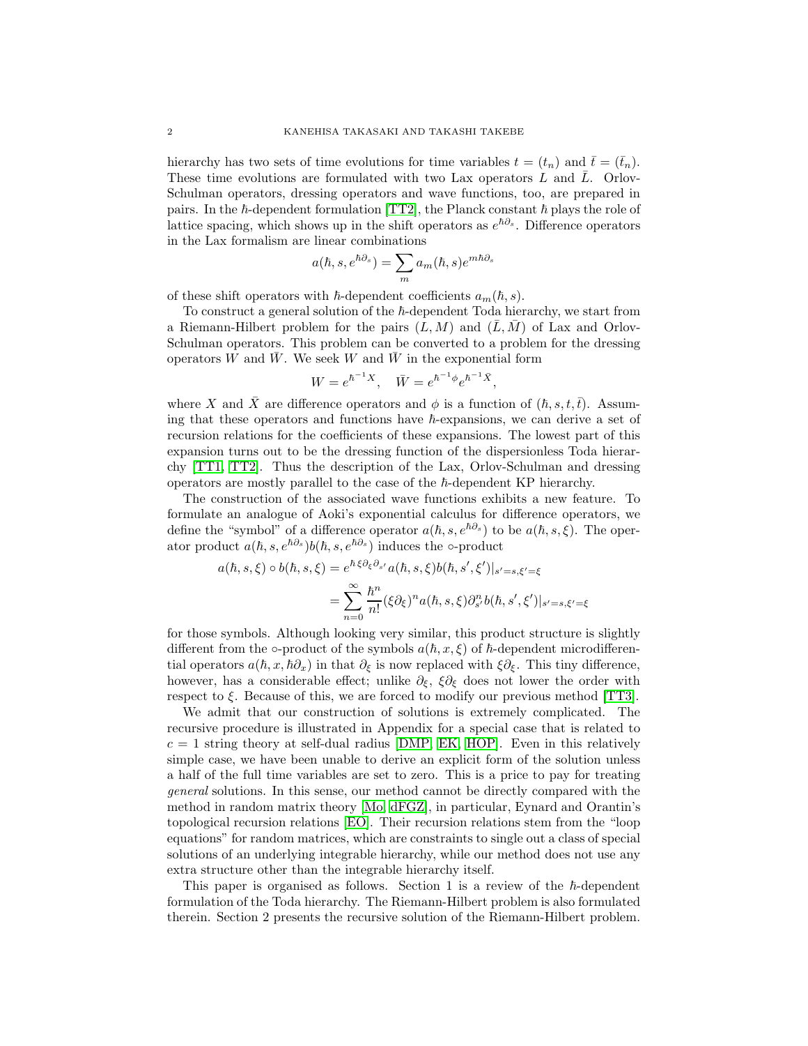hierarchy has two sets of time evolutions for time variables $t = (t_n)$ and $\bar{t} = (\bar{t}_n)$. These time evolutions are formulated with two Lax operators $L$ and $\bar{L}$. Orlov-Schulman operators, dressing operators and wave functions, too, are prepared in pairs. In the $\hbar$-dependent formulation [TT2], the Planck constant $\hbar$ plays the role of lattice spacing, which shows up in the shift operators as $e^{\hbar\partial_s}$. Difference operators in the Lax formalism are linear combinations

$$a(\hbar, s, e^{\hbar\partial_s}) = \sum_m a_m(\hbar, s) e^{m\hbar\partial_s}$$

of these shift operators with $\hbar$-dependent coefficients $a_m(\hbar, s)$.

To construct a general solution of the $\hbar$-dependent Toda hierarchy, we start from a Riemann-Hilbert problem for the pairs $(L, M)$ and $(\bar{L}, \bar{M})$ of Lax and Orlov-Schulman operators. This problem can be converted to a problem for the dressing operators $W$ and $\bar{W}$. We seek $W$ and $\bar{W}$ in the exponential form

$$W = e^{\hbar^{-1}X}, \quad \bar{W} = e^{\hbar^{-1}\phi} e^{\hbar^{-1}\bar{X}},$$

where $X$ and $\bar{X}$ are difference operators and $\phi$ is a function of $(\hbar, s, t, \bar{t})$. Assuming that these operators and functions have $\hbar$-expansions, we can derive a set of recursion relations for the coefficients of these expansions. The lowest part of this expansion turns out to be the dressing function of the dispersionless Toda hierarchy [TT1, TT2]. Thus the description of the Lax, Orlov-Schulman and dressing operators are mostly parallel to the case of the $\hbar$-dependent KP hierarchy.

The construction of the associated wave functions exhibits a new feature. To formulate an analogue of Aoki's exponential calculus for difference operators, we define the "symbol" of a difference operator $a(\hbar, s, e^{\hbar\partial_s})$ to be $a(\hbar, s, \xi)$. The operator product $a(\hbar, s, e^{\hbar\partial_s}) b(\hbar, s, e^{\hbar\partial_s})$ induces the $\circ$-product

$$\begin{aligned} a(\hbar, s, \xi) \circ b(\hbar, s, \xi) &= e^{\hbar\xi\partial_\xi\partial_{s'}} a(\hbar, s, \xi) b(\hbar, s', \xi')|_{s'=s, \xi'=\xi} \\ &= \sum_{n=0}^{\infty} \frac{\hbar^n}{n!} (\xi\partial_\xi)^n a(\hbar, s, \xi) \partial_{s'}^n b(\hbar, s', \xi')|_{s'=s, \xi'=\xi} \end{aligned}$$

for those symbols. Although looking very similar, this product structure is slightly different from the $\circ$-product of the symbols $a(\hbar, x, \xi)$ of $\hbar$-dependent microdifferential operators $a(\hbar, x, \hbar\partial_x)$ in that $\partial_\xi$ is now replaced with $\xi\partial_\xi$. This tiny difference, however, has a considerable effect; unlike $\partial_\xi$, $\xi\partial_\xi$ does not lower the order with respect to $\xi$. Because of this, we are forced to modify our previous method [TT3].

We admit that our construction of solutions is extremely complicated. The recursive procedure is illustrated in Appendix for a special case that is related to $c = 1$ string theory at self-dual radius [DMP, EK, HOP]. Even in this relatively simple case, we have been unable to derive an explicit form of the solution unless a half of the full time variables are set to zero. This is a price to pay for treating *general* solutions. In this sense, our method cannot be directly compared with the method in random matrix theory [Mo, dFGZ], in particular, Eynard and Orantin's topological recursion relations [EO]. Their recursion relations stem from the "loop equations" for random matrices, which are constraints to single out a class of special solutions of an underlying integrable hierarchy, while our method does not use any extra structure other than the integrable hierarchy itself.

This paper is organised as follows. Section 1 is a review of the $\hbar$-dependent formulation of the Toda hierarchy. The Riemann-Hilbert problem is also formulated therein. Section 2 presents the recursive solution of the Riemann-Hilbert problem.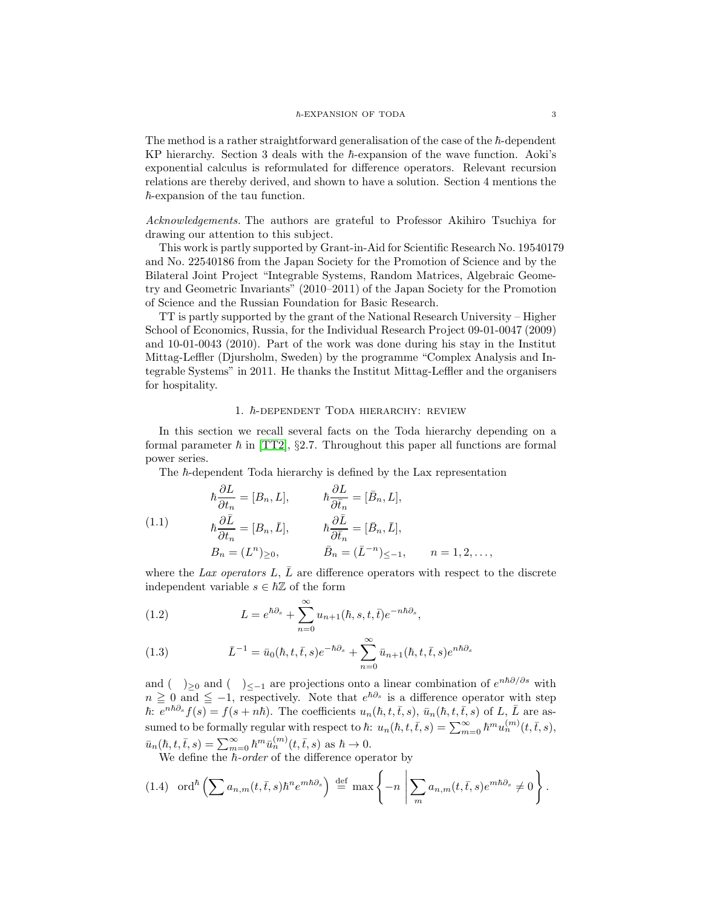The method is a rather straightforward generalisation of the case of the $\hbar$-dependent KP hierarchy. Section 3 deals with the $\hbar$-expansion of the wave function. Aoki's exponential calculus is reformulated for difference operators. Relevant recursion relations are thereby derived, and shown to have a solution. Section 4 mentions the $\hbar$-expansion of the tau function.

*Acknowledgements.* The authors are grateful to Professor Akihiro Tsuchiya for drawing our attention to this subject.

This work is partly supported by Grant-in-Aid for Scientific Research No. 19540179 and No. 22540186 from the Japan Society for the Promotion of Science and by the Bilateral Joint Project "Integrable Systems, Random Matrices, Algebraic Geometry and Geometric Invariants" (2010–2011) of the Japan Society for the Promotion of Science and the Russian Foundation for Basic Research.

TT is partly supported by the grant of the National Research University – Higher School of Economics, Russia, for the Individual Research Project 09-01-0047 (2009) and 10-01-0043 (2010). Part of the work was done during his stay in the Institut Mittag-Leffler (Djursholm, Sweden) by the programme "Complex Analysis and Integrable Systems" in 2011. He thanks the Institut Mittag-Leffler and the organisers for hospitality.

## 1. $\hbar$-dependent Toda hierarchy: review

In this section we recall several facts on the Toda hierarchy depending on a formal parameter $\hbar$ in [TT2], §2.7. Throughout this paper all functions are formal power series.

The $\hbar$-dependent Toda hierarchy is defined by the Lax representation

$$
\begin{aligned}
&\hbar\frac{\partial L}{\partial t_n} = [B_n, L], &&\hbar\frac{\partial L}{\partial \bar{t}_n} = [\bar{B}_n, L],\\
&\hbar\frac{\partial \bar{L}}{\partial t_n} = [B_n, \bar{L}], &&\hbar\frac{\partial \bar{L}}{\partial \bar{t}_n} = [\bar{B}_n, \bar{L}],\\
&B_n = (L^n)_{\geq 0}, &&\bar{B}_n = (\bar{L}^{-n})_{\leq -1}, \qquad n = 1, 2, \dots,
\end{aligned}
\tag{1.1}
$$

where the *Lax operators* $L$, $\bar{L}$ are difference operators with respect to the discrete independent variable $s \in \hbar\mathbb{Z}$ of the form

$$
L = e^{\hbar\partial_s} + \sum_{n=0}^{\infty} u_{n+1}(\hbar, s, t, \bar{t}) e^{-n\hbar\partial_s}, \tag{1.2}
$$

$$
\bar{L}^{-1} = \bar{u}_0(\hbar, t, \bar{t}, s) e^{-\hbar\partial_s} + \sum_{n=0}^{\infty} \bar{u}_{n+1}(\hbar, t, \bar{t}, s) e^{n\hbar\partial_s} \tag{1.3}
$$

and $(\quad)_{\geq 0}$ and $(\quad)_{\leq -1}$ are projections onto a linear combination of $e^{n\hbar\partial/\partial s}$ with $n \geqq 0$ and $\leqq -1$, respectively. Note that $e^{\hbar\partial_s}$ is a difference operator with step $\hbar$: $e^{n\hbar\partial_s} f(s) = f(s + n\hbar)$. The coefficients $u_n(\hbar, t, \bar{t}, s)$, $\bar{u}_n(\hbar, t, \bar{t}, s)$ of $L$, $\bar{L}$ are assumed to be formally regular with respect to $\hbar$: $u_n(\hbar, t, \bar{t}, s) = \sum_{m=0}^{\infty} \hbar^m u_n^{(m)}(t, \bar{t}, s)$, $\bar{u}_n(\hbar, t, \bar{t}, s) = \sum_{m=0}^{\infty} \hbar^m \bar{u}_n^{(m)}(t, \bar{t}, s)$ as $\hbar \to 0$.

We define the *$\hbar$-order* of the difference operator by

$$
\operatorname{ord}^{\hbar}\left(\sum a_{n,m}(t, \bar{t}, s)\hbar^n e^{m\hbar\partial_s}\right) \stackrel{\text{def}}{=} \max\left\{-n \;\middle|\; \sum_m a_{n,m}(t, \bar{t}, s) e^{m\hbar\partial_s} \neq 0\right\}. \tag{1.4}
$$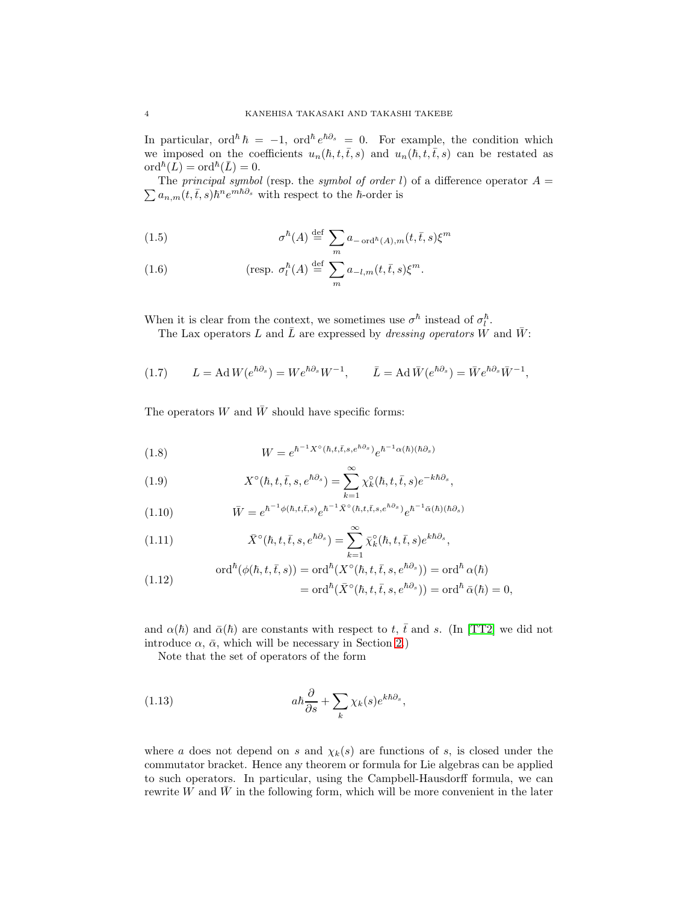In particular, $\operatorname{ord}^\hbar \hbar = -1$, $\operatorname{ord}^\hbar e^{\hbar\partial_s} = 0$. For example, the condition which we imposed on the coefficients $u_n(\hbar, t, \bar{t}, s)$ and $u_n(\hbar, t, \bar{t}, s)$ can be restated as $\operatorname{ord}^\hbar(L) = \operatorname{ord}^\hbar(\bar{L}) = 0$.

The *principal symbol* (resp. the *symbol of order* $l$) of a difference operator $A = \sum a_{n,m}(t, \bar{t}, s)\hbar^n e^{m\hbar\partial_s}$ with respect to the $\hbar$-order is

$$
\sigma^\hbar(A) \stackrel{\text{def}}{=} \sum_m a_{-\operatorname{ord}^\hbar(A),m}(t, \bar{t}, s)\xi^m \tag{1.5}
$$

$$
(\text{resp. } \sigma^\hbar_l(A) \stackrel{\text{def}}{=} \sum_m a_{-l,m}(t, \bar{t}, s)\xi^m. \tag{1.6}
$$

When it is clear from the context, we sometimes use $\sigma^\hbar$ instead of $\sigma^\hbar_l$.

The Lax operators $L$ and $\bar{L}$ are expressed by *dressing operators* $W$ and $\bar{W}$:

$$
L = \operatorname{Ad} W(e^{\hbar\partial_s}) = We^{\hbar\partial_s}W^{-1}, \qquad \bar{L} = \operatorname{Ad} \bar{W}(e^{\hbar\partial_s}) = \bar{W}e^{\hbar\partial_s}\bar{W}^{-1}, \tag{1.7}
$$

The operators $W$ and $\bar{W}$ should have specific forms:

$$
W = e^{\hbar^{-1}X^\circ(\hbar,t,\bar{t},s,e^{\hbar\partial_s})}e^{\hbar^{-1}\alpha(\hbar)(\hbar\partial_s)} \tag{1.8}
$$

$$
X^\circ(\hbar, t, \bar{t}, s, e^{\hbar\partial_s}) = \sum_{k=1}^{\infty} \chi^\circ_k(\hbar, t, \bar{t}, s)e^{-k\hbar\partial_s}, \tag{1.9}
$$

$$
\bar{W} = e^{\hbar^{-1}\phi(\hbar,t,\bar{t},s)}e^{\hbar^{-1}\bar{X}^\circ(\hbar,t,\bar{t},s,e^{\hbar\partial_s})}e^{\hbar^{-1}\bar{\alpha}(\hbar)(\hbar\partial_s)} \tag{1.10}
$$

$$
\bar{X}^\circ(\hbar, t, \bar{t}, s, e^{\hbar\partial_s}) = \sum_{k=1}^{\infty} \bar{\chi}^\circ_k(\hbar, t, \bar{t}, s)e^{k\hbar\partial_s}, \tag{1.11}
$$

$$
\begin{aligned}
\operatorname{ord}^\hbar(\phi(\hbar, t, \bar{t}, s)) &= \operatorname{ord}^\hbar(X^\circ(\hbar, t, \bar{t}, s, e^{\hbar\partial_s})) = \operatorname{ord}^\hbar \alpha(\hbar) \\
&= \operatorname{ord}^\hbar(\bar{X}^\circ(\hbar, t, \bar{t}, s, e^{\hbar\partial_s})) = \operatorname{ord}^\hbar \bar{\alpha}(\hbar) = 0,
\end{aligned} \tag{1.12}
$$

and $\alpha(\hbar)$ and $\bar{\alpha}(\hbar)$ are constants with respect to $t$, $\bar{t}$ and $s$. (In [TT2] we did not introduce $\alpha$, $\bar{\alpha}$, which will be necessary in Section 2.)

Note that the set of operators of the form

$$
a\hbar\frac{\partial}{\partial s} + \sum_k \chi_k(s)e^{k\hbar\partial_s}, \tag{1.13}
$$

where $a$ does not depend on $s$ and $\chi_k(s)$ are functions of $s$, is closed under the commutator bracket. Hence any theorem or formula for Lie algebras can be applied to such operators. In particular, using the Campbell-Hausdorff formula, we can rewrite $W$ and $\bar{W}$ in the following form, which will be more convenient in the later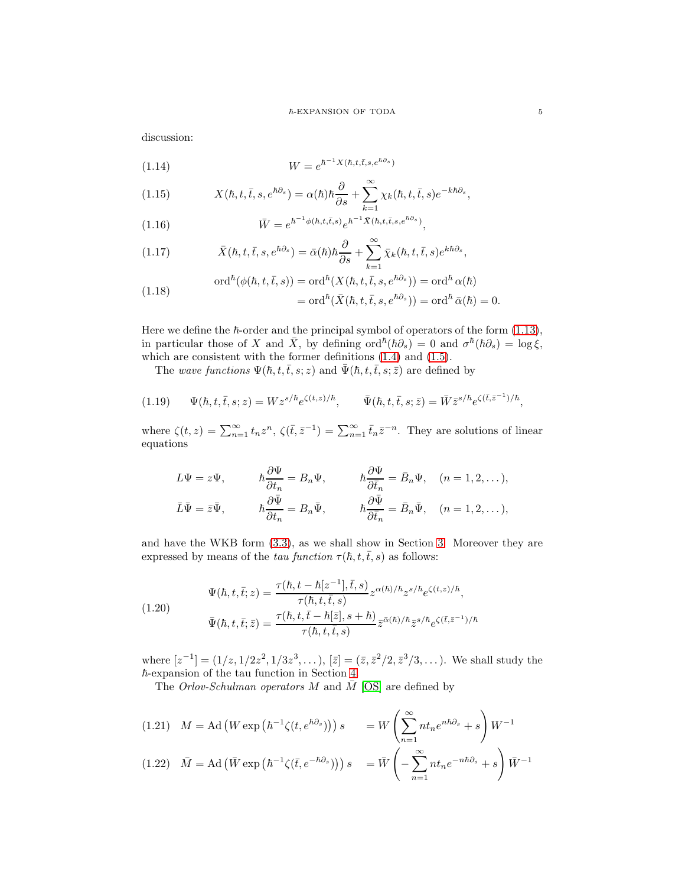discussion:

$$W = e^{\hbar^{-1} X(\hbar, t, \bar{t}, s, e^{\hbar \partial_s})} \tag{1.14}$$

$$X(\hbar, t, \bar{t}, s, e^{\hbar \partial_s}) = \alpha(\hbar) \hbar \frac{\partial}{\partial s} + \sum_{k=1}^{\infty} \chi_k(\hbar, t, \bar{t}, s) e^{-k\hbar\partial_s}, \tag{1.15}$$

$$\bar{W} = e^{\hbar^{-1}\phi(\hbar, t, \bar{t}, s)} e^{\hbar^{-1} \bar{X}(\hbar, t, \bar{t}, s, e^{\hbar\partial_s})}, \tag{1.16}$$

$$\bar{X}(\hbar, t, \bar{t}, s, e^{\hbar\partial_s}) = \bar{\alpha}(\hbar) \hbar \frac{\partial}{\partial s} + \sum_{k=1}^{\infty} \bar{\chi}_k(\hbar, t, \bar{t}, s) e^{k\hbar\partial_s}, \tag{1.17}$$

$$\begin{aligned}
\operatorname{ord}^\hbar(\phi(\hbar, t, \bar{t}, s)) &= \operatorname{ord}^\hbar(X(\hbar, t, \bar{t}, s, e^{\hbar\partial_s})) = \operatorname{ord}^\hbar \alpha(\hbar) \\
&= \operatorname{ord}^\hbar(\bar{X}(\hbar, t, \bar{t}, s, e^{\hbar\partial_s})) = \operatorname{ord}^\hbar \bar{\alpha}(\hbar) = 0.
\end{aligned} \tag{1.18}$$

Here we define the $\hbar$-order and the principal symbol of operators of the form (1.13), in particular those of $X$ and $\bar{X}$, by defining $\operatorname{ord}^\hbar(\hbar\partial_s) = 0$ and $\sigma^\hbar(\hbar\partial_s) = \log \xi$, which are consistent with the former definitions (1.4) and (1.5).

The *wave functions* $\Psi(\hbar, t, \bar{t}, s; z)$ and $\bar{\Psi}(\hbar, t, \bar{t}, s; \bar{z})$ are defined by

$$\Psi(\hbar, t, \bar{t}, s; z) = W z^{s/\hbar} e^{\zeta(t,z)/\hbar}, \qquad \bar{\Psi}(\hbar, t, \bar{t}, s; \bar{z}) = \bar{W} \bar{z}^{s/\hbar} e^{\zeta(\bar{t}, \bar{z}^{-1})/\hbar}, \tag{1.19}$$

where $\zeta(t, z) = \sum_{n=1}^{\infty} t_n z^n$, $\zeta(\bar{t}, \bar{z}^{-1}) = \sum_{n=1}^{\infty} \bar{t}_n \bar{z}^{-n}$. They are solutions of linear equations

$$\begin{aligned}
&L\Psi = z\Psi, \qquad \hbar \frac{\partial \Psi}{\partial t_n} = B_n \Psi, \qquad \hbar \frac{\partial \Psi}{\partial \bar{t}_n} = \bar{B}_n \Psi, \quad (n = 1, 2, \dots), \\
&\bar{L}\bar{\Psi} = \bar{z}\bar{\Psi}, \qquad \hbar \frac{\partial \bar{\Psi}}{\partial t_n} = B_n \bar{\Psi}, \qquad \hbar \frac{\partial \bar{\Psi}}{\partial \bar{t}_n} = \bar{B}_n \bar{\Psi}, \quad (n = 1, 2, \dots),
\end{aligned}$$

and have the WKB form (3.3), as we shall show in Section 3. Moreover they are expressed by means of the *tau function* $\tau(\hbar, t, \bar{t}, s)$ as follows:

$$\begin{aligned}
\Psi(\hbar, t, \bar{t}; z) &= \frac{\tau(\hbar, t - \hbar[z^{-1}], \bar{t}, s)}{\tau(\hbar, t, \bar{t}, s)} z^{\alpha(\hbar)/\hbar} z^{s/\hbar} e^{\zeta(t,z)/\hbar}, \\
\bar{\Psi}(\hbar, t, \bar{t}; \bar{z}) &= \frac{\tau(\hbar, t, \bar{t} - \hbar[\bar{z}], s + \hbar)}{\tau(\hbar, t, \bar{t}, s)} \bar{z}^{\bar{\alpha}(\hbar)/\hbar} \bar{z}^{s/\hbar} e^{\zeta(\bar{t}, \bar{z}^{-1})/\hbar}
\end{aligned} \tag{1.20}$$

where $[z^{-1}] = (1/z, 1/2z^2, 1/3z^3, \dots)$, $[\bar{z}] = (\bar{z}, \bar{z}^2/2, \bar{z}^3/3, \dots)$. We shall study the $\hbar$-expansion of the tau function in Section 4.

The *Orlov-Schulman operators* $M$ and $\bar{M}$ [OS] are defined by

$$M = \operatorname{Ad}\left(W \exp\left(\hbar^{-1}\zeta(t, e^{\hbar\partial_s})\right)\right) s \quad = W \left(\sum_{n=1}^{\infty} n t_n e^{n\hbar\partial_s} + s\right) W^{-1} \tag{1.21}$$

$$\bar{M} = \operatorname{Ad}\left(\bar{W} \exp\left(\hbar^{-1}\zeta(\bar{t}, e^{-\hbar\partial_s})\right)\right) s \quad = \bar{W} \left(-\sum_{n=1}^{\infty} n t_n e^{-n\hbar\partial_s} + s\right) \bar{W}^{-1} \tag{1.22}$$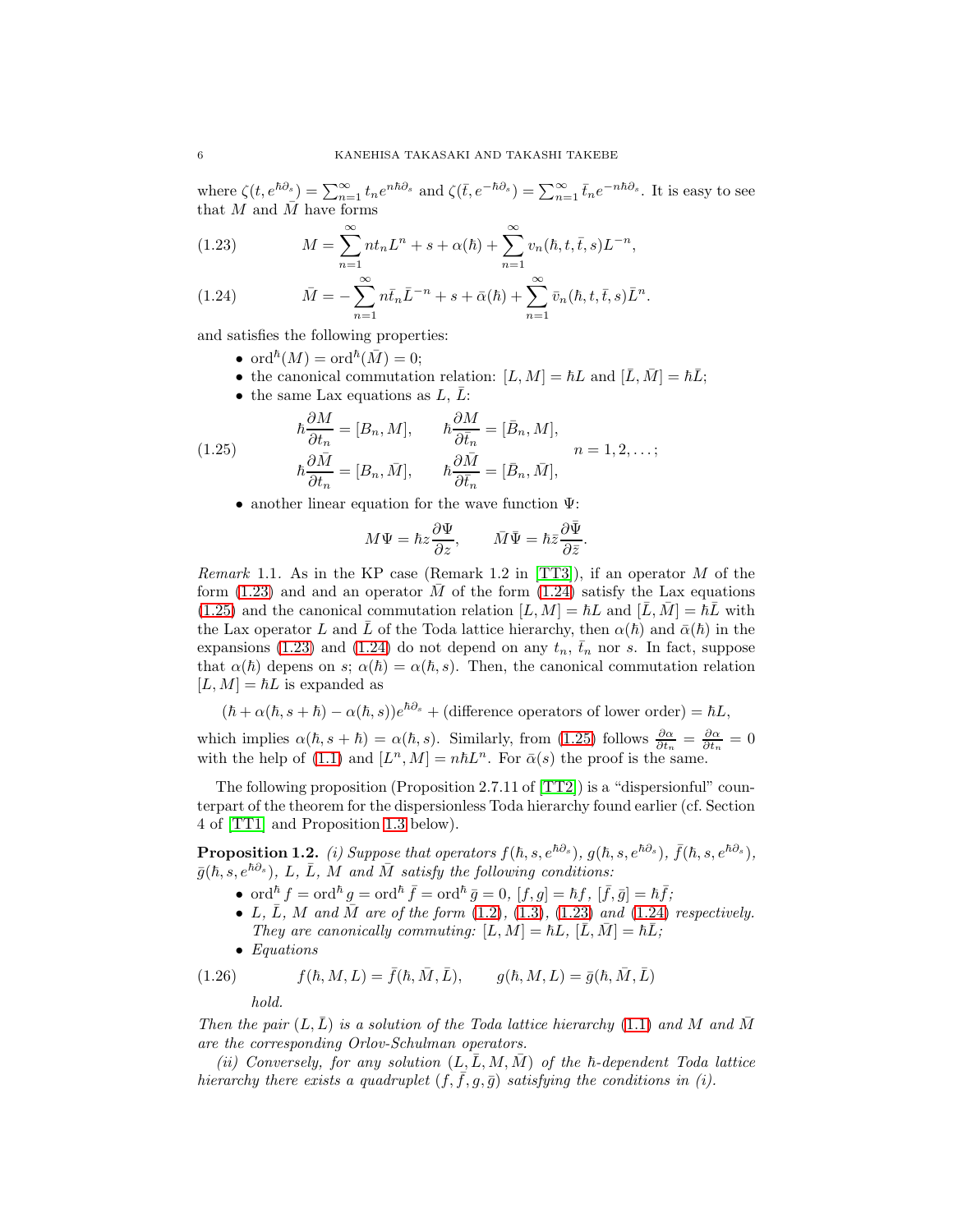where $\zeta(t, e^{\hbar\partial_s}) = \sum_{n=1}^\infty t_n e^{n\hbar\partial_s}$ and $\zeta(\bar{t}, e^{-\hbar\partial_s}) = \sum_{n=1}^\infty \bar{t}_n e^{-n\hbar\partial_s}$. It is easy to see that $M$ and $\bar{M}$ have forms

$$M = \sum_{n=1}^\infty n t_n L^n + s + \alpha(\hbar) + \sum_{n=1}^\infty v_n(\hbar, t, \bar{t}, s) L^{-n}, \tag{1.23}$$

$$\bar{M} = -\sum_{n=1}^\infty n \bar{t}_n \bar{L}^{-n} + s + \bar{\alpha}(\hbar) + \sum_{n=1}^\infty \bar{v}_n(\hbar, t, \bar{t}, s) \bar{L}^{n}. \tag{1.24}$$

and satisfies the following properties:

- $\operatorname{ord}^\hbar(M) = \operatorname{ord}^\hbar(\bar{M}) = 0$;
- the canonical commutation relation: $[L, M] = \hbar L$ and $[\bar{L}, \bar{M}] = \hbar \bar{L}$;
- the same Lax equations as $L$, $\bar{L}$:

$$\begin{aligned} \hbar\frac{\partial M}{\partial t_n} &= [B_n, M], & \hbar\frac{\partial M}{\partial \bar{t}_n} &= [\bar{B}_n, M], \\ \hbar\frac{\partial \bar{M}}{\partial t_n} &= [B_n, \bar{M}], & \hbar\frac{\partial \bar{M}}{\partial \bar{t}_n} &= [\bar{B}_n, \bar{M}], \end{aligned} \qquad n = 1, 2, \dots; \tag{1.25}$$

- another linear equation for the wave function $\Psi$:

$$M\Psi = \hbar z \frac{\partial \Psi}{\partial z}, \qquad \bar{M}\bar{\Psi} = \hbar \bar{z} \frac{\partial \bar{\Psi}}{\partial \bar{z}}.$$

*Remark* 1.1. As in the KP case (Remark 1.2 in [TT3]), if an operator $M$ of the form (1.23) and and an operator $\bar{M}$ of the form (1.24) satisfy the Lax equations (1.25) and the canonical commutation relation $[L, M] = \hbar L$ and $[\bar{L}, \bar{M}] = \hbar \bar{L}$ with the Lax operator $L$ and $\bar{L}$ of the Toda lattice hierarchy, then $\alpha(\hbar)$ and $\bar{\alpha}(\hbar)$ in the expansions (1.23) and (1.24) do not depend on any $t_n$, $\bar{t}_n$ nor $s$. In fact, suppose that $\alpha(\hbar)$ depens on $s$; $\alpha(\hbar) = \alpha(\hbar, s)$. Then, the canonical commutation relation $[L, M] = \hbar L$ is expanded as

$$(\hbar + \alpha(\hbar, s+\hbar) - \alpha(\hbar, s)) e^{\hbar\partial_s} + (\text{difference operators of lower order}) = \hbar L,$$

which implies $\alpha(\hbar, s+\hbar) = \alpha(\hbar, s)$. Similarly, from (1.25) follows $\frac{\partial \alpha}{\partial t_n} = \frac{\partial \alpha}{\partial \bar{t}_n} = 0$ with the help of (1.1) and $[L^n, M] = n\hbar L^n$. For $\bar{\alpha}(s)$ the proof is the same.

The following proposition (Proposition 2.7.11 of [TT2]) is a "dispersionful" counterpart of the theorem for the dispersionless Toda hierarchy found earlier (cf. Section 4 of [TT1] and Proposition 1.3 below).

**Proposition 1.2.** *(i) Suppose that operators $f(\hbar, s, e^{\hbar\partial_s})$, $g(\hbar, s, e^{\hbar\partial_s})$, $\bar{f}(\hbar, s, e^{\hbar\partial_s})$, $\bar{g}(\hbar, s, e^{\hbar\partial_s})$, $L$, $\bar{L}$, $M$ and $\bar{M}$ satisfy the following conditions:*

- *$\operatorname{ord}^\hbar f = \operatorname{ord}^\hbar g = \operatorname{ord}^\hbar \bar{f} = \operatorname{ord}^\hbar \bar{g} = 0$, $[f, g] = \hbar f$, $[\bar{f}, \bar{g}] = \hbar \bar{f}$;*
- *$L$, $\bar{L}$, $M$ and $\bar{M}$ are of the form (1.2), (1.3), (1.23) and (1.24) respectively. They are canonically commuting: $[L, M] = \hbar L$, $[\bar{L}, \bar{M}] = \hbar \bar{L}$;*
- *Equations*

$$f(\hbar, M, L) = \bar{f}(\hbar, \bar{M}, \bar{L}), \qquad g(\hbar, M, L) = \bar{g}(\hbar, \bar{M}, \bar{L}) \tag{1.26}$$

*hold.*

*Then the pair $(L, \bar{L})$ is a solution of the Toda lattice hierarchy (1.1) and $M$ and $\bar{M}$ are the corresponding Orlov-Schulman operators.*

*(ii) Conversely, for any solution $(L, \bar{L}, M, \bar{M})$ of the $\hbar$-dependent Toda lattice hierarchy there exists a quadruplet $(f, \bar{f}, g, \bar{g})$ satisfying the conditions in (i).*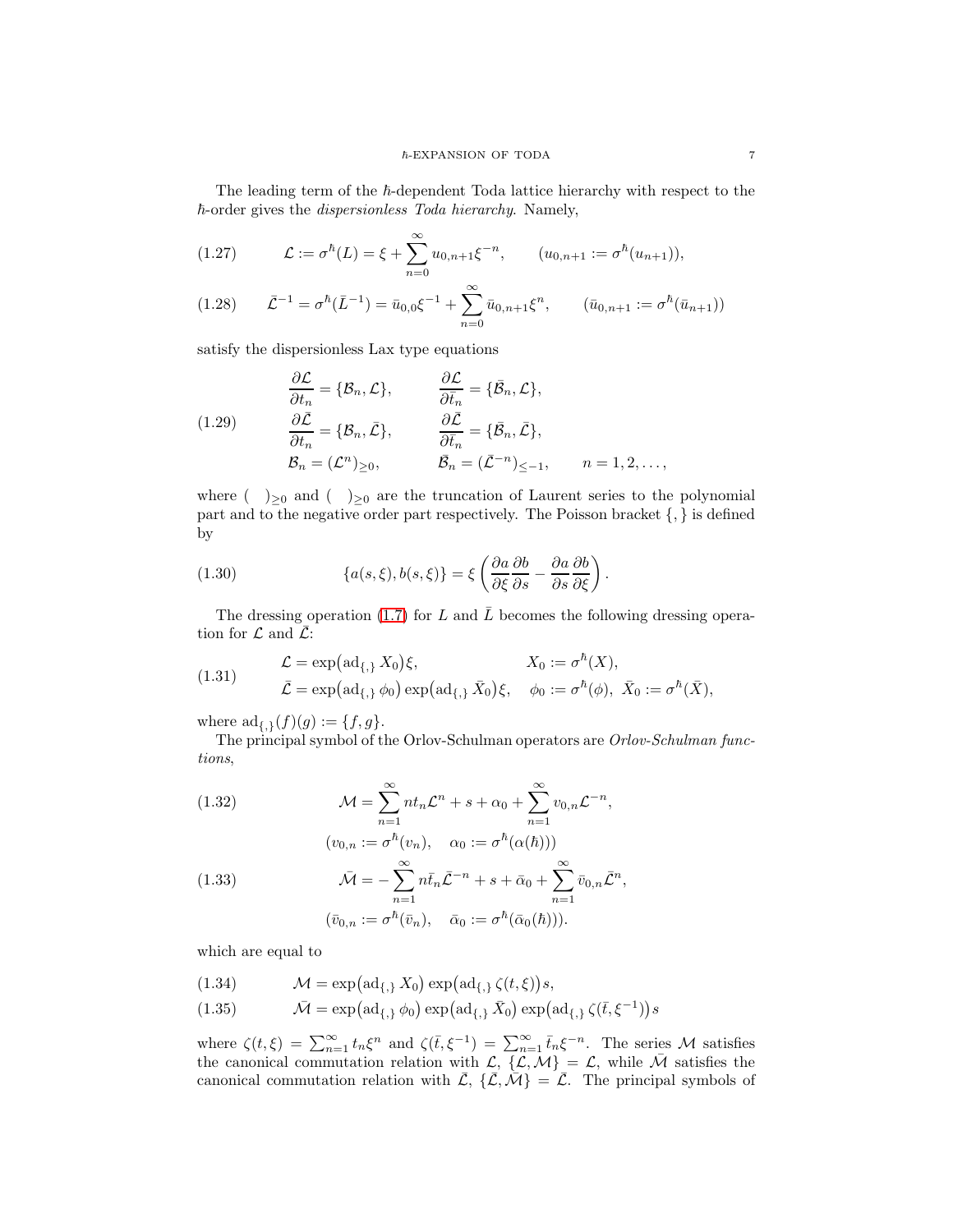The leading term of the $\hbar$-dependent Toda lattice hierarchy with respect to the $\hbar$-order gives the *dispersionless Toda hierarchy*. Namely,

$$
\mathcal{L} := \sigma^\hbar(L) = \xi + \sum_{n=0}^{\infty} u_{0,n+1}\xi^{-n}, \qquad (u_{0,n+1} := \sigma^\hbar(u_{n+1})), \tag{1.27}
$$

$$
\bar{\mathcal{L}}^{-1} = \sigma^\hbar(\bar{L}^{-1}) = \bar{u}_{0,0}\xi^{-1} + \sum_{n=0}^{\infty} \bar{u}_{0,n+1}\xi^{n}, \qquad (\bar{u}_{0,n+1} := \sigma^\hbar(\bar{u}_{n+1})) \tag{1.28}
$$

satisfy the dispersionless Lax type equations

$$
\begin{aligned}
&\frac{\partial \mathcal{L}}{\partial t_n} = \{\mathcal{B}_n, \mathcal{L}\}, &&\frac{\partial \mathcal{L}}{\partial \bar{t}_n} = \{\bar{\mathcal{B}}_n, \mathcal{L}\}, \\
&\frac{\partial \bar{\mathcal{L}}}{\partial t_n} = \{\mathcal{B}_n, \bar{\mathcal{L}}\}, &&\frac{\partial \bar{\mathcal{L}}}{\partial \bar{t}_n} = \{\bar{\mathcal{B}}_n, \bar{\mathcal{L}}\}, \\
&\mathcal{B}_n = (\mathcal{L}^n)_{\geq 0}, &&\bar{\mathcal{B}}_n = (\bar{\mathcal{L}}^{-n})_{\leq -1}, \qquad n = 1, 2, \dots,
\end{aligned} \tag{1.29}
$$

where $(\quad)_{\geq 0}$ and $(\quad)_{\geq 0}$ are the truncation of Laurent series to the polynomial part and to the negative order part respectively. The Poisson bracket $\{,\}$ is defined by

$$
\{a(s,\xi), b(s,\xi)\} = \xi\left(\frac{\partial a}{\partial \xi}\frac{\partial b}{\partial s} - \frac{\partial a}{\partial s}\frac{\partial b}{\partial \xi}\right). \tag{1.30}
$$

The dressing operation (1.7) for $L$ and $\bar{L}$ becomes the following dressing operation for $\mathcal{L}$ and $\bar{\mathcal{L}}$:

$$
\begin{aligned}
&\mathcal{L} = \exp\bigl(\mathrm{ad}_{\{,\}} X_0\bigr)\xi, && X_0 := \sigma^\hbar(X), \\
&\bar{\mathcal{L}} = \exp\bigl(\mathrm{ad}_{\{,\}} \phi_0\bigr)\exp\bigl(\mathrm{ad}_{\{,\}} \bar{X}_0\bigr)\xi, && \phi_0 := \sigma^\hbar(\phi),\ \bar{X}_0 := \sigma^\hbar(\bar{X}),
\end{aligned} \tag{1.31}
$$

where $\mathrm{ad}_{\{,\}}(f)(g) := \{f, g\}$.

The principal symbol of the Orlov-Schulman operators are *Orlov-Schulman functions*,

$$
\mathcal{M} = \sum_{n=1}^{\infty} n t_n \mathcal{L}^n + s + \alpha_0 + \sum_{n=1}^{\infty} v_{0,n}\mathcal{L}^{-n}, \tag{1.32}
$$

$$
(v_{0,n} := \sigma^\hbar(v_n), \quad \alpha_0 := \sigma^\hbar(\alpha(\hbar)))
$$

$$
\bar{\mathcal{M}} = -\sum_{n=1}^{\infty} n \bar{t}_n \bar{\mathcal{L}}^{-n} + s + \bar{\alpha}_0 + \sum_{n=1}^{\infty} \bar{v}_{0,n}\bar{\mathcal{L}}^{n}, \tag{1.33}
$$

$$
(\bar{v}_{0,n} := \sigma^\hbar(\bar{v}_n), \quad \bar{\alpha}_0 := \sigma^\hbar(\bar{\alpha}_0(\hbar))).
$$

which are equal to

$$
\mathcal{M} = \exp\bigl(\mathrm{ad}_{\{,\}} X_0\bigr)\exp\bigl(\mathrm{ad}_{\{,\}} \zeta(t,\xi)\bigr)s, \tag{1.34}
$$

$$
\bar{\mathcal{M}} = \exp\bigl(\mathrm{ad}_{\{,\}} \phi_0\bigr)\exp\bigl(\mathrm{ad}_{\{,\}} \bar{X}_0\bigr)\exp\bigl(\mathrm{ad}_{\{,\}} \zeta(\bar{t},\xi^{-1})\bigr)s \tag{1.35}
$$

where $\zeta(t,\xi) = \sum_{n=1}^{\infty} t_n\xi^n$ and $\zeta(\bar{t},\xi^{-1}) = \sum_{n=1}^{\infty} \bar{t}_n\xi^{-n}$. The series $\mathcal{M}$ satisfies the canonical commutation relation with $\mathcal{L}$, $\{\mathcal{L},\mathcal{M}\} = \mathcal{L}$, while $\bar{\mathcal{M}}$ satisfies the canonical commutation relation with $\bar{\mathcal{L}}$, $\{\bar{\mathcal{L}},\bar{\mathcal{M}}\} = \bar{\mathcal{L}}$. The principal symbols of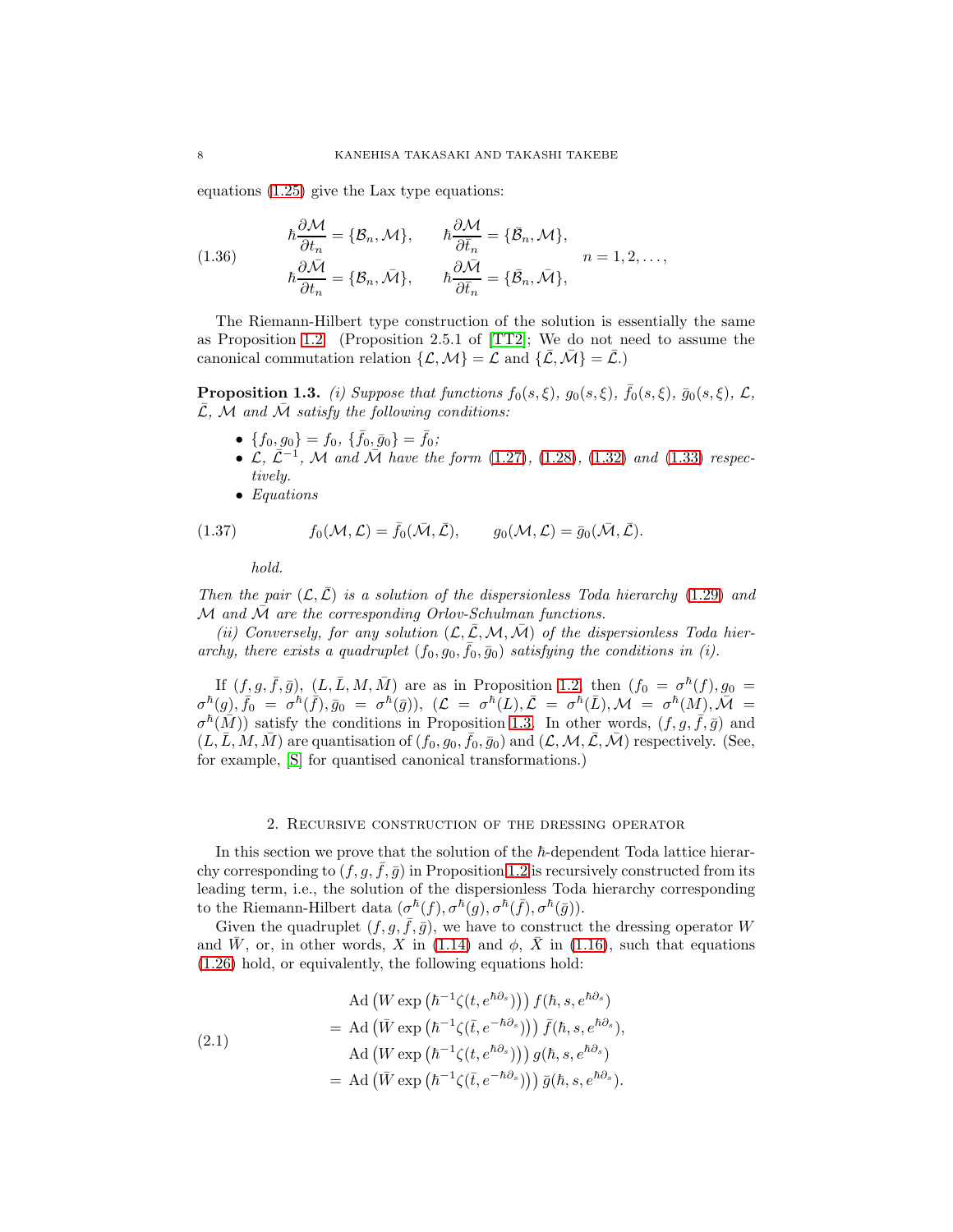equations (1.25) give the Lax type equations:

$$
\hbar \frac{\partial \mathcal{M}}{\partial t_n} = \{\mathcal{B}_n, \mathcal{M}\}, \qquad \hbar \frac{\partial \mathcal{M}}{\partial \bar{t}_n} = \{\bar{\mathcal{B}}_n, \mathcal{M}\},
$$
$$
\hbar \frac{\partial \bar{\mathcal{M}}}{\partial t_n} = \{\mathcal{B}_n, \bar{\mathcal{M}}\}, \qquad \hbar \frac{\partial \bar{\mathcal{M}}}{\partial \bar{t}_n} = \{\bar{\mathcal{B}}_n, \bar{\mathcal{M}}\}, \qquad n = 1, 2, \ldots, \tag{1.36}
$$

The Riemann-Hilbert type construction of the solution is essentially the same as Proposition 1.2. (Proposition 2.5.1 of [TT2]; We do not need to assume the canonical commutation relation $\{\mathcal{L}, \mathcal{M}\} = \mathcal{L}$ and $\{\bar{\mathcal{L}}, \bar{\mathcal{M}}\} = \bar{\mathcal{L}}$.)

**Proposition 1.3.** *(i) Suppose that functions $f_0(s, \xi)$, $g_0(s, \xi)$, $\bar{f}_0(s, \xi)$, $\bar{g}_0(s, \xi)$, $\mathcal{L}$, $\bar{\mathcal{L}}$, $\mathcal{M}$ and $\bar{\mathcal{M}}$ satisfy the following conditions:*

- *$\{f_0, g_0\} = f_0$, $\{\bar{f}_0, \bar{g}_0\} = \bar{f}_0$;*
- *$\mathcal{L}$, $\bar{\mathcal{L}}^{-1}$, $\mathcal{M}$ and $\bar{\mathcal{M}}$ have the form (1.27), (1.28), (1.32) and (1.33) respectively.*
- *Equations*

$$
f_0(\mathcal{M}, \mathcal{L}) = \bar{f}_0(\bar{\mathcal{M}}, \bar{\mathcal{L}}), \qquad g_0(\mathcal{M}, \mathcal{L}) = \bar{g}_0(\bar{\mathcal{M}}, \bar{\mathcal{L}}). \tag{1.37}
$$

  *hold.*

*Then the pair $(\mathcal{L}, \bar{\mathcal{L}})$ is a solution of the dispersionless Toda hierarchy (1.29) and $\mathcal{M}$ and $\bar{\mathcal{M}}$ are the corresponding Orlov-Schulman functions.*

*(ii) Conversely, for any solution $(\mathcal{L}, \bar{\mathcal{L}}, \mathcal{M}, \bar{\mathcal{M}})$ of the dispersionless Toda hierarchy, there exists a quadruplet $(f_0, g_0, \bar{f}_0, \bar{g}_0)$ satisfying the conditions in (i).*

If $(f, g, \bar{f}, \bar{g})$, $(L, \bar{L}, M, \bar{M})$ are as in Proposition 1.2, then $(f_0 = \sigma^\hbar(f), g_0 = \sigma^\hbar(g), \bar{f}_0 = \sigma^\hbar(\bar{f}), \bar{g}_0 = \sigma^\hbar(\bar{g}))$, $(\mathcal{L} = \sigma^\hbar(L), \bar{\mathcal{L}} = \sigma^\hbar(\bar{L}), \mathcal{M} = \sigma^\hbar(M), \bar{\mathcal{M}} = \sigma^\hbar(\bar{M}))$ satisfy the conditions in Proposition 1.3. In other words, $(f, g, \bar{f}, \bar{g})$ and $(L, \bar{L}, M, \bar{M})$ are quantisation of $(f_0, g_0, \bar{f}_0, \bar{g}_0)$ and $(\mathcal{L}, \mathcal{M}, \bar{\mathcal{L}}, \bar{\mathcal{M}})$ respectively. (See, for example, [S] for quantised canonical transformations.)

## 2. Recursive construction of the dressing operator

In this section we prove that the solution of the $\hbar$-dependent Toda lattice hierarchy corresponding to $(f, g, \bar{f}, \bar{g})$ in Proposition 1.2 is recursively constructed from its leading term, i.e., the solution of the dispersionless Toda hierarchy corresponding to the Riemann-Hilbert data $(\sigma^\hbar(f), \sigma^\hbar(g), \sigma^\hbar(\bar{f}), \sigma^\hbar(\bar{g}))$.

Given the quadruplet $(f, g, \bar{f}, \bar{g})$, we have to construct the dressing operator $W$ and $\bar{W}$, or, in other words, $X$ in (1.14) and $\phi$, $\bar{X}$ in (1.16), such that equations (1.26) hold, or equivalently, the following equations hold:

$$
\begin{aligned}
&\mathrm{Ad}\left(W \exp\left(\hbar^{-1}\zeta(t, e^{\hbar\partial_s})\right)\right) f(\hbar, s, e^{\hbar\partial_s}) \\
&= \mathrm{Ad}\left(\bar{W} \exp\left(\hbar^{-1}\zeta(\bar{t}, e^{-\hbar\partial_s})\right)\right) \bar{f}(\hbar, s, e^{\hbar\partial_s}), \\
&\mathrm{Ad}\left(W \exp\left(\hbar^{-1}\zeta(t, e^{\hbar\partial_s})\right)\right) g(\hbar, s, e^{\hbar\partial_s}) \\
&= \mathrm{Ad}\left(\bar{W} \exp\left(\hbar^{-1}\zeta(\bar{t}, e^{-\hbar\partial_s})\right)\right) \bar{g}(\hbar, s, e^{\hbar\partial_s}).
\end{aligned} \tag{2.1}
$$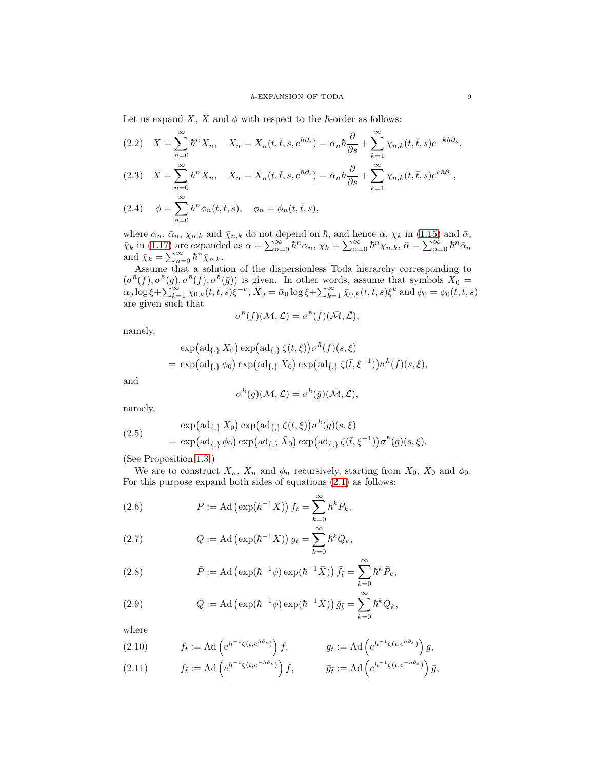Let us expand $X$, $\bar{X}$ and $\phi$ with respect to the $\hbar$-order as follows:

$$
X = \sum_{n=0}^{\infty} \hbar^n X_n, \quad X_n = X_n(t,\bar{t},s,e^{\hbar\partial_s}) = \alpha_n \hbar \frac{\partial}{\partial s} + \sum_{k=1}^{\infty} \chi_{n,k}(t,\bar{t},s) e^{-k\hbar\partial_s}, \tag{2.2}
$$

$$
\bar{X} = \sum_{n=0}^{\infty} \hbar^n \bar{X}_n, \quad \bar{X}_n = \bar{X}_n(t,\bar{t},s,e^{\hbar\partial_s}) = \bar{\alpha}_n \hbar \frac{\partial}{\partial s} + \sum_{k=1}^{\infty} \bar{\chi}_{n,k}(t,\bar{t},s) e^{k\hbar\partial_s}, \tag{2.3}
$$

$$
\phi = \sum_{n=0}^{\infty} \hbar^n \phi_n(t,\bar{t},s), \quad \phi_n = \phi_n(t,\bar{t},s), \tag{2.4}
$$

where $\alpha_n$, $\bar{\alpha}_n$, $\chi_{n,k}$ and $\bar{\chi}_{n,k}$ do not depend on $\hbar$, and hence $\alpha$, $\chi_k$ in (1.15) and $\bar{\alpha}$, $\bar{\chi}_k$ in (1.17) are expanded as $\alpha = \sum_{n=0}^{\infty} \hbar^n \alpha_n$, $\chi_k = \sum_{n=0}^{\infty} \hbar^n \chi_{n,k}$, $\bar{\alpha} = \sum_{n=0}^{\infty} \hbar^n \bar{\alpha}_n$ and $\bar{\chi}_k = \sum_{n=0}^{\infty} \hbar^n \bar{\chi}_{n,k}$.

Assume that a solution of the dispersionless Toda hierarchy corresponding to $(\sigma^\hbar(f), \sigma^\hbar(g), \sigma^\hbar(\bar{f}), \sigma^\hbar(\bar{g}))$ is given. In other words, assume that symbols $X_0 = \alpha_0 \log \xi + \sum_{k=1}^{\infty} \chi_{0,k}(t,\bar{t},s)\xi^{-k}$, $\bar{X}_0 = \bar{\alpha}_0 \log \xi + \sum_{k=1}^{\infty} \bar{\chi}_{0,k}(t,\bar{t},s)\xi^{k}$ and $\phi_0 = \phi_0(t,\bar{t},s)$ are given such that

$$
\sigma^\hbar(f)(\mathcal{M},\mathcal{L}) = \sigma^\hbar(\bar{f})(\bar{\mathcal{M}},\bar{\mathcal{L}}),
$$

namely,

$$
\begin{aligned}
&\exp\bigl(\mathrm{ad}_{\{,\}} X_0\bigr) \exp\bigl(\mathrm{ad}_{\{,\}} \zeta(t,\xi)\bigr) \sigma^\hbar(f)(s,\xi) \\
&= \exp\bigl(\mathrm{ad}_{\{,\}} \phi_0\bigr) \exp\bigl(\mathrm{ad}_{\{,\}} \bar{X}_0\bigr) \exp\bigl(\mathrm{ad}_{\{,\}} \zeta(\bar{t},\xi^{-1})\bigr) \sigma^\hbar(\bar{f})(s,\xi),
\end{aligned}
$$

and

$$
\sigma^\hbar(g)(\mathcal{M},\mathcal{L}) = \sigma^\hbar(\bar{g})(\bar{\mathcal{M}},\bar{\mathcal{L}}),
$$

namely,

$$
\begin{aligned}
&\exp\bigl(\mathrm{ad}_{\{,\}} X_0\bigr) \exp\bigl(\mathrm{ad}_{\{,\}} \zeta(t,\xi)\bigr) \sigma^\hbar(g)(s,\xi) \\
&= \exp\bigl(\mathrm{ad}_{\{,\}} \phi_0\bigr) \exp\bigl(\mathrm{ad}_{\{,\}} \bar{X}_0\bigr) \exp\bigl(\mathrm{ad}_{\{,\}} \zeta(\bar{t},\xi^{-1})\bigr) \sigma^\hbar(\bar{g})(s,\xi).
\end{aligned} \tag{2.5}
$$

(See Proposition 1.3.)

We are to construct $X_n$, $\bar{X}_n$ and $\phi_n$ recursively, starting from $X_0$, $\bar{X}_0$ and $\phi_0$. For this purpose expand both sides of equations (2.1) as follows:

$$
P := \mathrm{Ad}\left(\exp(\hbar^{-1}X)\right) f_t = \sum_{k=0}^{\infty} \hbar^k P_k, \tag{2.6}
$$

$$
Q := \mathrm{Ad}\left(\exp(\hbar^{-1}X)\right) g_t = \sum_{k=0}^{\infty} \hbar^k Q_k, \tag{2.7}
$$

$$
\bar{P} := \mathrm{Ad}\left(\exp(\hbar^{-1}\phi)\exp(\hbar^{-1}\bar{X})\right) \bar{f}_{\bar{t}} = \sum_{k=0}^{\infty} \hbar^k \bar{P}_k, \tag{2.8}
$$

$$
\bar{Q} := \mathrm{Ad}\left(\exp(\hbar^{-1}\phi)\exp(\hbar^{-1}\bar{X})\right) \bar{g}_{\bar{t}} = \sum_{k=0}^{\infty} \hbar^k \bar{Q}_k, \tag{2.9}
$$

where

$$
f_t := \mathrm{Ad}\left(e^{\hbar^{-1}\zeta(t,e^{\hbar\partial_s})}\right) f, \qquad g_t := \mathrm{Ad}\left(e^{\hbar^{-1}\zeta(t,e^{\hbar\partial_s})}\right) g, \tag{2.10}
$$

$$
\bar{f}_{\bar{t}} := \mathrm{Ad}\left(e^{\hbar^{-1}\zeta(\bar{t},e^{-\hbar\partial_s})}\right) \bar{f}, \qquad \bar{g}_{\bar{t}} := \mathrm{Ad}\left(e^{\hbar^{-1}\zeta(\bar{t},e^{-\hbar\partial_s})}\right) \bar{g}, \tag{2.11}
$$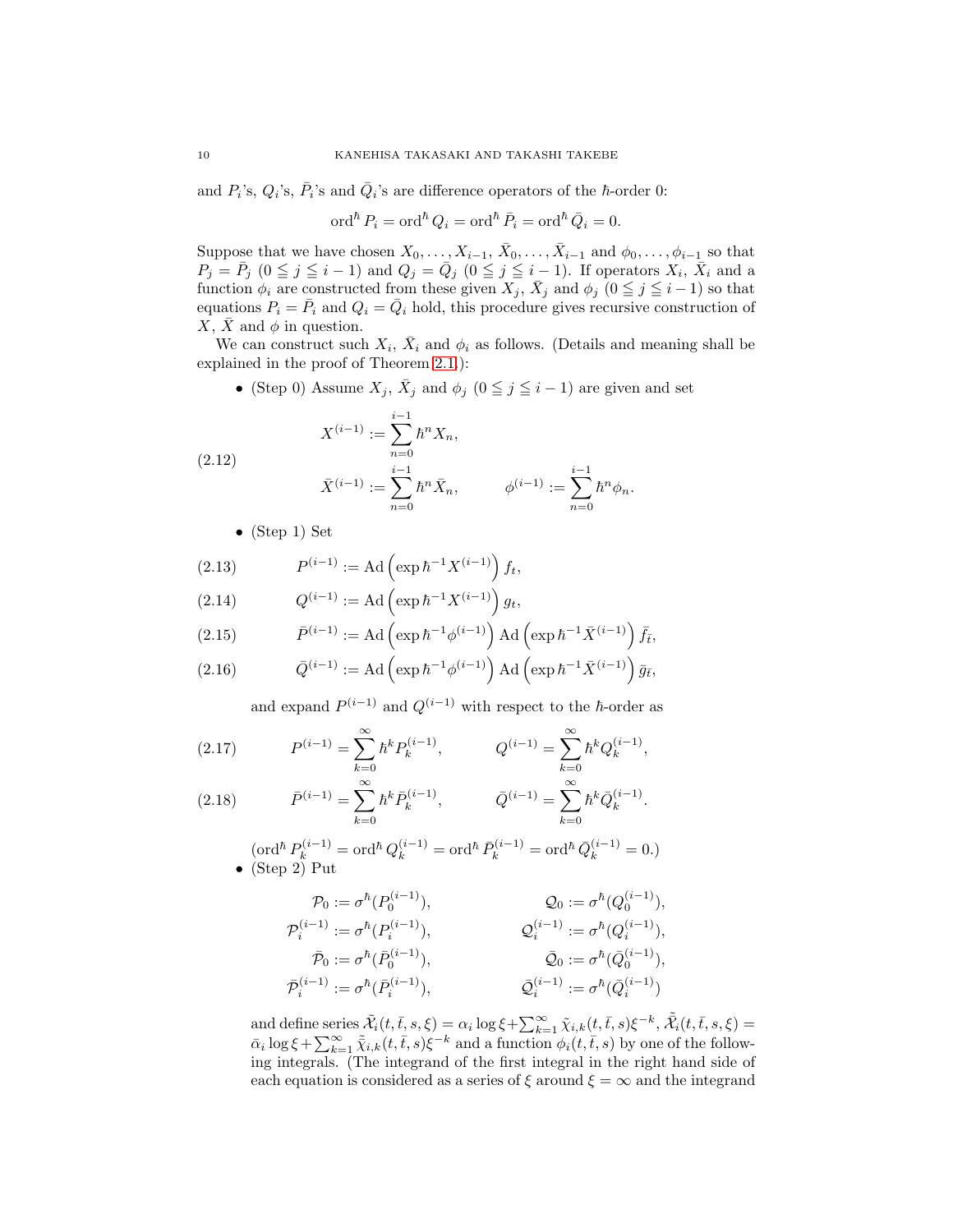and $P_i$'s, $Q_i$'s, $\bar{P}_i$'s and $\bar{Q}_i$'s are difference operators of the $\hbar$-order 0:

$$\operatorname{ord}^\hbar P_i = \operatorname{ord}^\hbar Q_i = \operatorname{ord}^\hbar \bar{P}_i = \operatorname{ord}^\hbar \bar{Q}_i = 0.$$

Suppose that we have chosen $X_0, \dots, X_{i-1}$, $\bar{X}_0, \dots, \bar{X}_{i-1}$ and $\phi_0, \dots, \phi_{i-1}$ so that $P_j = \bar{P}_j$ $(0 \leqq j \leqq i-1)$ and $Q_j = \bar{Q}_j$ $(0 \leqq j \leqq i-1)$. If operators $X_i$, $\bar{X}_i$ and a function $\phi_i$ are constructed from these given $X_j$, $\bar{X}_j$ and $\phi_j$ $(0 \leqq j \leqq i-1)$ so that equations $P_i = \bar{P}_i$ and $Q_i = \bar{Q}_i$ hold, this procedure gives recursive construction of $X$, $\bar{X}$ and $\phi$ in question.

We can construct such $X_i$, $\bar{X}_i$ and $\phi_i$ as follows. (Details and meaning shall be explained in the proof of Theorem 2.1.):

- (Step 0) Assume $X_j$, $\bar{X}_j$ and $\phi_j$ $(0 \leqq j \leqq i-1)$ are given and set

$$
\begin{aligned}
X^{(i-1)} &:= \sum_{n=0}^{i-1} \hbar^n X_n, \\
\bar{X}^{(i-1)} &:= \sum_{n=0}^{i-1} \hbar^n \bar{X}_n, \qquad \phi^{(i-1)} := \sum_{n=0}^{i-1} \hbar^n \phi_n.
\end{aligned}
\tag{2.12}
$$

- (Step 1) Set

$$P^{(i-1)} := \operatorname{Ad}\left(\exp \hbar^{-1} X^{(i-1)}\right) f_t, \tag{2.13}$$

$$Q^{(i-1)} := \operatorname{Ad}\left(\exp \hbar^{-1} X^{(i-1)}\right) g_t, \tag{2.14}$$

$$\bar{P}^{(i-1)} := \operatorname{Ad}\left(\exp \hbar^{-1} \phi^{(i-1)}\right) \operatorname{Ad}\left(\exp \hbar^{-1} \bar{X}^{(i-1)}\right) \bar{f}_{\bar{t}}, \tag{2.15}$$

$$\bar{Q}^{(i-1)} := \operatorname{Ad}\left(\exp \hbar^{-1} \phi^{(i-1)}\right) \operatorname{Ad}\left(\exp \hbar^{-1} \bar{X}^{(i-1)}\right) \bar{g}_{\bar{t}}, \tag{2.16}$$

  and expand $P^{(i-1)}$ and $Q^{(i-1)}$ with respect to the $\hbar$-order as

$$P^{(i-1)} = \sum_{k=0}^\infty \hbar^k P_k^{(i-1)}, \qquad Q^{(i-1)} = \sum_{k=0}^\infty \hbar^k Q_k^{(i-1)}, \tag{2.17}$$

$$\bar{P}^{(i-1)} = \sum_{k=0}^\infty \hbar^k \bar{P}_k^{(i-1)}, \qquad \bar{Q}^{(i-1)} = \sum_{k=0}^\infty \hbar^k \bar{Q}_k^{(i-1)}. \tag{2.18}$$

  ($\operatorname{ord}^\hbar P_k^{(i-1)} = \operatorname{ord}^\hbar Q_k^{(i-1)} = \operatorname{ord}^\hbar \bar{P}_k^{(i-1)} = \operatorname{ord}^\hbar \bar{Q}_k^{(i-1)} = 0$.)
- (Step 2) Put

$$
\begin{aligned}
\mathcal{P}_0 &:= \sigma^\hbar(P_0^{(i-1)}), & \mathcal{Q}_0 &:= \sigma^\hbar(Q_0^{(i-1)}), \\
\mathcal{P}_i^{(i-1)} &:= \sigma^\hbar(P_i^{(i-1)}), & \mathcal{Q}_i^{(i-1)} &:= \sigma^\hbar(Q_i^{(i-1)}), \\
\bar{\mathcal{P}}_0 &:= \sigma^\hbar(\bar{P}_0^{(i-1)}), & \bar{\mathcal{Q}}_0 &:= \sigma^\hbar(\bar{Q}_0^{(i-1)}), \\
\bar{\mathcal{P}}_i^{(i-1)} &:= \sigma^\hbar(\bar{P}_i^{(i-1)}), & \bar{\mathcal{Q}}_i^{(i-1)} &:= \sigma^\hbar(\bar{Q}_i^{(i-1)})
\end{aligned}
$$

  and define series $\tilde{\mathcal{X}}_i(t,\bar{t},s,\xi) = \alpha_i \log \xi + \sum_{k=1}^\infty \tilde{\chi}_{i,k}(t,\bar{t},s)\xi^{-k}$, $\tilde{\bar{\mathcal{X}}}_i(t,\bar{t},s,\xi) = \bar{\alpha}_i \log \xi + \sum_{k=1}^\infty \tilde{\bar{\chi}}_{i,k}(t,\bar{t},s)\xi^{-k}$ and a function $\phi_i(t,\bar{t},s)$ by one of the following integrals. (The integrand of the first integral in the right hand side of each equation is considered as a series of $\xi$ around $\xi = \infty$ and the integrand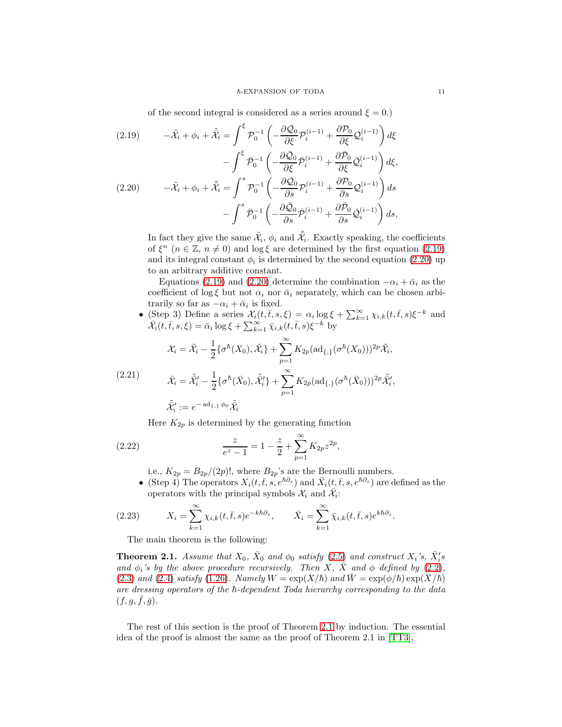of the second integral is considered as a series around $\xi = 0$.)

$$
\begin{aligned}
(2.19) \qquad -\tilde{\mathcal{X}}_i + \phi_i + \tilde{\bar{\mathcal{X}}}_i = &\int^\xi \mathcal{P}_0^{-1} \left( -\frac{\partial \mathcal{Q}_0}{\partial \xi} \mathcal{P}_i^{(i-1)} + \frac{\partial \mathcal{P}_0}{\partial \xi} \mathcal{Q}_i^{(i-1)} \right) d\xi \\
&- \int^\xi \bar{\mathcal{P}}_0^{-1} \left( -\frac{\partial \bar{\mathcal{Q}}_0}{\partial \xi} \bar{\mathcal{P}}_i^{(i-1)} + \frac{\partial \bar{\mathcal{P}}_0}{\partial \xi} \bar{\mathcal{Q}}_i^{(i-1)} \right) d\xi,
\end{aligned}
$$

$$
\begin{aligned}
(2.20) \qquad -\tilde{\mathcal{X}}_i + \phi_i + \tilde{\bar{\mathcal{X}}}_i = &\int^s \mathcal{P}_0^{-1} \left( -\frac{\partial \mathcal{Q}_0}{\partial s} \mathcal{P}_i^{(i-1)} + \frac{\partial \mathcal{P}_0}{\partial s} \mathcal{Q}_i^{(i-1)} \right) ds \\
&- \int^s \bar{\mathcal{P}}_0^{-1} \left( -\frac{\partial \bar{\mathcal{Q}}_0}{\partial s} \bar{\mathcal{P}}_i^{(i-1)} + \frac{\partial \bar{\mathcal{P}}_0}{\partial s} \bar{\mathcal{Q}}_i^{(i-1)} \right) ds,
\end{aligned}
$$

In fact they give the same $\tilde{\mathcal{X}}_i$, $\phi_i$ and $\tilde{\bar{\mathcal{X}}}_i$. Exactly speaking, the coefficients of $\xi^n$ ($n \in \mathbb{Z}$, $n \neq 0$) and $\log \xi$ are determined by the first equation (2.19) and its integral constant $\phi_i$ is determined by the second equation (2.20) up to an arbitrary additive constant.

Equations (2.19) and (2.20) determine the combination $-\alpha_i + \bar{\alpha}_i$ as the coefficient of $\log \xi$ but not $\alpha_i$ nor $\bar{\alpha}_i$ separately, which can be chosen arbitrarily so far as $-\alpha_i + \bar{\alpha}_i$ is fixed.

- (Step 3) Define a series $\mathcal{X}_i(t, \bar{t}, s, \xi) = \alpha_i \log \xi + \sum_{k=1}^\infty \chi_{i,k}(t, \bar{t}, s) \xi^{-k}$ and $\bar{\mathcal{X}}_i(t, \bar{t}, s, \xi) = \bar{\alpha}_i \log \xi + \sum_{k=1}^\infty \bar{\chi}_{i,k}(t, \bar{t}, s) \xi^{-k}$ by

$$
(2.21) \qquad
\begin{aligned}
\mathcal{X}_i &= \tilde{\mathcal{X}}_i - \frac{1}{2} \{\sigma^\hbar(X_0), \tilde{\mathcal{X}}_i\} + \sum_{p=1}^\infty K_{2p} (\mathrm{ad}_{\{,\}}(\sigma^\hbar(X_0)))^{2p} \tilde{\mathcal{X}}_i, \\
\bar{\mathcal{X}}_i &= \tilde{\bar{\mathcal{X}}}_i' - \frac{1}{2} \{\sigma^\hbar(\bar{X}_0), \tilde{\bar{\mathcal{X}}}_i'\} + \sum_{p=1}^\infty K_{2p} (\mathrm{ad}_{\{,\}}(\sigma^\hbar(\bar{X}_0)))^{2p} \tilde{\bar{\mathcal{X}}}_i', \\
\tilde{\bar{\mathcal{X}}}_i' &:= e^{-\mathrm{ad}_{\{,\}} \phi_0} \tilde{\bar{\mathcal{X}}}_i
\end{aligned}
$$

Here $K_{2p}$ is determined by the generating function

$$
(2.22) \qquad \frac{z}{e^z - 1} = 1 - \frac{z}{2} + \sum_{p=1}^\infty K_{2p} z^{2p},
$$

i.e., $K_{2p} = B_{2p}/(2p)!$, where $B_{2p}$'s are the Bernoulli numbers.

- (Step 4) The operators $X_i(t, \bar{t}, s, e^{\hbar \partial_s})$ and $\bar{X}_i(t, \bar{t}, s, e^{\hbar \partial_s})$ are defined as the operators with the principal symbols $\mathcal{X}_i$ and $\bar{\mathcal{X}}_i$:

$$
(2.23) \qquad X_i = \sum_{k=1}^\infty \chi_{i,k}(t, \bar{t}, s) e^{-k\hbar\partial_s}, \qquad \bar{X}_i = \sum_{k=1}^\infty \bar{\chi}_{i,k}(t, \bar{t}, s) e^{k\hbar\partial_s}.
$$

The main theorem is the following:

**Theorem 2.1.** *Assume that $X_0$, $\bar{X}_0$ and $\phi_0$ satisfy (2.5) and construct $X_i$'s, $\bar{X}_i'$s and $\phi_i$'s by the above procedure recursively. Then $X$, $\bar{X}$ and $\phi$ defined by (2.2), (2.3) and (2.4) satisfy (1.26). Namely $W = \exp(X/\hbar)$ and $\bar{W} = \exp(\phi/\hbar) \exp(\bar{X}/\hbar)$ are dressing operators of the $\hbar$-dependent Toda hierarchy corresponding to the data $(f, g, \bar{f}, \bar{g})$.*

The rest of this section is the proof of Theorem 2.1 by induction. The essential idea of the proof is almost the same as the proof of Theorem 2.1 in [TT3].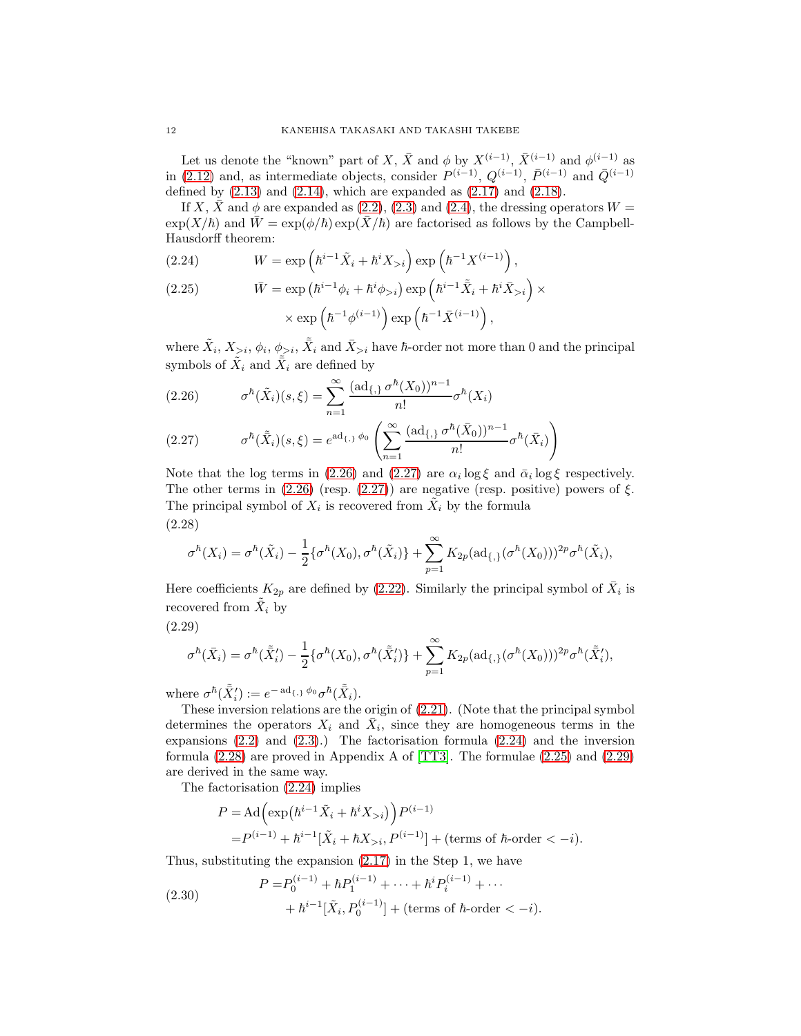Let us denote the "known" part of $X$, $\bar{X}$ and $\phi$ by $X^{(i-1)}$, $\bar{X}^{(i-1)}$ and $\phi^{(i-1)}$ as in (2.12) and, as intermediate objects, consider $P^{(i-1)}$, $Q^{(i-1)}$, $\bar{P}^{(i-1)}$ and $\bar{Q}^{(i-1)}$ defined by (2.13) and (2.14), which are expanded as (2.17) and (2.18).

If $X$, $\bar{X}$ and $\phi$ are expanded as (2.2), (2.3) and (2.4), the dressing operators $W = \exp(X/\hbar)$ and $\bar{W} = \exp(\phi/\hbar)\exp(\bar{X}/\hbar)$ are factorised as follows by the Campbell-Hausdorff theorem:

$$W = \exp\left(\hbar^{i-1}\tilde{X}_i + \hbar^i X_{>i}\right)\exp\left(\hbar^{-1}X^{(i-1)}\right), \tag{2.24}$$

$$\begin{aligned}\bar{W} = \exp\left(\hbar^{i-1}\phi_i + \hbar^i \phi_{>i}\right)\exp\left(\hbar^{i-1}\tilde{\bar{X}}_i + \hbar^i \bar{X}_{>i}\right) \times \\ \times \exp\left(\hbar^{-1}\phi^{(i-1)}\right)\exp\left(\hbar^{-1}\bar{X}^{(i-1)}\right),\end{aligned} \tag{2.25}$$

where $\tilde{X}_i$, $X_{>i}$, $\phi_i$, $\phi_{>i}$, $\tilde{\bar{X}}_i$ and $\bar{X}_{>i}$ have $\hbar$-order not more than 0 and the principal symbols of $\tilde{X}_i$ and $\tilde{\bar{X}}_i$ are defined by

$$\sigma^\hbar(\tilde{X}_i)(s,\xi) = \sum_{n=1}^\infty \frac{(\mathrm{ad}_{\{,\}}\,\sigma^\hbar(X_0))^{n-1}}{n!}\sigma^\hbar(X_i) \tag{2.26}$$

$$\sigma^\hbar(\tilde{\bar{X}}_i)(s,\xi) = e^{\mathrm{ad}_{\{,\}}\,\phi_0}\left(\sum_{n=1}^\infty \frac{(\mathrm{ad}_{\{,\}}\,\sigma^\hbar(\bar{X}_0))^{n-1}}{n!}\sigma^\hbar(\bar{X}_i)\right) \tag{2.27}$$

Note that the log terms in (2.26) and (2.27) are $\alpha_i \log\xi$ and $\bar{\alpha}_i \log\xi$ respectively. The other terms in (2.26) (resp. (2.27)) are negative (resp. positive) powers of $\xi$. The principal symbol of $X_i$ is recovered from $\tilde{X}_i$ by the formula

$$\sigma^\hbar(X_i) = \sigma^\hbar(\tilde{X}_i) - \frac{1}{2}\{\sigma^\hbar(X_0), \sigma^\hbar(\tilde{X}_i)\} + \sum_{p=1}^\infty K_{2p}(\mathrm{ad}_{\{,\}}(\sigma^\hbar(X_0)))^{2p}\sigma^\hbar(\tilde{X}_i), \tag{2.28}$$

Here coefficients $K_{2p}$ are defined by (2.22). Similarly the principal symbol of $\bar{X}_i$ is recovered from $\tilde{\bar{X}}_i$ by

$$\sigma^\hbar(\bar{X}_i) = \sigma^\hbar(\tilde{\bar{X}}_i') - \frac{1}{2}\{\sigma^\hbar(X_0), \sigma^\hbar(\tilde{\bar{X}}_i')\} + \sum_{p=1}^\infty K_{2p}(\mathrm{ad}_{\{,\}}(\sigma^\hbar(X_0)))^{2p}\sigma^\hbar(\tilde{\bar{X}}_i'), \tag{2.29}$$

where $\sigma^\hbar(\tilde{\bar{X}}_i') := e^{-\mathrm{ad}_{\{,\}}\,\phi_0}\sigma^\hbar(\tilde{\bar{X}}_i)$.

These inversion relations are the origin of (2.21). (Note that the principal symbol determines the operators $X_i$ and $\bar{X}_i$, since they are homogeneous terms in the expansions (2.2) and (2.3).) The factorisation formula (2.24) and the inversion formula (2.28) are proved in Appendix A of [TT3]. The formulae (2.25) and (2.29) are derived in the same way.

The factorisation (2.24) implies

$$\begin{aligned}P =& \mathrm{Ad}\Big(\exp\big(\hbar^{i-1}\tilde{X}_i + \hbar^i X_{>i}\big)\Big)P^{(i-1)} \\ =& P^{(i-1)} + \hbar^{i-1}[\tilde{X}_i + \hbar X_{>i}, P^{(i-1)}] + (\text{terms of } \hbar\text{-order} < -i).\end{aligned}$$

Thus, substituting the expansion (2.17) in the Step 1, we have

$$\begin{aligned}P =& P_0^{(i-1)} + \hbar P_1^{(i-1)} + \cdots + \hbar^i P_i^{(i-1)} + \cdots \\ &+ \hbar^{i-1}[\tilde{X}_i, P_0^{(i-1)}] + (\text{terms of } \hbar\text{-order} < -i).\end{aligned} \tag{2.30}$$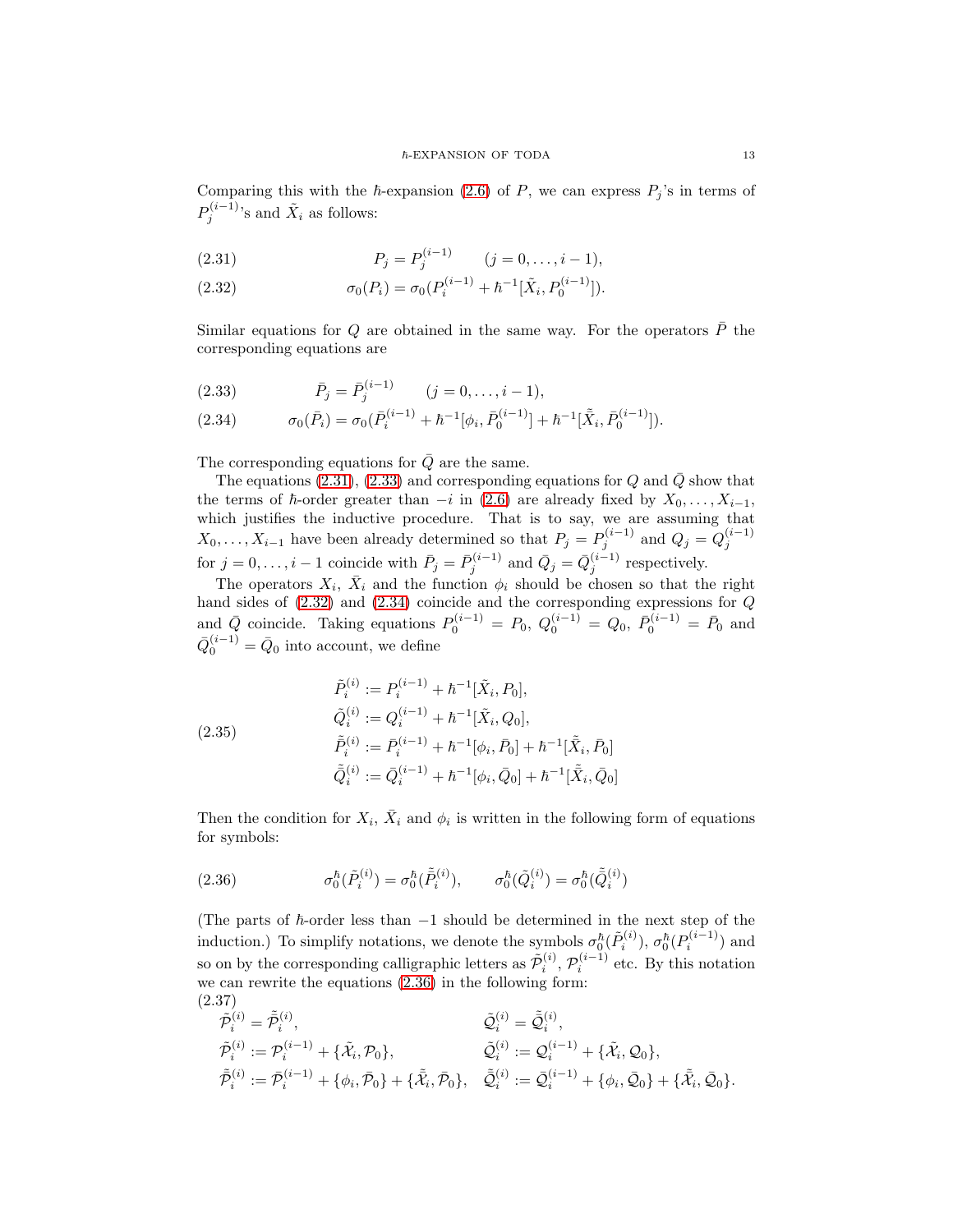Comparing this with the $\hbar$-expansion (2.6) of $P$, we can express $P_j$'s in terms of $P_j^{(i-1)}$'s and $\tilde{X}_i$ as follows:

$$P_j = P_j^{(i-1)} \qquad (j = 0, \dots, i-1), \tag{2.31}$$

$$\sigma_0(P_i) = \sigma_0(P_i^{(i-1)} + \hbar^{-1}[\tilde{X}_i, P_0^{(i-1)}]). \tag{2.32}$$

Similar equations for $Q$ are obtained in the same way. For the operators $\bar{P}$ the corresponding equations are

$$\bar{P}_j = \bar{P}_j^{(i-1)} \qquad (j = 0, \dots, i-1), \tag{2.33}$$

$$\sigma_0(\bar{P}_i) = \sigma_0(\bar{P}_i^{(i-1)} + \hbar^{-1}[\phi_i, \bar{P}_0^{(i-1)}] + \hbar^{-1}[\tilde{\bar{X}}_i, \bar{P}_0^{(i-1)}]). \tag{2.34}$$

The corresponding equations for $\bar{Q}$ are the same.

The equations (2.31), (2.33) and corresponding equations for $Q$ and $\bar{Q}$ show that the terms of $\hbar$-order greater than $-i$ in (2.6) are already fixed by $X_0, \dots, X_{i-1}$, which justifies the inductive procedure. That is to say, we are assuming that $X_0, \dots, X_{i-1}$ have been already determined so that $P_j = P_j^{(i-1)}$ and $Q_j = Q_j^{(i-1)}$ for $j = 0, \dots, i-1$ coincide with $\bar{P}_j = \bar{P}_j^{(i-1)}$ and $\bar{Q}_j = \bar{Q}_j^{(i-1)}$ respectively.

The operators $X_i$, $\bar{X}_i$ and the function $\phi_i$ should be chosen so that the right hand sides of (2.32) and (2.34) coincide and the corresponding expressions for $Q$ and $\bar{Q}$ coincide. Taking equations $P_0^{(i-1)} = P_0$, $Q_0^{(i-1)} = Q_0$, $\bar{P}_0^{(i-1)} = \bar{P}_0$ and $\bar{Q}_0^{(i-1)} = \bar{Q}_0$ into account, we define

$$
\begin{aligned}
\tilde{P}_i^{(i)} &:= P_i^{(i-1)} + \hbar^{-1}[\tilde{X}_i, P_0], \\
\tilde{Q}_i^{(i)} &:= Q_i^{(i-1)} + \hbar^{-1}[\tilde{X}_i, Q_0], \\
\tilde{\bar{P}}_i^{(i)} &:= \bar{P}_i^{(i-1)} + \hbar^{-1}[\phi_i, \bar{P}_0] + \hbar^{-1}[\tilde{\bar{X}}_i, \bar{P}_0] \\
\tilde{\bar{Q}}_i^{(i)} &:= \bar{Q}_i^{(i-1)} + \hbar^{-1}[\phi_i, \bar{Q}_0] + \hbar^{-1}[\tilde{\bar{X}}_i, \bar{Q}_0]
\end{aligned}
\tag{2.35}
$$

Then the condition for $X_i$, $\bar{X}_i$ and $\phi_i$ is written in the following form of equations for symbols:

$$\sigma_0^\hbar(\tilde{P}_i^{(i)}) = \sigma_0^\hbar(\tilde{\bar{P}}_i^{(i)}), \qquad \sigma_0^\hbar(\tilde{Q}_i^{(i)}) = \sigma_0^\hbar(\tilde{\bar{Q}}_i^{(i)}) \tag{2.36}$$

(The parts of $\hbar$-order less than $-1$ should be determined in the next step of the induction.) To simplify notations, we denote the symbols $\sigma_0^\hbar(\tilde{P}_i^{(i)})$, $\sigma_0^\hbar(P_i^{(i-1)})$ and so on by the corresponding calligraphic letters as $\tilde{\mathcal{P}}_i^{(i)}$, $\mathcal{P}_i^{(i-1)}$ etc. By this notation we can rewrite the equations (2.36) in the following form:

$$
\begin{aligned}
&\tilde{\mathcal{P}}_i^{(i)} = \tilde{\bar{\mathcal{P}}}_i^{(i)}, && \tilde{\mathcal{Q}}_i^{(i)} = \tilde{\bar{\mathcal{Q}}}_i^{(i)}, \\
&\tilde{\mathcal{P}}_i^{(i)} := \mathcal{P}_i^{(i-1)} + \{\tilde{\mathcal{X}}_i, \mathcal{P}_0\}, && \tilde{\mathcal{Q}}_i^{(i)} := \mathcal{Q}_i^{(i-1)} + \{\tilde{\mathcal{X}}_i, \mathcal{Q}_0\}, \\
&\tilde{\bar{\mathcal{P}}}_i^{(i)} := \bar{\mathcal{P}}_i^{(i-1)} + \{\phi_i, \bar{\mathcal{P}}_0\} + \{\tilde{\bar{\mathcal{X}}}_i, \bar{\mathcal{P}}_0\}, && \tilde{\bar{\mathcal{Q}}}_i^{(i)} := \bar{\mathcal{Q}}_i^{(i-1)} + \{\phi_i, \bar{\mathcal{Q}}_0\} + \{\tilde{\bar{\mathcal{X}}}_i, \bar{\mathcal{Q}}_0\}.
\end{aligned}
\tag{2.37}
$$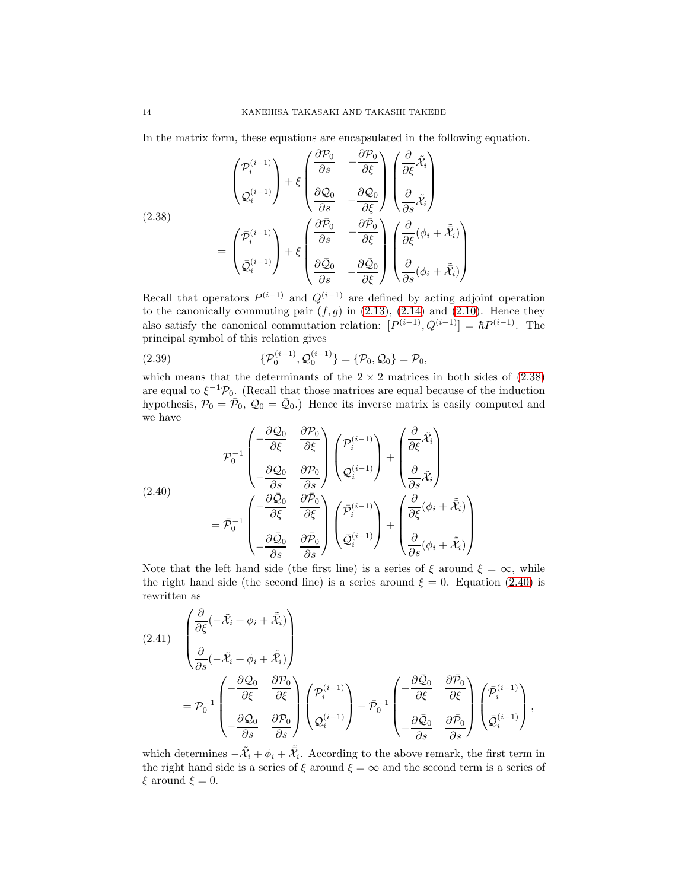In the matrix form, these equations are encapsulated in the following equation.

$$
\begin{aligned}
&\begin{pmatrix} \mathcal{P}_i^{(i-1)} \\ \mathcal{Q}_i^{(i-1)} \end{pmatrix} + \xi \begin{pmatrix} \dfrac{\partial \mathcal{P}_0}{\partial s} & -\dfrac{\partial \mathcal{P}_0}{\partial \xi} \\ \dfrac{\partial \mathcal{Q}_0}{\partial s} & -\dfrac{\partial \mathcal{Q}_0}{\partial \xi} \end{pmatrix} \begin{pmatrix} \dfrac{\partial}{\partial \xi}\tilde{\mathcal{X}}_i \\ \dfrac{\partial}{\partial s}\tilde{\mathcal{X}}_i \end{pmatrix} \\
&= \begin{pmatrix} \bar{\mathcal{P}}_i^{(i-1)} \\ \bar{\mathcal{Q}}_i^{(i-1)} \end{pmatrix} + \xi \begin{pmatrix} \dfrac{\partial \bar{\mathcal{P}}_0}{\partial s} & -\dfrac{\partial \bar{\mathcal{P}}_0}{\partial \xi} \\ \dfrac{\partial \bar{\mathcal{Q}}_0}{\partial s} & -\dfrac{\partial \bar{\mathcal{Q}}_0}{\partial \xi} \end{pmatrix} \begin{pmatrix} \dfrac{\partial}{\partial \xi}(\phi_i + \tilde{\bar{\mathcal{X}}}_i) \\ \dfrac{\partial}{\partial s}(\phi_i + \tilde{\bar{\mathcal{X}}}_i) \end{pmatrix}
\end{aligned}
\tag{2.38}
$$

Recall that operators $P^{(i-1)}$ and $Q^{(i-1)}$ are defined by acting adjoint operation to the canonically commuting pair $(f, g)$ in (2.13), (2.14) and (2.10). Hence they also satisfy the canonical commutation relation: $[P^{(i-1)}, Q^{(i-1)}] = \hbar P^{(i-1)}$. The principal symbol of this relation gives

$$
\{\mathcal{P}_0^{(i-1)}, \mathcal{Q}_0^{(i-1)}\} = \{\mathcal{P}_0, \mathcal{Q}_0\} = \mathcal{P}_0,
\tag{2.39}
$$

which means that the determinants of the $2 \times 2$ matrices in both sides of (2.38) are equal to $\xi^{-1}\mathcal{P}_0$. (Recall that those matrices are equal because of the induction hypothesis, $\mathcal{P}_0 = \bar{\mathcal{P}}_0$, $\mathcal{Q}_0 = \bar{\mathcal{Q}}_0$.) Hence its inverse matrix is easily computed and we have

$$
\begin{aligned}
&\mathcal{P}_0^{-1} \begin{pmatrix} -\dfrac{\partial \mathcal{Q}_0}{\partial \xi} & \dfrac{\partial \mathcal{P}_0}{\partial \xi} \\ -\dfrac{\partial \mathcal{Q}_0}{\partial s} & \dfrac{\partial \mathcal{P}_0}{\partial s} \end{pmatrix} \begin{pmatrix} \mathcal{P}_i^{(i-1)} \\ \mathcal{Q}_i^{(i-1)} \end{pmatrix} + \begin{pmatrix} \dfrac{\partial}{\partial \xi}\tilde{\mathcal{X}}_i \\ \dfrac{\partial}{\partial s}\tilde{\mathcal{X}}_i \end{pmatrix} \\
&= \bar{\mathcal{P}}_0^{-1} \begin{pmatrix} -\dfrac{\partial \bar{\mathcal{Q}}_0}{\partial \xi} & \dfrac{\partial \bar{\mathcal{P}}_0}{\partial \xi} \\ -\dfrac{\partial \bar{\mathcal{Q}}_0}{\partial s} & \dfrac{\partial \bar{\mathcal{P}}_0}{\partial s} \end{pmatrix} \begin{pmatrix} \bar{\mathcal{P}}_i^{(i-1)} \\ \bar{\mathcal{Q}}_i^{(i-1)} \end{pmatrix} + \begin{pmatrix} \dfrac{\partial}{\partial \xi}(\phi_i + \tilde{\bar{\mathcal{X}}}_i) \\ \dfrac{\partial}{\partial s}(\phi_i + \tilde{\bar{\mathcal{X}}}_i) \end{pmatrix}
\end{aligned}
\tag{2.40}
$$

Note that the left hand side (the first line) is a series of $\xi$ around $\xi = \infty$, while the right hand side (the second line) is a series around $\xi = 0$. Equation (2.40) is rewritten as

$$
\begin{aligned}
&\begin{pmatrix} \dfrac{\partial}{\partial \xi}(-\tilde{\mathcal{X}}_i + \phi_i + \tilde{\bar{\mathcal{X}}}_i) \\ \dfrac{\partial}{\partial s}(-\tilde{\mathcal{X}}_i + \phi_i + \tilde{\bar{\mathcal{X}}}_i) \end{pmatrix} \\
&= \mathcal{P}_0^{-1} \begin{pmatrix} -\dfrac{\partial \mathcal{Q}_0}{\partial \xi} & \dfrac{\partial \mathcal{P}_0}{\partial \xi} \\ -\dfrac{\partial \mathcal{Q}_0}{\partial s} & \dfrac{\partial \mathcal{P}_0}{\partial s} \end{pmatrix} \begin{pmatrix} \mathcal{P}_i^{(i-1)} \\ \mathcal{Q}_i^{(i-1)} \end{pmatrix} - \bar{\mathcal{P}}_0^{-1} \begin{pmatrix} -\dfrac{\partial \bar{\mathcal{Q}}_0}{\partial \xi} & \dfrac{\partial \bar{\mathcal{P}}_0}{\partial \xi} \\ -\dfrac{\partial \bar{\mathcal{Q}}_0}{\partial s} & \dfrac{\partial \bar{\mathcal{P}}_0}{\partial s} \end{pmatrix} \begin{pmatrix} \bar{\mathcal{P}}_i^{(i-1)} \\ \bar{\mathcal{Q}}_i^{(i-1)} \end{pmatrix},
\end{aligned}
\tag{2.41}
$$

which determines $-\tilde{\mathcal{X}}_i + \phi_i + \tilde{\bar{\mathcal{X}}}_i$. According to the above remark, the first term in the right hand side is a series of $\xi$ around $\xi = \infty$ and the second term is a series of $\xi$ around $\xi = 0$.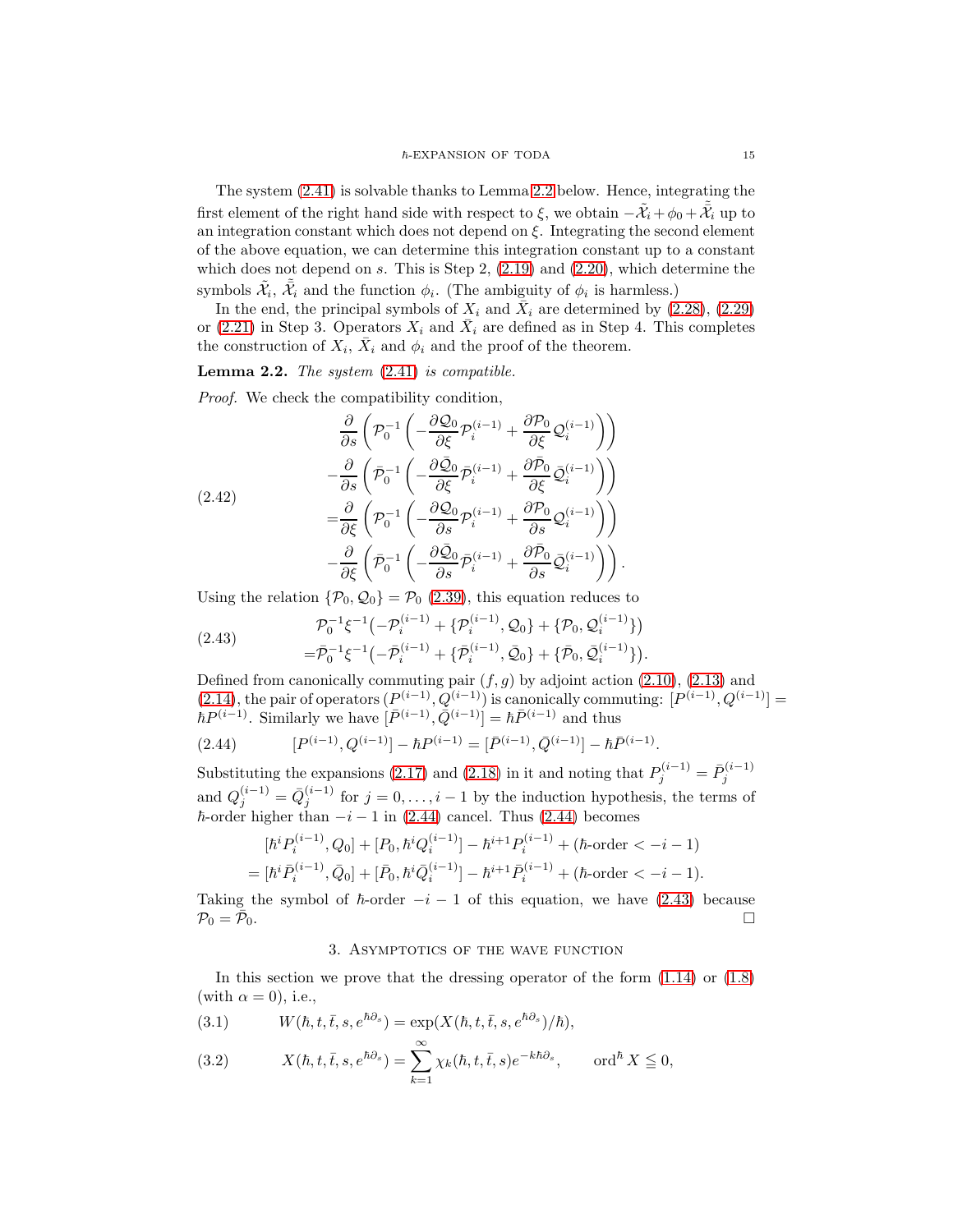The system (2.41) is solvable thanks to Lemma 2.2 below. Hence, integrating the first element of the right hand side with respect to $\xi$, we obtain $-\tilde{\mathcal{X}}_i + \phi_0 + \tilde{\bar{\mathcal{X}}}_i$ up to an integration constant which does not depend on $\xi$. Integrating the second element of the above equation, we can determine this integration constant up to a constant which does not depend on $s$. This is Step 2, (2.19) and (2.20), which determine the symbols $\tilde{\mathcal{X}}_i$, $\tilde{\bar{\mathcal{X}}}_i$ and the function $\phi_i$. (The ambiguity of $\phi_i$ is harmless.)

In the end, the principal symbols of $X_i$ and $\bar{X}_i$ are determined by (2.28), (2.29) or (2.21) in Step 3. Operators $X_i$ and $\bar{X}_i$ are defined as in Step 4. This completes the construction of $X_i$, $\bar{X}_i$ and $\phi_i$ and the proof of the theorem.

**Lemma 2.2.** *The system* (2.41) *is compatible.*

*Proof.* We check the compatibility condition,

$$
\begin{aligned}
&\frac{\partial}{\partial s}\left(\mathcal{P}_0^{-1}\left(-\frac{\partial \mathcal{Q}_0}{\partial \xi}\mathcal{P}_i^{(i-1)} + \frac{\partial \mathcal{P}_0}{\partial \xi}\mathcal{Q}_i^{(i-1)}\right)\right)\\
&-\frac{\partial}{\partial s}\left(\bar{\mathcal{P}}_0^{-1}\left(-\frac{\partial \bar{\mathcal{Q}}_0}{\partial \xi}\bar{\mathcal{P}}_i^{(i-1)} + \frac{\partial \bar{\mathcal{P}}_0}{\partial \xi}\bar{\mathcal{Q}}_i^{(i-1)}\right)\right)\\
=&\frac{\partial}{\partial \xi}\left(\mathcal{P}_0^{-1}\left(-\frac{\partial \mathcal{Q}_0}{\partial s}\mathcal{P}_i^{(i-1)} + \frac{\partial \mathcal{P}_0}{\partial s}\mathcal{Q}_i^{(i-1)}\right)\right)\\
&-\frac{\partial}{\partial \xi}\left(\bar{\mathcal{P}}_0^{-1}\left(-\frac{\partial \bar{\mathcal{Q}}_0}{\partial s}\bar{\mathcal{P}}_i^{(i-1)} + \frac{\partial \bar{\mathcal{P}}_0}{\partial s}\bar{\mathcal{Q}}_i^{(i-1)}\right)\right).
\end{aligned}
\tag{2.42}
$$

Using the relation $\{\mathcal{P}_0, \mathcal{Q}_0\} = \mathcal{P}_0$ (2.39), this equation reduces to

$$
\begin{aligned}
&\mathcal{P}_0^{-1}\xi^{-1}\bigl(-\mathcal{P}_i^{(i-1)} + \{\mathcal{P}_i^{(i-1)}, \mathcal{Q}_0\} + \{\mathcal{P}_0, \mathcal{Q}_i^{(i-1)}\}\bigr)\\
=&\bar{\mathcal{P}}_0^{-1}\xi^{-1}\bigl(-\bar{\mathcal{P}}_i^{(i-1)} + \{\bar{\mathcal{P}}_i^{(i-1)}, \bar{\mathcal{Q}}_0\} + \{\bar{\mathcal{P}}_0, \bar{\mathcal{Q}}_i^{(i-1)}\}\bigr).
\end{aligned}
\tag{2.43}
$$

Defined from canonically commuting pair $(f, g)$ by adjoint action (2.10), (2.13) and (2.14), the pair of operators $(P^{(i-1)}, Q^{(i-1)})$ is canonically commuting: $[P^{(i-1)}, Q^{(i-1)}] = \hbar P^{(i-1)}$. Similarly we have $[\bar{P}^{(i-1)}, \bar{Q}^{(i-1)}] = \hbar \bar{P}^{(i-1)}$ and thus

$$
[P^{(i-1)}, Q^{(i-1)}] - \hbar P^{(i-1)} = [\bar{P}^{(i-1)}, \bar{Q}^{(i-1)}] - \hbar \bar{P}^{(i-1)}.
\tag{2.44}
$$

Substituting the expansions (2.17) and (2.18) in it and noting that $P_j^{(i-1)} = \bar{P}_j^{(i-1)}$ and $Q_j^{(i-1)} = \bar{Q}_j^{(i-1)}$ for $j = 0, \dots, i-1$ by the induction hypothesis, the terms of $\hbar$-order higher than $-i-1$ in (2.44) cancel. Thus (2.44) becomes

$$
\begin{aligned}
&[\hbar^i P_i^{(i-1)}, Q_0] + [P_0, \hbar^i Q_i^{(i-1)}] - \hbar^{i+1} P_i^{(i-1)} + (\hbar\text{-order} < -i-1)\\
=& [\hbar^i \bar{P}_i^{(i-1)}, \bar{Q}_0] + [\bar{P}_0, \hbar^i \bar{Q}_i^{(i-1)}] - \hbar^{i+1} \bar{P}_i^{(i-1)} + (\hbar\text{-order} < -i-1).
\end{aligned}
$$

Taking the symbol of $\hbar$-order $-i-1$ of this equation, we have (2.43) because $\mathcal{P}_0 = \bar{\mathcal{P}}_0$. □

## 3. Asymptotics of the wave function

In this section we prove that the dressing operator of the form (1.14) or (1.8) (with $\alpha = 0$), i.e.,

$$
W(\hbar, t, \bar{t}, s, e^{\hbar\partial_s}) = \exp(X(\hbar, t, \bar{t}, s, e^{\hbar\partial_s})/\hbar),
\tag{3.1}
$$

$$
X(\hbar, t, \bar{t}, s, e^{\hbar\partial_s}) = \sum_{k=1}^{\infty} \chi_k(\hbar, t, \bar{t}, s) e^{-k\hbar\partial_s}, \qquad \operatorname{ord}^{\hbar} X \leqq 0,
\tag{3.2}
$$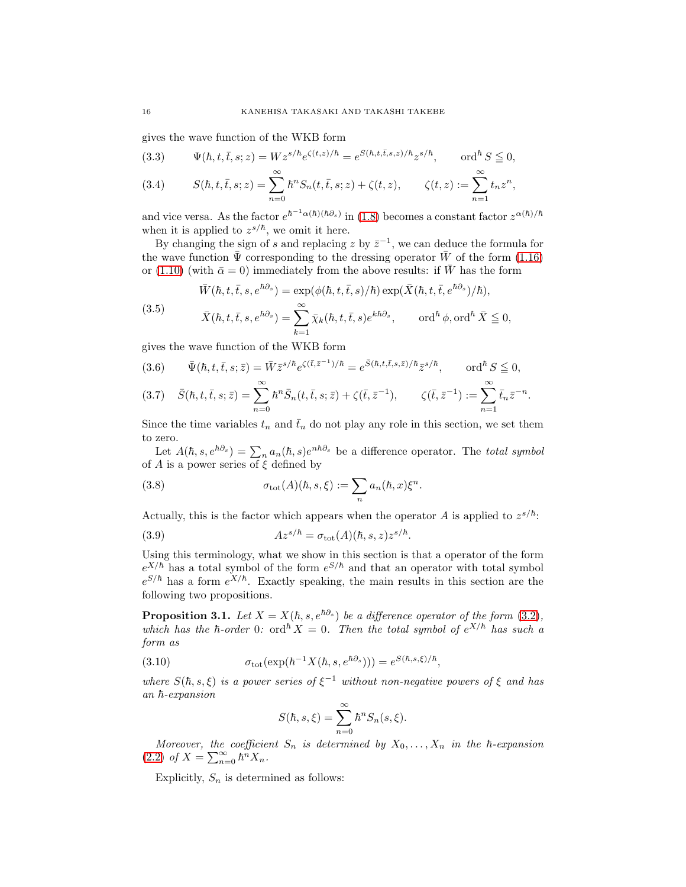gives the wave function of the WKB form

$$\Psi(\hbar, t, \bar{t}, s; z) = W z^{s/\hbar} e^{\zeta(t,z)/\hbar} = e^{S(\hbar,t,\bar{t},s,z)/\hbar} z^{s/\hbar}, \qquad \operatorname{ord}^\hbar S \leqq 0, \tag{3.3}$$

$$S(\hbar, t, \bar{t}, s; z) = \sum_{n=0}^{\infty} \hbar^n S_n(t, \bar{t}, s; z) + \zeta(t, z), \qquad \zeta(t, z) := \sum_{n=1}^{\infty} t_n z^n, \tag{3.4}$$

and vice versa. As the factor $e^{\hbar^{-1}\alpha(\hbar)(\hbar\partial_s)}$ in (1.8) becomes a constant factor $z^{\alpha(\hbar)/\hbar}$ when it is applied to $z^{s/\hbar}$, we omit it here.

By changing the sign of $s$ and replacing $z$ by $\bar{z}^{-1}$, we can deduce the formula for the wave function $\bar{\Psi}$ corresponding to the dressing operator $\bar{W}$ of the form (1.16) or (1.10) (with $\bar{\alpha} = 0$) immediately from the above results: if $\bar{W}$ has the form

$$\begin{aligned}
&\bar{W}(\hbar, t, \bar{t}, s, e^{\hbar\partial_s}) = \exp(\phi(\hbar, t, \bar{t}, s)/\hbar) \exp(\bar{X}(\hbar, t, \bar{t}, e^{\hbar\partial_s})/\hbar), \\
&\bar{X}(\hbar, t, \bar{t}, s, e^{\hbar\partial_s}) = \sum_{k=1}^{\infty} \bar{\chi}_k(\hbar, t, \bar{t}, s) e^{k\hbar\partial_s}, \qquad \operatorname{ord}^\hbar \phi, \operatorname{ord}^\hbar \bar{X} \leqq 0,
\end{aligned} \tag{3.5}$$

gives the wave function of the WKB form

$$\bar{\Psi}(\hbar, t, \bar{t}, s; \bar{z}) = \bar{W} \bar{z}^{s/\hbar} e^{\zeta(\bar{t}, \bar{z}^{-1})/\hbar} = e^{\bar{S}(\hbar,t,\bar{t},s,\bar{z})/\hbar} \bar{z}^{s/\hbar}, \qquad \operatorname{ord}^\hbar S \leqq 0, \tag{3.6}$$

$$\bar{S}(\hbar, t, \bar{t}, s; \bar{z}) = \sum_{n=0}^{\infty} \hbar^n \bar{S}_n(t, \bar{t}, s; \bar{z}) + \zeta(\bar{t}, \bar{z}^{-1}), \qquad \zeta(\bar{t}, \bar{z}^{-1}) := \sum_{n=1}^{\infty} \bar{t}_n \bar{z}^{-n}. \tag{3.7}$$

Since the time variables $t_n$ and $\bar{t}_n$ do not play any role in this section, we set them to zero.

Let $A(\hbar, s, e^{\hbar\partial_s}) = \sum_n a_n(\hbar, s) e^{n\hbar\partial_s}$ be a difference operator. The *total symbol* of $A$ is a power series of $\xi$ defined by

$$\sigma_{\mathrm{tot}}(A)(\hbar, s, \xi) := \sum_n a_n(\hbar, x) \xi^n. \tag{3.8}$$

Actually, this is the factor which appears when the operator $A$ is applied to $z^{s/\hbar}$:

$$A z^{s/\hbar} = \sigma_{\mathrm{tot}}(A)(\hbar, s, z) z^{s/\hbar}. \tag{3.9}$$

Using this terminology, what we show in this section is that a operator of the form $e^{X/\hbar}$ has a total symbol of the form $e^{S/\hbar}$ and that an operator with total symbol $e^{S/\hbar}$ has a form $e^{X/\hbar}$. Exactly speaking, the main results in this section are the following two propositions.

**Proposition 3.1.** *Let $X = X(\hbar, s, e^{\hbar\partial_s})$ be a difference operator of the form (3.2), which has the $\hbar$-order 0: $\operatorname{ord}^\hbar X = 0$. Then the total symbol of $e^{X/\hbar}$ has such a form as*

$$\sigma_{\mathrm{tot}}(\exp(\hbar^{-1} X(\hbar, s, e^{\hbar\partial_s}))) = e^{S(\hbar,s,\xi)/\hbar}, \tag{3.10}$$

*where $S(\hbar, s, \xi)$ is a power series of $\xi^{-1}$ without non-negative powers of $\xi$ and has an $\hbar$-expansion*

$$S(\hbar, s, \xi) = \sum_{n=0}^{\infty} \hbar^n S_n(s, \xi).$$

*Moreover, the coefficient $S_n$ is determined by $X_0, \dots, X_n$ in the $\hbar$-expansion (2.2) of $X = \sum_{n=0}^{\infty} \hbar^n X_n$.*

Explicitly, $S_n$ is determined as follows: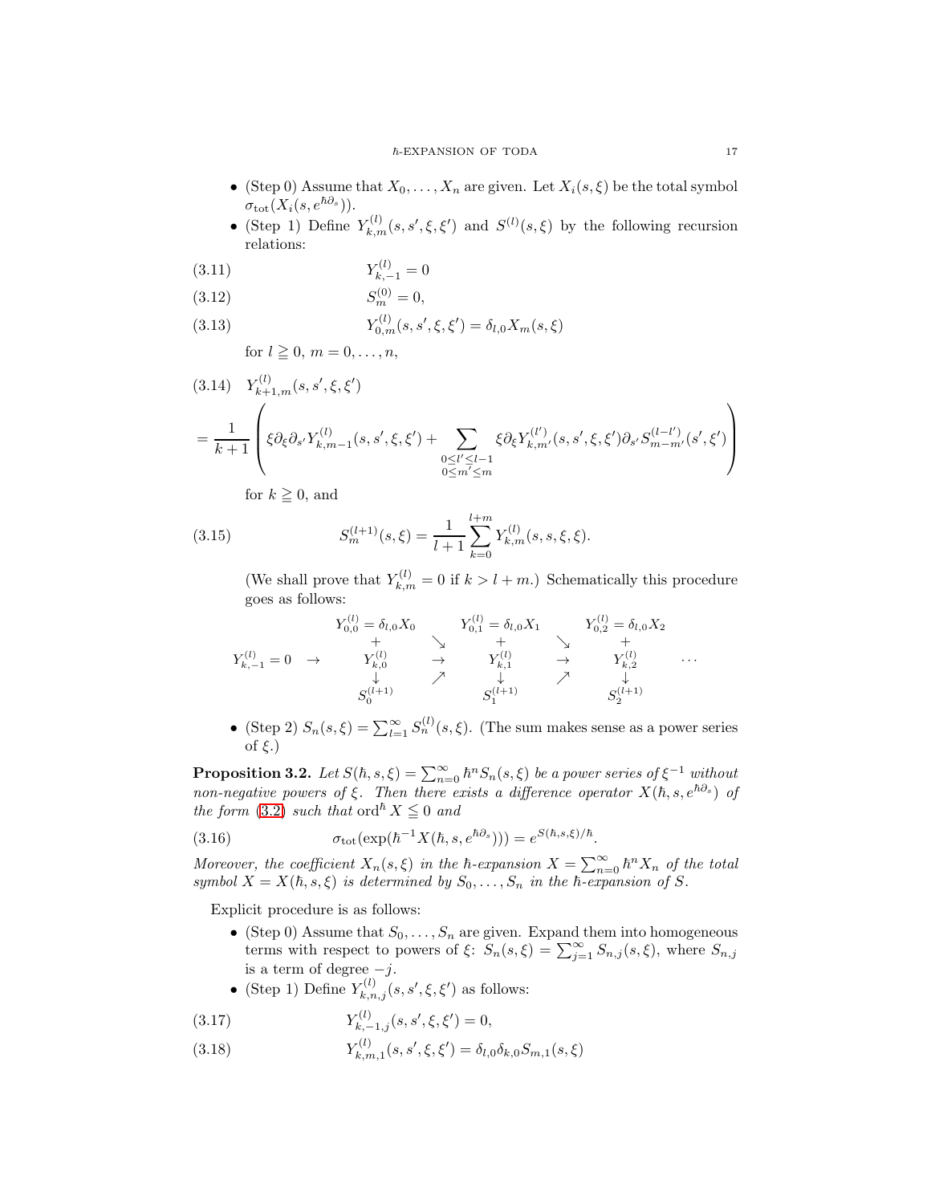- (Step 0) Assume that $X_0, \dots, X_n$ are given. Let $X_i(s,\xi)$ be the total symbol $\sigma_{\mathrm{tot}}(X_i(s, e^{\hbar\partial_s}))$.
- (Step 1) Define $Y^{(l)}_{k,m}(s,s',\xi,\xi')$ and $S^{(l)}(s,\xi)$ by the following recursion relations:

$$Y^{(l)}_{k,-1} = 0 \tag{3.11}$$

$$S^{(0)}_{m} = 0, \tag{3.12}$$

$$Y^{(l)}_{0,m}(s,s',\xi,\xi') = \delta_{l,0} X_m(s,\xi) \tag{3.13}$$

for $l \geqq 0$, $m = 0, \dots, n$,

$$\begin{aligned} &Y^{(l)}_{k+1,m}(s,s',\xi,\xi') \\ &= \frac{1}{k+1}\left( \xi\partial_\xi \partial_{s'} Y^{(l)}_{k,m-1}(s,s',\xi,\xi') + \sum_{\substack{0 \le l' \le l-1 \\ 0 \le m' \le m}} \xi\partial_\xi Y^{(l')}_{k,m'}(s,s',\xi,\xi')\partial_{s'} S^{(l-l')}_{m-m'}(s',\xi') \right) \end{aligned} \tag{3.14}$$

for $k \geqq 0$, and

$$S^{(l+1)}_{m}(s,\xi) = \frac{1}{l+1} \sum_{k=0}^{l+m} Y^{(l)}_{k,m}(s,s,\xi,\xi). \tag{3.15}$$

(We shall prove that $Y^{(l)}_{k,m} = 0$ if $k > l+m$.) Schematically this procedure goes as follows:

$$\begin{array}{ccccccccc}
 & & Y^{(l)}_{0,0} = \delta_{l,0}X_0 & & Y^{(l)}_{0,1} = \delta_{l,0}X_1 & & Y^{(l)}_{0,2} = \delta_{l,0}X_2 & & \\
 & & + & \searrow & + & \searrow & + & & \\
Y^{(l)}_{k,-1} = 0 & \rightarrow & Y^{(l)}_{k,0} & \rightarrow & Y^{(l)}_{k,1} & \rightarrow & Y^{(l)}_{k,2} & & \cdots \\
 & & \downarrow & \nearrow & \downarrow & \nearrow & \downarrow & & \\
 & & S^{(l+1)}_0 & & S^{(l+1)}_1 & & S^{(l+1)}_2 & &
\end{array}$$

- (Step 2) $S_n(s,\xi) = \sum_{l=1}^\infty S^{(l)}_n(s,\xi)$. (The sum makes sense as a power series of $\xi$.)

**Proposition 3.2.** *Let $S(\hbar,s,\xi) = \sum_{n=0}^\infty \hbar^n S_n(s,\xi)$ be a power series of $\xi^{-1}$ without non-negative powers of $\xi$. Then there exists a difference operator $X(\hbar,s,e^{\hbar\partial_s})$ of the form (3.2) such that $\operatorname{ord}^\hbar X \leqq 0$ and*

$$\sigma_{\mathrm{tot}}(\exp(\hbar^{-1}X(\hbar,s,e^{\hbar\partial_s}))) = e^{S(\hbar,s,\xi)/\hbar}. \tag{3.16}$$

*Moreover, the coefficient $X_n(s,\xi)$ in the $\hbar$-expansion $X = \sum_{n=0}^\infty \hbar^n X_n$ of the total symbol $X = X(\hbar,s,\xi)$ is determined by $S_0,\dots,S_n$ in the $\hbar$-expansion of $S$.*

Explicit procedure is as follows:

- (Step 0) Assume that $S_0,\dots,S_n$ are given. Expand them into homogeneous terms with respect to powers of $\xi$: $S_n(s,\xi) = \sum_{j=1}^\infty S_{n,j}(s,\xi)$, where $S_{n,j}$ is a term of degree $-j$.
- (Step 1) Define $Y^{(l)}_{k,n,j}(s,s',\xi,\xi')$ as follows:

$$Y^{(l)}_{k,-1,j}(s,s',\xi,\xi') = 0, \tag{3.17}$$

$$Y^{(l)}_{k,m,1}(s,s',\xi,\xi') = \delta_{l,0}\delta_{k,0} S_{m,1}(s,\xi) \tag{3.18}$$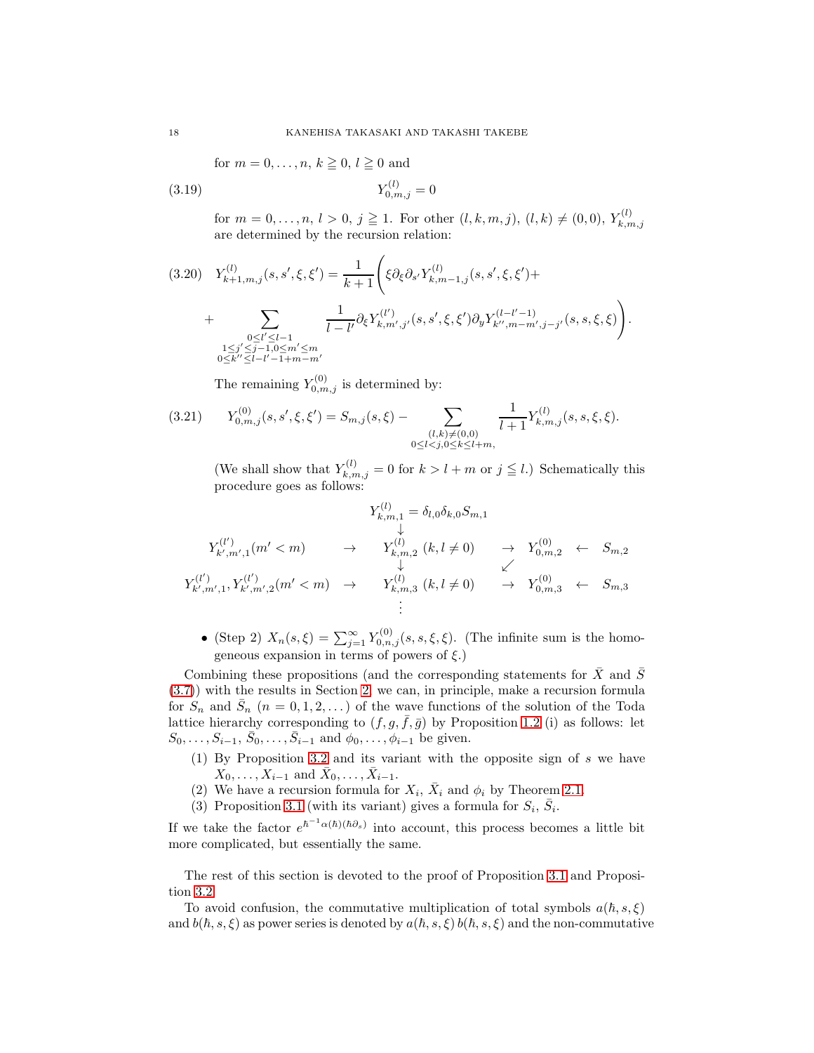for $m = 0, \dots, n$, $k \geqq 0$, $l \geqq 0$ and

$$Y^{(l)}_{0,m,j} = 0 \tag{3.19}$$

for $m = 0, \dots, n$, $l > 0$, $j \geqq 1$. For other $(l, k, m, j)$, $(l, k) \neq (0, 0)$, $Y^{(l)}_{k,m,j}$ are determined by the recursion relation:

$$\begin{aligned}
Y^{(l)}_{k+1,m,j}(s, s', \xi, \xi') &= \frac{1}{k+1} \Bigg( \xi \partial_\xi \partial_{s'} Y^{(l)}_{k,m-1,j}(s, s', \xi, \xi') + \\
&+ \sum_{\substack{0 \le l' \le l-1 \\ 1 \le j' \le j-1, 0 \le m' \le m \\ 0 \le k'' \le l-l'-1+m-m'}} \frac{1}{l - l'} \partial_\xi Y^{(l')}_{k,m',j'}(s, s', \xi, \xi') \partial_y Y^{(l-l'-1)}_{k'',m-m',j-j'}(s, s, \xi, \xi) \Bigg).
\end{aligned} \tag{3.20}$$

The remaining $Y^{(0)}_{0,m,j}$ is determined by:

$$Y^{(0)}_{0,m,j}(s, s', \xi, \xi') = S_{m,j}(s, \xi) - \sum_{\substack{(l,k) \neq (0,0) \\ 0 \le l < j, 0 \le k \le l+m,}} \frac{1}{l+1} Y^{(l)}_{k,m,j}(s, s, \xi, \xi). \tag{3.21}$$

(We shall show that $Y^{(l)}_{k,m,j} = 0$ for $k > l + m$ or $j \leqq l$.) Schematically this procedure goes as follows:

$$\begin{array}{ccccccc}
 & & Y^{(l)}_{k,m,1} = \delta_{l,0}\delta_{k,0} S_{m,1} & & & & \\
 & & \downarrow & & & & \\
Y^{(l')}_{k',m',1} (m' < m) & \to & Y^{(l)}_{k,m,2}\ (k, l \neq 0) & \to & Y^{(0)}_{0,m,2} & \leftarrow & S_{m,2} \\
 & & \downarrow & \swarrow & & & \\
Y^{(l')}_{k',m',1}, Y^{(l')}_{k',m',2} (m' < m) & \to & Y^{(l)}_{k,m,3}\ (k, l \neq 0) & \to & Y^{(0)}_{0,m,3} & \leftarrow & S_{m,3} \\
 & & \vdots & & & &
\end{array}$$

- (Step 2) $X_n(s, \xi) = \sum_{j=1}^{\infty} Y^{(0)}_{0,n,j}(s, s, \xi, \xi)$. (The infinite sum is the homogeneous expansion in terms of powers of $\xi$.)

Combining these propositions (and the corresponding statements for $\bar{X}$ and $\bar{S}$ (3.7)) with the results in Section 2, we can, in principle, make a recursion formula for $S_n$ and $\bar{S}_n$ $(n = 0, 1, 2, \dots)$ of the wave functions of the solution of the Toda lattice hierarchy corresponding to $(f, g, \bar{f}, \bar{g})$ by Proposition 1.2 (i) as follows: let $S_0, \dots, S_{i-1}$, $\bar{S}_0, \dots, \bar{S}_{i-1}$ and $\phi_0, \dots, \phi_{i-1}$ be given.

1. By Proposition 3.2 and its variant with the opposite sign of $s$ we have $X_0, \dots, X_{i-1}$ and $\bar{X}_0, \dots, \bar{X}_{i-1}$.
2. We have a recursion formula for $X_i$, $\bar{X}_i$ and $\phi_i$ by Theorem 2.1.
3. Proposition 3.1 (with its variant) gives a formula for $S_i$, $\bar{S}_i$.

If we take the factor $e^{\hbar^{-1}\alpha(\hbar)(\hbar\partial_s)}$ into account, this process becomes a little bit more complicated, but essentially the same.

The rest of this section is devoted to the proof of Proposition 3.1 and Proposition 3.2.

To avoid confusion, the commutative multiplication of total symbols $a(\hbar, s, \xi)$ and $b(\hbar, s, \xi)$ as power series is denoted by $a(\hbar, s, \xi)\, b(\hbar, s, \xi)$ and the non-commutative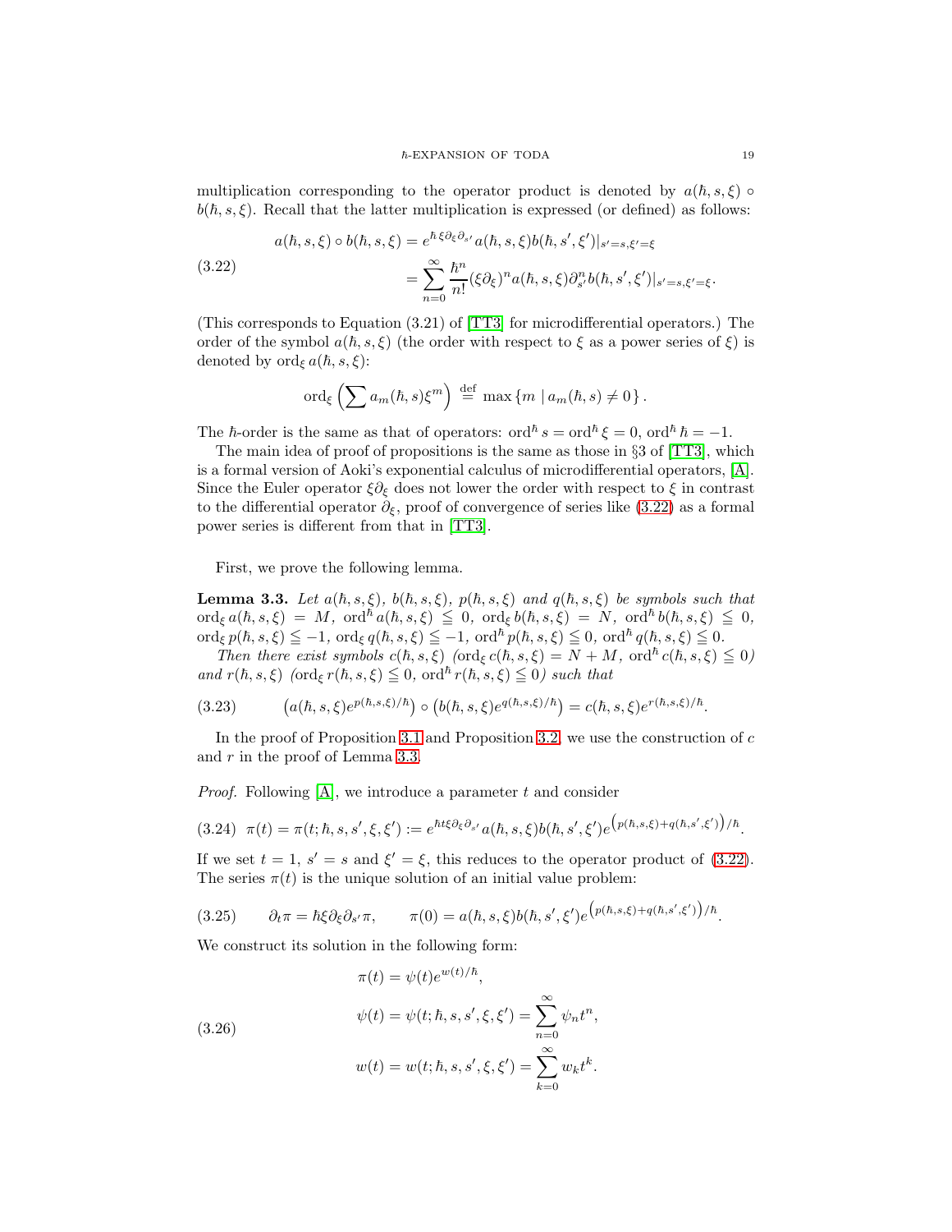multiplication corresponding to the operator product is denoted by $a(\hbar, s, \xi) \circ b(\hbar, s, \xi)$. Recall that the latter multiplication is expressed (or defined) as follows:

$$
\begin{aligned}
a(\hbar, s, \xi) \circ b(\hbar, s, \xi) &= e^{\hbar\, \xi \partial_\xi \partial_{s'}} a(\hbar, s, \xi) b(\hbar, s', \xi')|_{s'=s, \xi'=\xi} \\
&= \sum_{n=0}^{\infty} \frac{\hbar^n}{n!} (\xi \partial_\xi)^n a(\hbar, s, \xi) \partial_{s'}^n b(\hbar, s', \xi')|_{s'=s, \xi'=\xi}.
\end{aligned}
\tag{3.22}
$$

(This corresponds to Equation (3.21) of [TT3] for microdifferential operators.) The order of the symbol $a(\hbar, s, \xi)$ (the order with respect to $\xi$ as a power series of $\xi$) is denoted by $\operatorname{ord}_\xi a(\hbar, s, \xi)$:

$$
\operatorname{ord}_\xi \left( \sum a_m(\hbar, s) \xi^m \right) \stackrel{\text{def}}{=} \max \{ m \mid a_m(\hbar, s) \neq 0 \}.
$$

The $\hbar$-order is the same as that of operators: $\operatorname{ord}^\hbar s = \operatorname{ord}^\hbar \xi = 0$, $\operatorname{ord}^\hbar \hbar = -1$.

The main idea of proof of propositions is the same as those in §3 of [TT3], which is a formal version of Aoki's exponential calculus of microdifferential operators, [A]. Since the Euler operator $\xi\partial_\xi$ does not lower the order with respect to $\xi$ in contrast to the differential operator $\partial_\xi$, proof of convergence of series like (3.22) as a formal power series is different from that in [TT3].

First, we prove the following lemma.

**Lemma 3.3.** *Let $a(\hbar, s, \xi)$, $b(\hbar, s, \xi)$, $p(\hbar, s, \xi)$ and $q(\hbar, s, \xi)$ be symbols such that $\operatorname{ord}_\xi a(\hbar, s, \xi) = M$, $\operatorname{ord}^\hbar a(\hbar, s, \xi) \leqq 0$, $\operatorname{ord}_\xi b(\hbar, s, \xi) = N$, $\operatorname{ord}^\hbar b(\hbar, s, \xi) \leqq 0$, $\operatorname{ord}_\xi p(\hbar, s, \xi) \leqq -1$, $\operatorname{ord}_\xi q(\hbar, s, \xi) \leqq -1$, $\operatorname{ord}^\hbar p(\hbar, s, \xi) \leqq 0$, $\operatorname{ord}^\hbar q(\hbar, s, \xi) \leqq 0$.*

*Then there exist symbols $c(\hbar, s, \xi)$ ($\operatorname{ord}_\xi c(\hbar, s, \xi) = N + M$, $\operatorname{ord}^\hbar c(\hbar, s, \xi) \leqq 0$) and $r(\hbar, s, \xi)$ ($\operatorname{ord}_\xi r(\hbar, s, \xi) \leqq 0$, $\operatorname{ord}^\hbar r(\hbar, s, \xi) \leqq 0$) such that*

$$
\left( a(\hbar, s, \xi) e^{p(\hbar, s, \xi)/\hbar} \right) \circ \left( b(\hbar, s, \xi) e^{q(\hbar, s, \xi)/\hbar} \right) = c(\hbar, s, \xi) e^{r(\hbar, s, \xi)/\hbar}.
\tag{3.23}
$$

In the proof of Proposition 3.1 and Proposition 3.2, we use the construction of $c$ and $r$ in the proof of Lemma 3.3.

*Proof.* Following [A], we introduce a parameter $t$ and consider

$$
\pi(t) = \pi(t; \hbar, s, s', \xi, \xi') := e^{\hbar t \xi \partial_\xi \partial_{s'}} a(\hbar, s, \xi) b(\hbar, s', \xi') e^{\left( p(\hbar, s, \xi) + q(\hbar, s', \xi') \right)/\hbar}.
\tag{3.24}
$$

If we set $t = 1$, $s' = s$ and $\xi' = \xi$, this reduces to the operator product of (3.22). The series $\pi(t)$ is the unique solution of an initial value problem:

$$
\partial_t \pi = \hbar \xi \partial_\xi \partial_{s'} \pi, \qquad \pi(0) = a(\hbar, s, \xi) b(\hbar, s', \xi') e^{\left( p(\hbar, s, \xi) + q(\hbar, s', \xi') \right)/\hbar}.
\tag{3.25}
$$

We construct its solution in the following form:

$$
\begin{aligned}
\pi(t) &= \psi(t) e^{w(t)/\hbar}, \\
\psi(t) &= \psi(t; \hbar, s, s', \xi, \xi') = \sum_{n=0}^{\infty} \psi_n t^n, \\
w(t) &= w(t; \hbar, s, s', \xi, \xi') = \sum_{k=0}^{\infty} w_k t^k.
\end{aligned}
\tag{3.26}
$$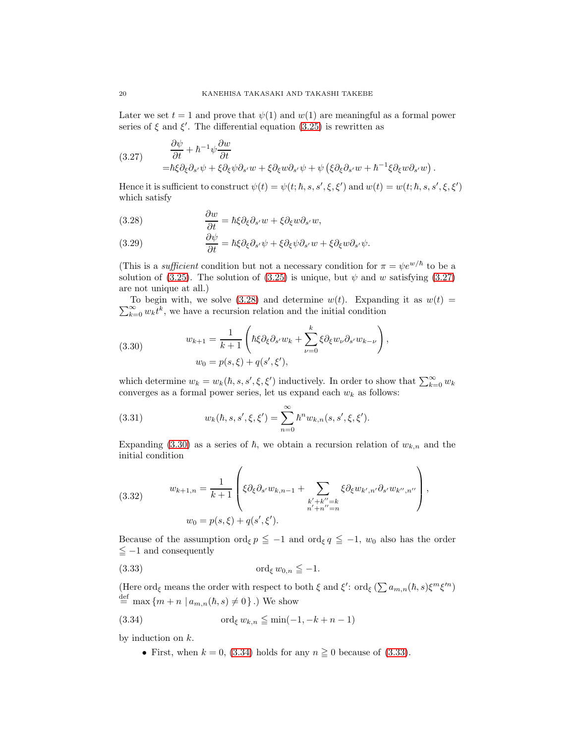Later we set $t = 1$ and prove that $\psi(1)$ and $w(1)$ are meaningful as a formal power series of $\xi$ and $\xi'$. The differential equation (3.25) is rewritten as

$$
\begin{aligned}
&\frac{\partial \psi}{\partial t} + \hbar^{-1}\psi\frac{\partial w}{\partial t} \\
=&\hbar\xi\partial_\xi\partial_{s'}\psi + \xi\partial_\xi\psi\partial_{s'}w + \xi\partial_\xi w\partial_{s'}\psi + \psi\left(\xi\partial_\xi\partial_{s'}w + \hbar^{-1}\xi\partial_\xi w\partial_{s'}w\right).
\end{aligned}
\tag{3.27}
$$

Hence it is sufficient to construct $\psi(t) = \psi(t;\hbar, s, s', \xi, \xi')$ and $w(t) = w(t;\hbar, s, s', \xi, \xi')$ which satisfy

$$
\frac{\partial w}{\partial t} = \hbar\xi\partial_\xi\partial_{s'}w + \xi\partial_\xi w\partial_{s'}w,
\tag{3.28}
$$

$$
\frac{\partial \psi}{\partial t} = \hbar\xi\partial_\xi\partial_{s'}\psi + \xi\partial_\xi\psi\partial_{s'}w + \xi\partial_\xi w\partial_{s'}\psi.
\tag{3.29}
$$

(This is a *sufficient* condition but not a necessary condition for $\pi = \psi e^{w/\hbar}$ to be a solution of (3.25). The solution of (3.25) is unique, but $\psi$ and $w$ satisfying (3.27) are not unique at all.)

To begin with, we solve (3.28) and determine $w(t)$. Expanding it as $w(t) = \sum_{k=0}^\infty w_k t^k$, we have a recursion relation and the initial condition

$$
\begin{aligned}
w_{k+1} &= \frac{1}{k+1}\left(\hbar\xi\partial_\xi\partial_{s'}w_k + \sum_{\nu=0}^{k}\xi\partial_\xi w_\nu\partial_{s'}w_{k-\nu}\right),\\
w_0 &= p(s,\xi) + q(s',\xi'),
\end{aligned}
\tag{3.30}
$$

which determine $w_k = w_k(\hbar, s, s', \xi, \xi')$ inductively. In order to show that $\sum_{k=0}^\infty w_k$ converges as a formal power series, let us expand each $w_k$ as follows:

$$
w_k(\hbar, s, s', \xi, \xi') = \sum_{n=0}^{\infty}\hbar^n w_{k,n}(s, s', \xi, \xi').
\tag{3.31}
$$

Expanding (3.30) as a series of $\hbar$, we obtain a recursion relation of $w_{k,n}$ and the initial condition

$$
\begin{aligned}
w_{k+1,n} &= \frac{1}{k+1}\left(\xi\partial_\xi\partial_{s'}w_{k,n-1} + \sum_{\substack{k'+k''=k\\ n'+n''=n}}\xi\partial_\xi w_{k',n'}\partial_{s'}w_{k'',n''}\right),\\
w_0 &= p(s,\xi) + q(s',\xi').
\end{aligned}
\tag{3.32}
$$

Because of the assumption $\operatorname{ord}_\xi p \leqq -1$ and $\operatorname{ord}_\xi q \leqq -1$, $w_0$ also has the order $\leqq -1$ and consequently

$$
\operatorname{ord}_\xi w_{0,n} \leqq -1.
\tag{3.33}
$$

(Here $\operatorname{ord}_\xi$ means the order with respect to both $\xi$ and $\xi'$: $\operatorname{ord}_\xi\left(\sum a_{m,n}(\hbar,s)\xi^m\xi'^n\right) \overset{\text{def}}{=} \max\{m+n \mid a_{m,n}(\hbar,s)\neq 0\}$.) We show

$$
\operatorname{ord}_\xi w_{k,n} \leqq \min(-1, -k+n-1)
\tag{3.34}
$$

by induction on $k$.

- First, when $k=0$, (3.34) holds for any $n \geqq 0$ because of (3.33).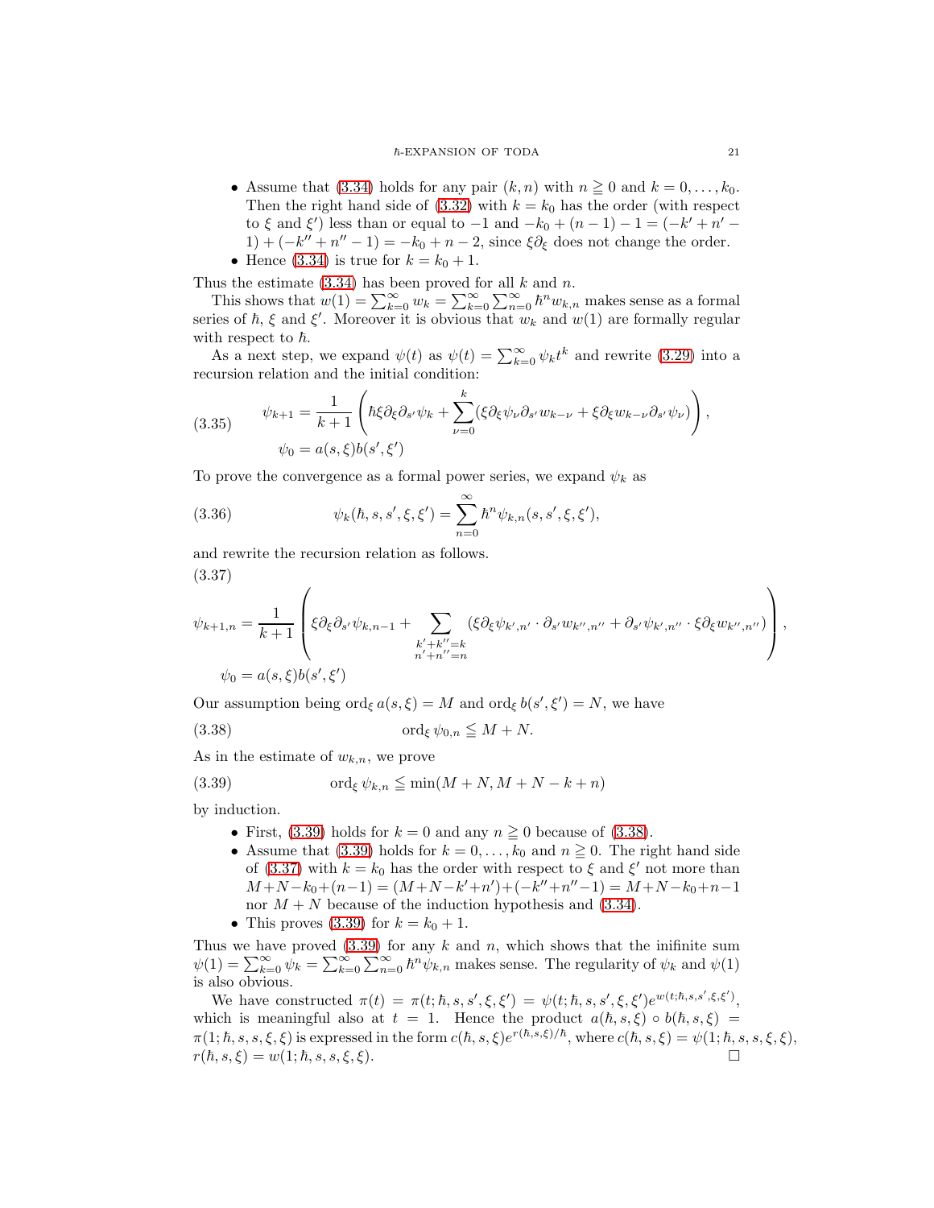- Assume that (3.34) holds for any pair $(k, n)$ with $n \geqq 0$ and $k = 0, \ldots, k_0$. Then the right hand side of (3.32) with $k = k_0$ has the order (with respect to $\xi$ and $\xi'$) less than or equal to $-1$ and $-k_0 + (n-1) - 1 = (-k' + n' - 1) + (-k'' + n'' - 1) = -k_0 + n - 2$, since $\xi \partial_\xi$ does not change the order.
- Hence (3.34) is true for $k = k_0 + 1$.

Thus the estimate (3.34) has been proved for all $k$ and $n$.

This shows that $w(1) = \sum_{k=0}^\infty w_k = \sum_{k=0}^\infty \sum_{n=0}^\infty \hbar^n w_{k,n}$ makes sense as a formal series of $\hbar$, $\xi$ and $\xi'$. Moreover it is obvious that $w_k$ and $w(1)$ are formally regular with respect to $\hbar$.

As a next step, we expand $\psi(t)$ as $\psi(t) = \sum_{k=0}^\infty \psi_k t^k$ and rewrite (3.29) into a recursion relation and the initial condition:

$$
\begin{aligned}
\psi_{k+1} &= \frac{1}{k+1}\left(\hbar \xi \partial_\xi \partial_{s'} \psi_k + \sum_{\nu=0}^{k} (\xi \partial_\xi \psi_\nu \partial_{s'} w_{k-\nu} + \xi \partial_\xi w_{k-\nu} \partial_{s'} \psi_\nu)\right), \\
\psi_0 &= a(s, \xi) b(s', \xi')
\end{aligned}
\tag{3.35}
$$

To prove the convergence as a formal power series, we expand $\psi_k$ as

$$
\psi_k(\hbar, s, s', \xi, \xi') = \sum_{n=0}^\infty \hbar^n \psi_{k,n}(s, s', \xi, \xi'),
\tag{3.36}
$$

and rewrite the recursion relation as follows.

$$
\begin{aligned}
\psi_{k+1,n} &= \frac{1}{k+1}\left(\xi \partial_\xi \partial_{s'} \psi_{k,n-1} + \sum_{\substack{k'+k''=k \\ n'+n''=n}} (\xi \partial_\xi \psi_{k',n'} \cdot \partial_{s'} w_{k'',n''} + \partial_{s'} \psi_{k',n''} \cdot \xi \partial_\xi w_{k'',n''})\right), \\
\psi_0 &= a(s, \xi) b(s', \xi')
\end{aligned}
\tag{3.37}
$$

Our assumption being $\operatorname{ord}_\xi a(s, \xi) = M$ and $\operatorname{ord}_\xi b(s', \xi') = N$, we have

$$
\operatorname{ord}_\xi \psi_{0,n} \leqq M + N.
\tag{3.38}
$$

As in the estimate of $w_{k,n}$, we prove

$$
\operatorname{ord}_\xi \psi_{k,n} \leqq \min(M + N, M + N - k + n)
\tag{3.39}
$$

by induction.

- First, (3.39) holds for $k = 0$ and any $n \geqq 0$ because of (3.38).
- Assume that (3.39) holds for $k = 0, \ldots, k_0$ and $n \geqq 0$. The right hand side of (3.37) with $k = k_0$ has the order with respect to $\xi$ and $\xi'$ not more than $M + N - k_0 + (n-1) = (M + N - k' + n') + (-k'' + n'' - 1) = M + N - k_0 + n - 1$ nor $M + N$ because of the induction hypothesis and (3.34).
- This proves (3.39) for $k = k_0 + 1$.

Thus we have proved (3.39) for any $k$ and $n$, which shows that the inifinite sum $\psi(1) = \sum_{k=0}^\infty \psi_k = \sum_{k=0}^\infty \sum_{n=0}^\infty \hbar^n \psi_{k,n}$ makes sense. The regularity of $\psi_k$ and $\psi(1)$ is also obvious.

We have constructed $\pi(t) = \pi(t; \hbar, s, s', \xi, \xi') = \psi(t; \hbar, s, s', \xi, \xi') e^{w(t; \hbar, s, s', \xi, \xi')}$, which is meaningful also at $t = 1$. Hence the product $a(\hbar, s, \xi) \circ b(\hbar, s, \xi) = \pi(1; \hbar, s, s, \xi, \xi)$ is expressed in the form $c(\hbar, s, \xi) e^{r(\hbar, s, \xi)/\hbar}$, where $c(\hbar, s, \xi) = \psi(1; \hbar, s, s, \xi, \xi)$, $r(\hbar, s, \xi) = w(1; \hbar, s, s, \xi, \xi)$. □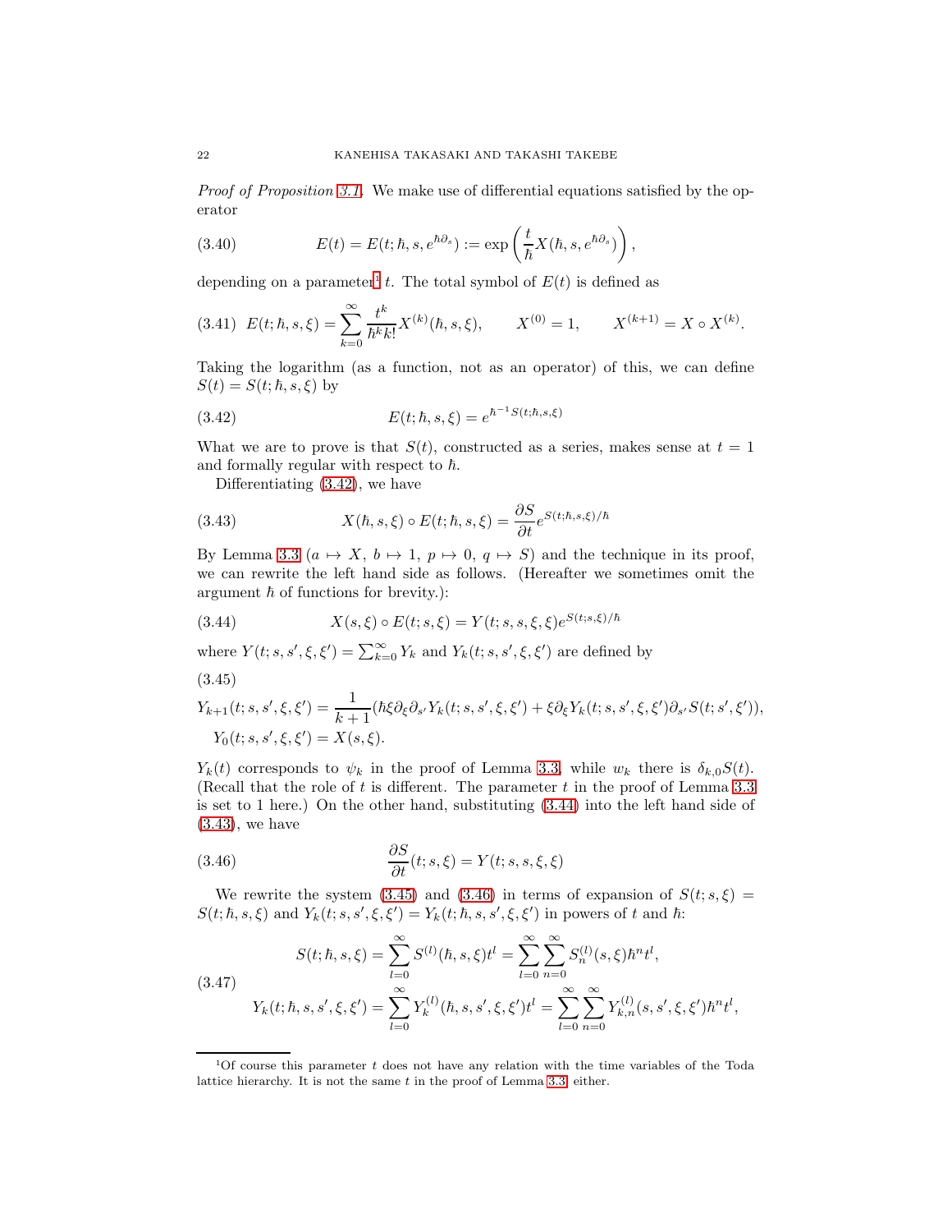*Proof of Proposition 3.1.* We make use of differential equations satisfied by the operator

$$E(t) = E(t; \hbar, s, e^{\hbar\partial_s}) := \exp\left(\frac{t}{\hbar} X(\hbar, s, e^{\hbar\partial_s})\right), \tag{3.40}$$

depending on a parameter[1] $t$. The total symbol of $E(t)$ is defined as

$$E(t; \hbar, s, \xi) = \sum_{k=0}^{\infty} \frac{t^k}{\hbar^k k!} X^{(k)}(\hbar, s, \xi), \qquad X^{(0)} = 1, \qquad X^{(k+1)} = X \circ X^{(k)}. \tag{3.41}$$

Taking the logarithm (as a function, not as an operator) of this, we can define $S(t) = S(t; \hbar, s, \xi)$ by

$$E(t; \hbar, s, \xi) = e^{\hbar^{-1} S(t;\hbar,s,\xi)} \tag{3.42}$$

What we are to prove is that $S(t)$, constructed as a series, makes sense at $t = 1$ and formally regular with respect to $\hbar$.

Differentiating (3.42), we have

$$X(\hbar, s, \xi) \circ E(t; \hbar, s, \xi) = \frac{\partial S}{\partial t} e^{S(t;\hbar,s,\xi)/\hbar} \tag{3.43}$$

By Lemma 3.3 ($a \mapsto X$, $b \mapsto 1$, $p \mapsto 0$, $q \mapsto S$) and the technique in its proof, we can rewrite the left hand side as follows. (Hereafter we sometimes omit the argument $\hbar$ of functions for brevity.):

$$X(s, \xi) \circ E(t; s, \xi) = Y(t; s, s, \xi, \xi) e^{S(t;s,\xi)/\hbar} \tag{3.44}$$

where $Y(t; s, s', \xi, \xi') = \sum_{k=0}^{\infty} Y_k$ and $Y_k(t; s, s', \xi, \xi')$ are defined by

$$\begin{aligned} &Y_{k+1}(t; s, s', \xi, \xi') = \frac{1}{k+1}(\hbar\xi\partial_\xi\partial_{s'} Y_k(t; s, s', \xi, \xi') + \xi\partial_\xi Y_k(t; s, s', \xi, \xi')\partial_{s'} S(t; s', \xi')), \\ &Y_0(t; s, s', \xi, \xi') = X(s, \xi). \end{aligned} \tag{3.45}$$

$Y_k(t)$ corresponds to $\psi_k$ in the proof of Lemma 3.3, while $w_k$ there is $\delta_{k,0} S(t)$. (Recall that the role of $t$ is different. The parameter $t$ in the proof of Lemma 3.3 is set to 1 here.) On the other hand, substituting (3.44) into the left hand side of (3.43), we have

$$\frac{\partial S}{\partial t}(t; s, \xi) = Y(t; s, s, \xi, \xi) \tag{3.46}$$

We rewrite the system (3.45) and (3.46) in terms of expansion of $S(t; s, \xi) = S(t; \hbar, s, \xi)$ and $Y_k(t; s, s', \xi, \xi') = Y_k(t; \hbar, s, s', \xi, \xi')$ in powers of $t$ and $\hbar$:

$$\begin{aligned} S(t; \hbar, s, \xi) &= \sum_{l=0}^{\infty} S^{(l)}(\hbar, s, \xi) t^l = \sum_{l=0}^{\infty} \sum_{n=0}^{\infty} S_n^{(l)}(s, \xi) \hbar^n t^l, \\ Y_k(t; \hbar, s, s', \xi, \xi') &= \sum_{l=0}^{\infty} Y_k^{(l)}(\hbar, s, s', \xi, \xi') t^l = \sum_{l=0}^{\infty} \sum_{n=0}^{\infty} Y_{k,n}^{(l)}(s, s', \xi, \xi') \hbar^n t^l, \end{aligned} \tag{3.47}$$

[1] Of course this parameter $t$ does not have any relation with the time variables of the Toda lattice hierarchy. It is not the same $t$ in the proof of Lemma 3.3, either.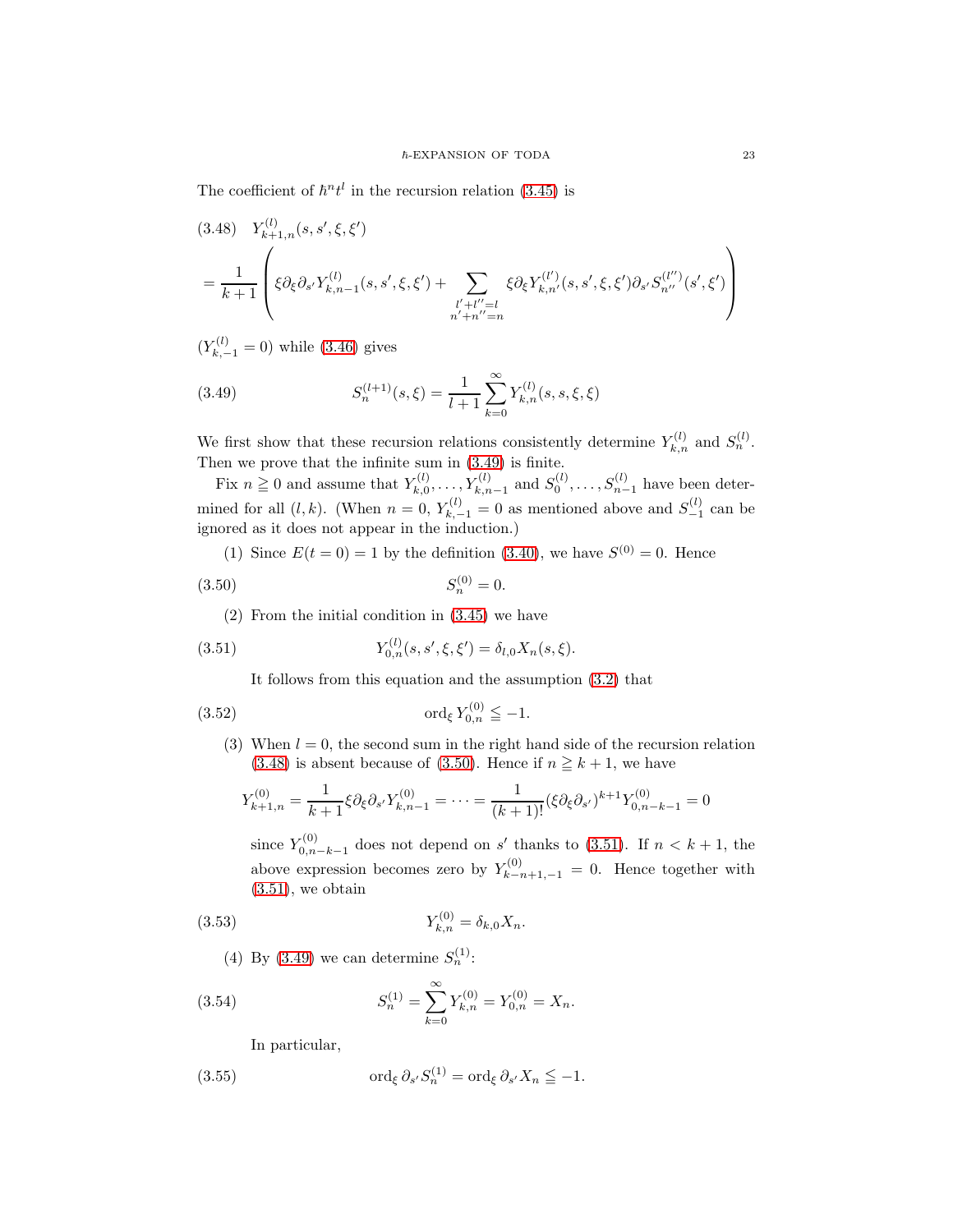The coefficient of $\hbar^n t^l$ in the recursion relation (3.45) is

$$
\begin{aligned}
(3.48)\quad & Y^{(l)}_{k+1,n}(s,s',\xi,\xi') \\
&= \frac{1}{k+1}\left( \xi\partial_\xi \partial_{s'} Y^{(l)}_{k,n-1}(s,s',\xi,\xi') + \sum_{\substack{l'+l''=l \\ n'+n''=n}} \xi\partial_\xi Y^{(l')}_{k,n'}(s,s',\xi,\xi')\partial_{s'} S^{(l'')}_{n''}(s',\xi') \right)
\end{aligned}
$$

($Y^{(l)}_{k,-1} = 0$) while (3.46) gives

$$
S^{(l+1)}_n(s,\xi) = \frac{1}{l+1}\sum_{k=0}^{\infty} Y^{(l)}_{k,n}(s,s,\xi,\xi) \tag{3.49}
$$

We first show that these recursion relations consistently determine $Y^{(l)}_{k,n}$ and $S^{(l)}_n$. Then we prove that the infinite sum in (3.49) is finite.

Fix $n \geqq 0$ and assume that $Y^{(l)}_{k,0},\dots,Y^{(l)}_{k,n-1}$ and $S^{(l)}_0,\dots,S^{(l)}_{n-1}$ have been determined for all $(l,k)$. (When $n=0$, $Y^{(l)}_{k,-1}=0$ as mentioned above and $S^{(l)}_{-1}$ can be ignored as it does not appear in the induction.)

(1) Since $E(t=0)=1$ by the definition (3.40), we have $S^{(0)}=0$. Hence

$$
S^{(0)}_n = 0. \tag{3.50}
$$

(2) From the initial condition in (3.45) we have

$$
Y^{(l)}_{0,n}(s,s',\xi,\xi') = \delta_{l,0} X_n(s,\xi). \tag{3.51}
$$

It follows from this equation and the assumption (3.2) that

$$
\operatorname{ord}_\xi Y^{(0)}_{0,n} \leqq -1. \tag{3.52}
$$

(3) When $l=0$, the second sum in the right hand side of the recursion relation (3.48) is absent because of (3.50). Hence if $n \geqq k+1$, we have

$$
Y^{(0)}_{k+1,n} = \frac{1}{k+1}\xi\partial_\xi\partial_{s'} Y^{(0)}_{k,n-1} = \cdots = \frac{1}{(k+1)!}(\xi\partial_\xi\partial_{s'})^{k+1} Y^{(0)}_{0,n-k-1} = 0
$$

since $Y^{(0)}_{0,n-k-1}$ does not depend on $s'$ thanks to (3.51). If $n < k+1$, the above expression becomes zero by $Y^{(0)}_{k-n+1,-1}=0$. Hence together with (3.51), we obtain

$$
Y^{(0)}_{k,n} = \delta_{k,0} X_n. \tag{3.53}
$$

(4) By (3.49) we can determine $S^{(1)}_n$:

$$
S^{(1)}_n = \sum_{k=0}^{\infty} Y^{(0)}_{k,n} = Y^{(0)}_{0,n} = X_n. \tag{3.54}
$$

In particular,

$$
\operatorname{ord}_\xi \partial_{s'} S^{(1)}_n = \operatorname{ord}_\xi \partial_{s'} X_n \leqq -1. \tag{3.55}
$$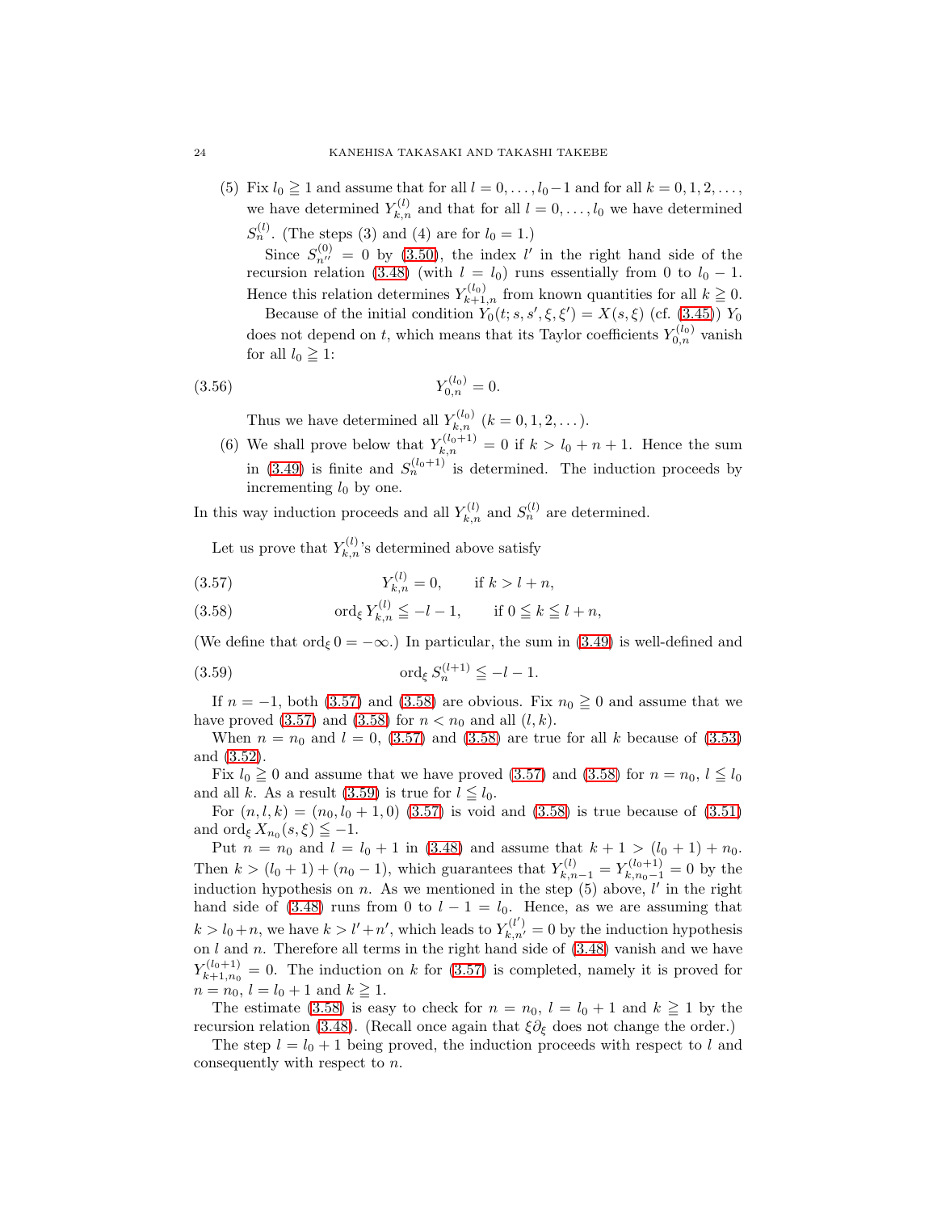(5) Fix $l_0 \geqq 1$ and assume that for all $l = 0, \dots, l_0 - 1$ and for all $k = 0, 1, 2, \dots$, we have determined $Y^{(l)}_{k,n}$ and that for all $l = 0, \dots, l_0$ we have determined $S^{(l)}_n$. (The steps (3) and (4) are for $l_0 = 1$.)

   Since $S^{(0)}_{n''} = 0$ by (3.50), the index $l'$ in the right hand side of the recursion relation (3.48) (with $l = l_0$) runs essentially from 0 to $l_0 - 1$. Hence this relation determines $Y^{(l_0)}_{k+1,n}$ from known quantities for all $k \geqq 0$.

   Because of the initial condition $Y_0(t; s, s', \xi, \xi') = X(s, \xi)$ (cf. (3.45)) $Y_0$ does not depend on $t$, which means that its Taylor coefficients $Y^{(l_0)}_{0,n}$ vanish for all $l_0 \geqq 1$:

$$Y^{(l_0)}_{0,n} = 0. \tag{3.56}$$

   Thus we have determined all $Y^{(l_0)}_{k,n}$ $(k = 0, 1, 2, \dots)$.

(6) We shall prove below that $Y^{(l_0+1)}_{k,n} = 0$ if $k > l_0 + n + 1$. Hence the sum in (3.49) is finite and $S^{(l_0+1)}_n$ is determined. The induction proceeds by incrementing $l_0$ by one.

In this way induction proceeds and all $Y^{(l)}_{k,n}$ and $S^{(l)}_n$ are determined.

Let us prove that $Y^{(l)}_{k,n}$'s determined above satisfy

$$Y^{(l)}_{k,n} = 0, \qquad \text{if } k > l + n, \tag{3.57}$$

$$\operatorname{ord}_\xi Y^{(l)}_{k,n} \leqq -l - 1, \qquad \text{if } 0 \leqq k \leqq l + n, \tag{3.58}$$

(We define that $\operatorname{ord}_\xi 0 = -\infty$.) In particular, the sum in (3.49) is well-defined and

$$\operatorname{ord}_\xi S^{(l+1)}_n \leqq -l - 1. \tag{3.59}$$

If $n = -1$, both (3.57) and (3.58) are obvious. Fix $n_0 \geqq 0$ and assume that we have proved (3.57) and (3.58) for $n < n_0$ and all $(l, k)$.

When $n = n_0$ and $l = 0$, (3.57) and (3.58) are true for all $k$ because of (3.53) and (3.52).

Fix $l_0 \geqq 0$ and assume that we have proved (3.57) and (3.58) for $n = n_0$, $l \leqq l_0$ and all $k$. As a result (3.59) is true for $l \leqq l_0$.

For $(n, l, k) = (n_0, l_0 + 1, 0)$ (3.57) is void and (3.58) is true because of (3.51) and $\operatorname{ord}_\xi X_{n_0}(s, \xi) \leqq -1$.

Put $n = n_0$ and $l = l_0 + 1$ in (3.48) and assume that $k + 1 > (l_0 + 1) + n_0$. Then $k > (l_0 + 1) + (n_0 - 1)$, which guarantees that $Y^{(l)}_{k,n-1} = Y^{(l_0+1)}_{k,n_0-1} = 0$ by the induction hypothesis on $n$. As we mentioned in the step (5) above, $l'$ in the right hand side of (3.48) runs from 0 to $l - 1 = l_0$. Hence, as we are assuming that $k > l_0 + n$, we have $k > l' + n'$, which leads to $Y^{(l')}_{k,n'} = 0$ by the induction hypothesis on $l$ and $n$. Therefore all terms in the right hand side of (3.48) vanish and we have $Y^{(l_0+1)}_{k+1,n_0} = 0$. The induction on $k$ for (3.57) is completed, namely it is proved for $n = n_0$, $l = l_0 + 1$ and $k \geqq 1$.

The estimate (3.58) is easy to check for $n = n_0$, $l = l_0 + 1$ and $k \geqq 1$ by the recursion relation (3.48). (Recall once again that $\xi\partial_\xi$ does not change the order.)

The step $l = l_0 + 1$ being proved, the induction proceeds with respect to $l$ and consequently with respect to $n$.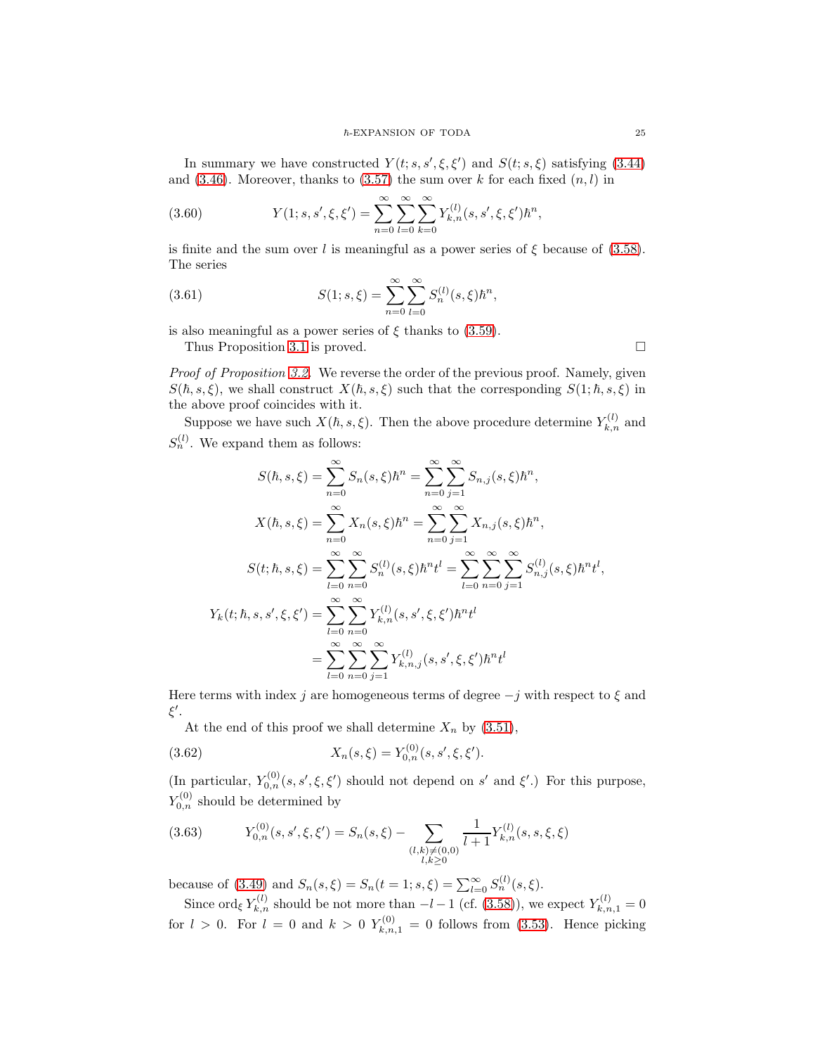In summary we have constructed $Y(t; s, s', \xi, \xi')$ and $S(t; s, \xi)$ satisfying (3.44) and (3.46). Moreover, thanks to (3.57) the sum over $k$ for each fixed $(n, l)$ in

$$Y(1; s, s', \xi, \xi') = \sum_{n=0}^{\infty} \sum_{l=0}^{\infty} \sum_{k=0}^{\infty} Y_{k,n}^{(l)}(s, s', \xi, \xi') \hbar^n, \tag{3.60}$$

is finite and the sum over $l$ is meaningful as a power series of $\xi$ because of (3.58). The series

$$S(1; s, \xi) = \sum_{n=0}^{\infty} \sum_{l=0}^{\infty} S_n^{(l)}(s, \xi) \hbar^n, \tag{3.61}$$

is also meaningful as a power series of $\xi$ thanks to (3.59).

Thus Proposition 3.1 is proved. □

*Proof of Proposition 3.2.* We reverse the order of the previous proof. Namely, given $S(\hbar, s, \xi)$, we shall construct $X(\hbar, s, \xi)$ such that the corresponding $S(1; \hbar, s, \xi)$ in the above proof coincides with it.

Suppose we have such $X(\hbar, s, \xi)$. Then the above procedure determine $Y_{k,n}^{(l)}$ and $S_n^{(l)}$. We expand them as follows:

$$
\begin{aligned}
S(\hbar, s, \xi) &= \sum_{n=0}^{\infty} S_n(s, \xi) \hbar^n = \sum_{n=0}^{\infty} \sum_{j=1}^{\infty} S_{n,j}(s, \xi) \hbar^n, \\
X(\hbar, s, \xi) &= \sum_{n=0}^{\infty} X_n(s, \xi) \hbar^n = \sum_{n=0}^{\infty} \sum_{j=1}^{\infty} X_{n,j}(s, \xi) \hbar^n, \\
S(t; \hbar, s, \xi) &= \sum_{l=0}^{\infty} \sum_{n=0}^{\infty} S_n^{(l)}(s, \xi) \hbar^n t^l = \sum_{l=0}^{\infty} \sum_{n=0}^{\infty} \sum_{j=1}^{\infty} S_{n,j}^{(l)}(s, \xi) \hbar^n t^l, \\
Y_k(t; \hbar, s, s', \xi, \xi') &= \sum_{l=0}^{\infty} \sum_{n=0}^{\infty} Y_{k,n}^{(l)}(s, s', \xi, \xi') \hbar^n t^l \\
&= \sum_{l=0}^{\infty} \sum_{n=0}^{\infty} \sum_{j=1}^{\infty} Y_{k,n,j}^{(l)}(s, s', \xi, \xi') \hbar^n t^l
\end{aligned}
$$

Here terms with index $j$ are homogeneous terms of degree $-j$ with respect to $\xi$ and $\xi'$.

At the end of this proof we shall determine $X_n$ by (3.51),

$$X_n(s, \xi) = Y_{0,n}^{(0)}(s, s', \xi, \xi'). \tag{3.62}$$

(In particular, $Y_{0,n}^{(0)}(s, s', \xi, \xi')$ should not depend on $s'$ and $\xi'$.) For this purpose, $Y_{0,n}^{(0)}$ should be determined by

$$Y_{0,n}^{(0)}(s, s', \xi, \xi') = S_n(s, \xi) - \sum_{\substack{(l,k) \neq (0,0) \\ l,k \geq 0}} \frac{1}{l+1} Y_{k,n}^{(l)}(s, s, \xi, \xi) \tag{3.63}$$

because of (3.49) and $S_n(s, \xi) = S_n(t = 1; s, \xi) = \sum_{l=0}^{\infty} S_n^{(l)}(s, \xi)$.

Since $\operatorname{ord}_\xi Y_{k,n}^{(l)}$ should be not more than $-l-1$ (cf. (3.58)), we expect $Y_{k,n,1}^{(l)} = 0$ for $l > 0$. For $l = 0$ and $k > 0$ $Y_{k,n,1}^{(0)} = 0$ follows from (3.53). Hence picking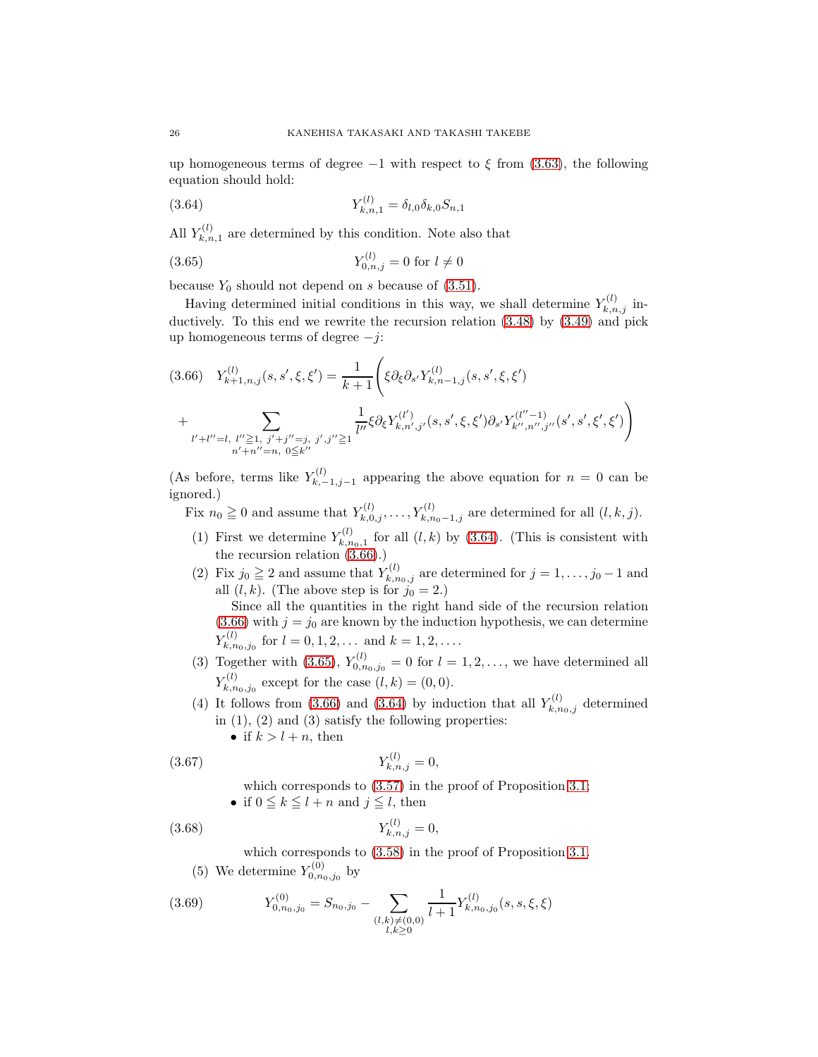up homogeneous terms of degree $-1$ with respect to $\xi$ from (3.63), the following equation should hold:

$$Y^{(l)}_{k,n,1} = \delta_{l,0}\delta_{k,0} S_{n,1} \tag{3.64}$$

All $Y^{(l)}_{k,n,1}$ are determined by this condition. Note also that

$$Y^{(l)}_{0,n,j} = 0 \text{ for } l \neq 0 \tag{3.65}$$

because $Y_0$ should not depend on $s$ because of (3.51).

Having determined initial conditions in this way, we shall determine $Y^{(l)}_{k,n,j}$ inductively. To this end we rewrite the recursion relation (3.48) by (3.49) and pick up homogeneous terms of degree $-j$:

$$\begin{aligned} Y^{(l)}_{k+1,n,j}(s,s',\xi,\xi') = \frac{1}{k+1}\Bigg( & \xi\partial_\xi \partial_{s'} Y^{(l)}_{k,n-1,j}(s,s',\xi,\xi') \\ & + \sum_{\substack{l'+l''=l,\ l''\geqq 1,\ j'+j''=j,\ j',j''\geqq 1 \\ n'+n''=n,\ 0\leqq k''}} \frac{1}{l''} \xi\partial_\xi Y^{(l')}_{k,n',j'}(s,s',\xi,\xi') \partial_{s'} Y^{(l''-1)}_{k'',n'',j''}(s',s',\xi',\xi') \Bigg) \end{aligned} \tag{3.66}$$

(As before, terms like $Y^{(l)}_{k,-1,j-1}$ appearing the above equation for $n=0$ can be ignored.)

Fix $n_0 \geqq 0$ and assume that $Y^{(l)}_{k,0,j}, \dots, Y^{(l)}_{k,n_0-1,j}$ are determined for all $(l,k,j)$.

1. First we determine $Y^{(l)}_{k,n_0,1}$ for all $(l,k)$ by (3.64). (This is consistent with the recursion relation (3.66).)
2. Fix $j_0 \geqq 2$ and assume that $Y^{(l)}_{k,n_0,j}$ are determined for $j = 1, \dots, j_0 - 1$ and all $(l,k)$. (The above step is for $j_0 = 2$.)

   Since all the quantities in the right hand side of the recursion relation (3.66) with $j = j_0$ are known by the induction hypothesis, we can determine $Y^{(l)}_{k,n_0,j_0}$ for $l = 0, 1, 2, \dots$ and $k = 1, 2, \dots$.
3. Together with (3.65), $Y^{(l)}_{0,n_0,j_0} = 0$ for $l = 1, 2, \dots$, we have determined all $Y^{(l)}_{k,n_0,j_0}$ except for the case $(l,k) = (0,0)$.
4. It follows from (3.66) and (3.64) by induction that all $Y^{(l)}_{k,n_0,j}$ determined in (1), (2) and (3) satisfy the following properties:
   - if $k > l + n$, then

$$Y^{(l)}_{k,n,j} = 0, \tag{3.67}$$

     which corresponds to (3.57) in the proof of Proposition 3.1;
   - if $0 \leqq k \leqq l + n$ and $j \leqq l$, then

$$Y^{(l)}_{k,n,j} = 0, \tag{3.68}$$

     which corresponds to (3.58) in the proof of Proposition 3.1.
5. We determine $Y^{(0)}_{0,n_0,j_0}$ by

$$Y^{(0)}_{0,n_0,j_0} = S_{n_0,j_0} - \sum_{\substack{(l,k)\neq(0,0) \\ l,k\geq 0}} \frac{1}{l+1} Y^{(l)}_{k,n_0,j_0}(s,s,\xi,\xi) \tag{3.69}$$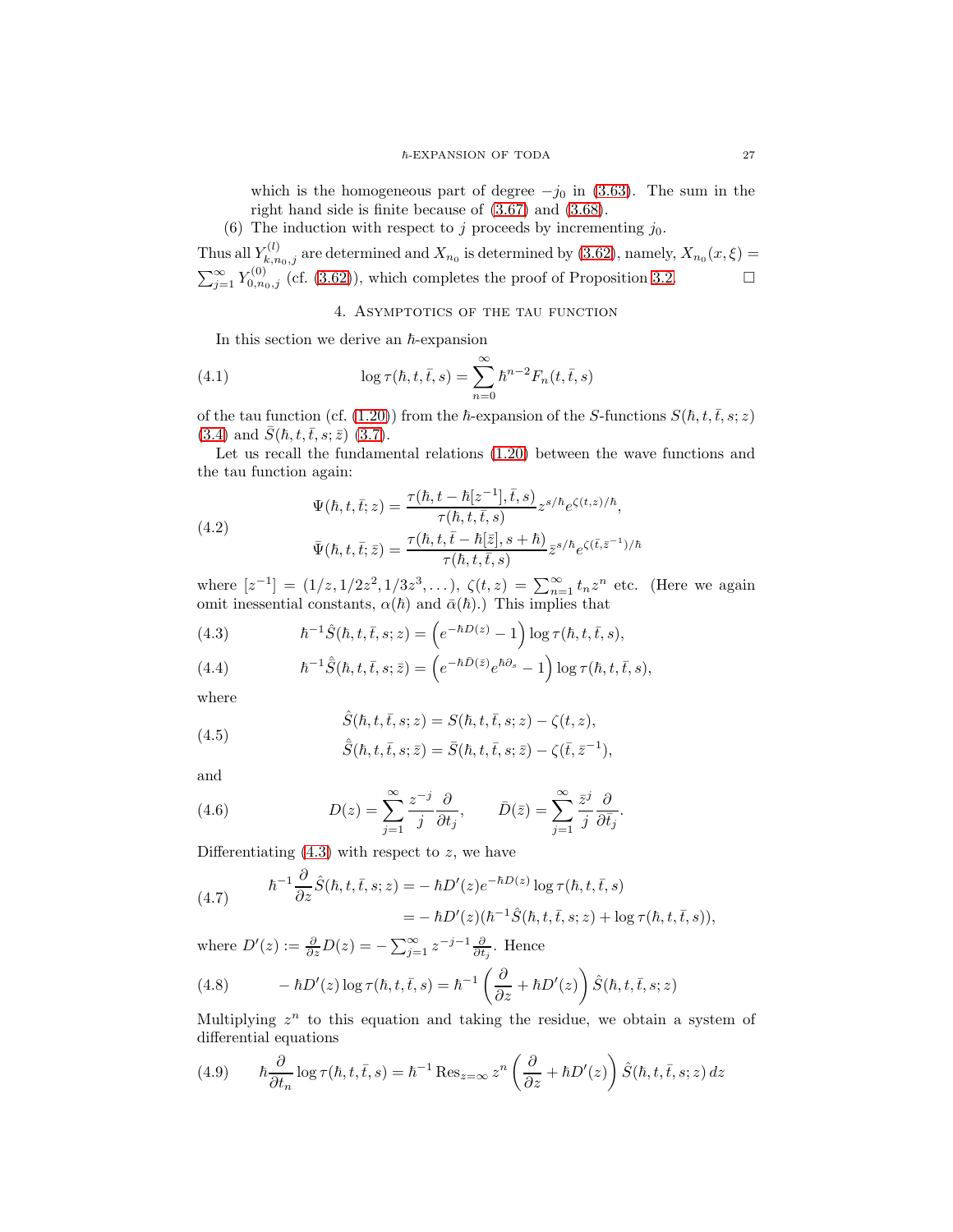which is the homogeneous part of degree $-j_0$ in (3.63). The sum in the right hand side is finite because of (3.67) and (3.68).

(6) The induction with respect to $j$ proceeds by incrementing $j_0$.

Thus all $Y^{(l)}_{k,n_0,j}$ are determined and $X_{n_0}$ is determined by (3.62), namely, $X_{n_0}(x,\xi) = \sum_{j=1}^{\infty} Y^{(0)}_{0,n_0,j}$ (cf. (3.62)), which completes the proof of Proposition 3.2. □

## 4. Asymptotics of the tau function

In this section we derive an $\hbar$-expansion

$$\log \tau(\hbar, t, \bar{t}, s) = \sum_{n=0}^{\infty} \hbar^{n-2} F_n(t, \bar{t}, s) \tag{4.1}$$

of the tau function (cf. (1.20)) from the $\hbar$-expansion of the $S$-functions $S(\hbar, t, \bar{t}, s; z)$ (3.4) and $\bar{S}(\hbar, t, \bar{t}, s; \bar{z})$ (3.7).

Let us recall the fundamental relations (1.20) between the wave functions and the tau function again:

$$\begin{aligned}
\Psi(\hbar, t, \bar{t}; z) &= \frac{\tau(\hbar, t - \hbar[z^{-1}], \bar{t}, s)}{\tau(\hbar, t, \bar{t}, s)} z^{s/\hbar} e^{\zeta(t,z)/\hbar}, \\
\bar{\Psi}(\hbar, t, \bar{t}; \bar{z}) &= \frac{\tau(\hbar, t, \bar{t} - \hbar[\bar{z}], s + \hbar)}{\tau(\hbar, t, \bar{t}, s)} \bar{z}^{s/\hbar} e^{\zeta(\bar{t}, \bar{z}^{-1})/\hbar}
\end{aligned} \tag{4.2}$$

where $[z^{-1}] = (1/z, 1/2z^2, 1/3z^3, \dots)$, $\zeta(t,z) = \sum_{n=1}^{\infty} t_n z^n$ etc. (Here we again omit inessential constants, $\alpha(\hbar)$ and $\bar{\alpha}(\hbar)$.) This implies that

$$\hbar^{-1} \hat{S}(\hbar, t, \bar{t}, s; z) = \left( e^{-\hbar D(z)} - 1 \right) \log \tau(\hbar, t, \bar{t}, s), \tag{4.3}$$

$$\hbar^{-1} \hat{\bar{S}}(\hbar, t, \bar{t}, s; \bar{z}) = \left( e^{-\hbar \bar{D}(\bar{z})} e^{\hbar \partial_s} - 1 \right) \log \tau(\hbar, t, \bar{t}, s), \tag{4.4}$$

where

$$\begin{aligned}
\hat{S}(\hbar, t, \bar{t}, s; z) &= S(\hbar, t, \bar{t}, s; z) - \zeta(t, z), \\
\hat{\bar{S}}(\hbar, t, \bar{t}, s; \bar{z}) &= \bar{S}(\hbar, t, \bar{t}, s; \bar{z}) - \zeta(\bar{t}, \bar{z}^{-1}),
\end{aligned} \tag{4.5}$$

and

$$D(z) = \sum_{j=1}^{\infty} \frac{z^{-j}}{j} \frac{\partial}{\partial t_j}, \qquad \bar{D}(\bar{z}) = \sum_{j=1}^{\infty} \frac{\bar{z}^j}{j} \frac{\partial}{\partial \bar{t}_j}. \tag{4.6}$$

Differentiating (4.3) with respect to $z$, we have

$$\begin{aligned}
\hbar^{-1} \frac{\partial}{\partial z} \hat{S}(\hbar, t, \bar{t}, s; z) &= -\hbar D'(z) e^{-\hbar D(z)} \log \tau(\hbar, t, \bar{t}, s) \\
&= -\hbar D'(z) (\hbar^{-1} \hat{S}(\hbar, t, \bar{t}, s; z) + \log \tau(\hbar, t, \bar{t}, s)),
\end{aligned} \tag{4.7}$$

where $D'(z) := \frac{\partial}{\partial z} D(z) = -\sum_{j=1}^{\infty} z^{-j-1} \frac{\partial}{\partial t_j}$. Hence

$$-\hbar D'(z) \log \tau(\hbar, t, \bar{t}, s) = \hbar^{-1} \left( \frac{\partial}{\partial z} + \hbar D'(z) \right) \hat{S}(\hbar, t, \bar{t}, s; z) \tag{4.8}$$

Multiplying $z^n$ to this equation and taking the residue, we obtain a system of differential equations

$$\hbar \frac{\partial}{\partial t_n} \log \tau(\hbar, t, \bar{t}, s) = \hbar^{-1} \operatorname{Res}_{z=\infty} z^n \left( \frac{\partial}{\partial z} + \hbar D'(z) \right) \hat{S}(\hbar, t, \bar{t}, s; z) \, dz \tag{4.9}$$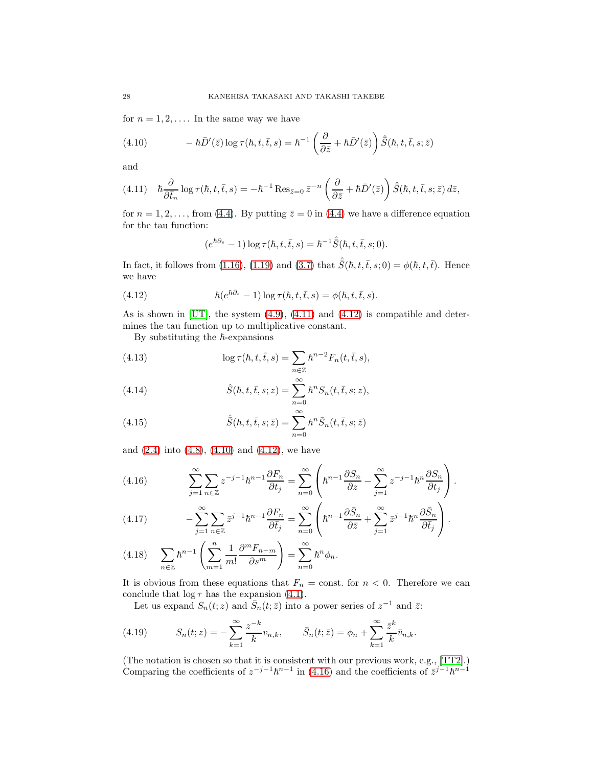for $n = 1, 2, \dots$. In the same way we have

$$
-\hbar \bar{D}'(\bar{z}) \log \tau(\hbar, t, \bar{t}, s) = \hbar^{-1} \left( \frac{\partial}{\partial \bar{z}} + \hbar \bar{D}'(\bar{z}) \right) \hat{\bar{S}}(\hbar, t, \bar{t}, s; \bar{z}) \tag{4.10}
$$

and

$$
\hbar \frac{\partial}{\partial \bar{t}_n} \log \tau(\hbar, t, \bar{t}, s) = -\hbar^{-1} \operatorname{Res}_{\bar{z}=0} \bar{z}^{-n} \left( \frac{\partial}{\partial \bar{z}} + \hbar \bar{D}'(\bar{z}) \right) \hat{\bar{S}}(\hbar, t, \bar{t}, s; \bar{z})\, d\bar{z}, \tag{4.11}
$$

for $n = 1, 2, \dots$, from (4.4). By putting $\bar{z} = 0$ in (4.4) we have a difference equation for the tau function:

$$
(e^{\hbar \partial_s} - 1) \log \tau(\hbar, t, \bar{t}, s) = \hbar^{-1} \hat{\bar{S}}(\hbar, t, \bar{t}, s; 0).
$$

In fact, it follows from (1.16), (1.19) and (3.7) that $\hat{\bar{S}}(\hbar, t, \bar{t}, s; 0) = \phi(\hbar, t, \bar{t})$. Hence we have

$$
\hbar (e^{\hbar \partial_s} - 1) \log \tau(\hbar, t, \bar{t}, s) = \phi(\hbar, t, \bar{t}, s). \tag{4.12}
$$

As is shown in [UT], the system (4.9), (4.11) and (4.12) is compatible and determines the tau function up to multiplicative constant.

By substituting the $\hbar$-expansions

$$
\log \tau(\hbar, t, \bar{t}, s) = \sum_{n \in \mathbb{Z}} \hbar^{n-2} F_n(t, \bar{t}, s), \tag{4.13}
$$

$$
\hat{S}(\hbar, t, \bar{t}, s; z) = \sum_{n=0}^{\infty} \hbar^n S_n(t, \bar{t}, s; z), \tag{4.14}
$$

$$
\hat{\bar{S}}(\hbar, t, \bar{t}, s; \bar{z}) = \sum_{n=0}^{\infty} \hbar^n \bar{S}_n(t, \bar{t}, s; \bar{z}) \tag{4.15}
$$

and (2.4) into (4.8), (4.10) and (4.12), we have

$$
\sum_{j=1}^{\infty} \sum_{n \in \mathbb{Z}} z^{-j-1} \hbar^{n-1} \frac{\partial F_n}{\partial t_j} = \sum_{n=0}^{\infty} \left( \hbar^{n-1} \frac{\partial S_n}{\partial z} - \sum_{j=1}^{\infty} z^{-j-1} \hbar^n \frac{\partial S_n}{\partial t_j} \right). \tag{4.16}
$$

$$
-\sum_{j=1}^{\infty} \sum_{n \in \mathbb{Z}} \bar{z}^{j-1} \hbar^{n-1} \frac{\partial F_n}{\partial \bar{t}_j} = \sum_{n=0}^{\infty} \left( \hbar^{n-1} \frac{\partial \bar{S}_n}{\partial \bar{z}} + \sum_{j=1}^{\infty} \bar{z}^{j-1} \hbar^n \frac{\partial \bar{S}_n}{\partial \bar{t}_j} \right). \tag{4.17}
$$

$$
\sum_{n \in \mathbb{Z}} \hbar^{n-1} \left( \sum_{m=1}^{n} \frac{1}{m!} \frac{\partial^m F_{n-m}}{\partial s^m} \right) = \sum_{n=0}^{\infty} \hbar^n \phi_n. \tag{4.18}
$$

It is obvious from these equations that $F_n = \text{const.}$ for $n < 0$. Therefore we can conclude that $\log \tau$ has the expansion (4.1).

Let us expand $S_n(t; z)$ and $\bar{S}_n(t; \bar{z})$ into a power series of $z^{-1}$ and $\bar{z}$:

$$
S_n(t; z) = -\sum_{k=1}^{\infty} \frac{z^{-k}}{k} v_{n,k}, \qquad \bar{S}_n(t; \bar{z}) = \phi_n + \sum_{k=1}^{\infty} \frac{\bar{z}^k}{k} \bar{v}_{n,k}. \tag{4.19}
$$

(The notation is chosen so that it is consistent with our previous work, e.g., [TT2].) Comparing the coefficients of $z^{-j-1}\hbar^{n-1}$ in (4.16) and the coefficients of $\bar{z}^{j-1}\hbar^{n-1}$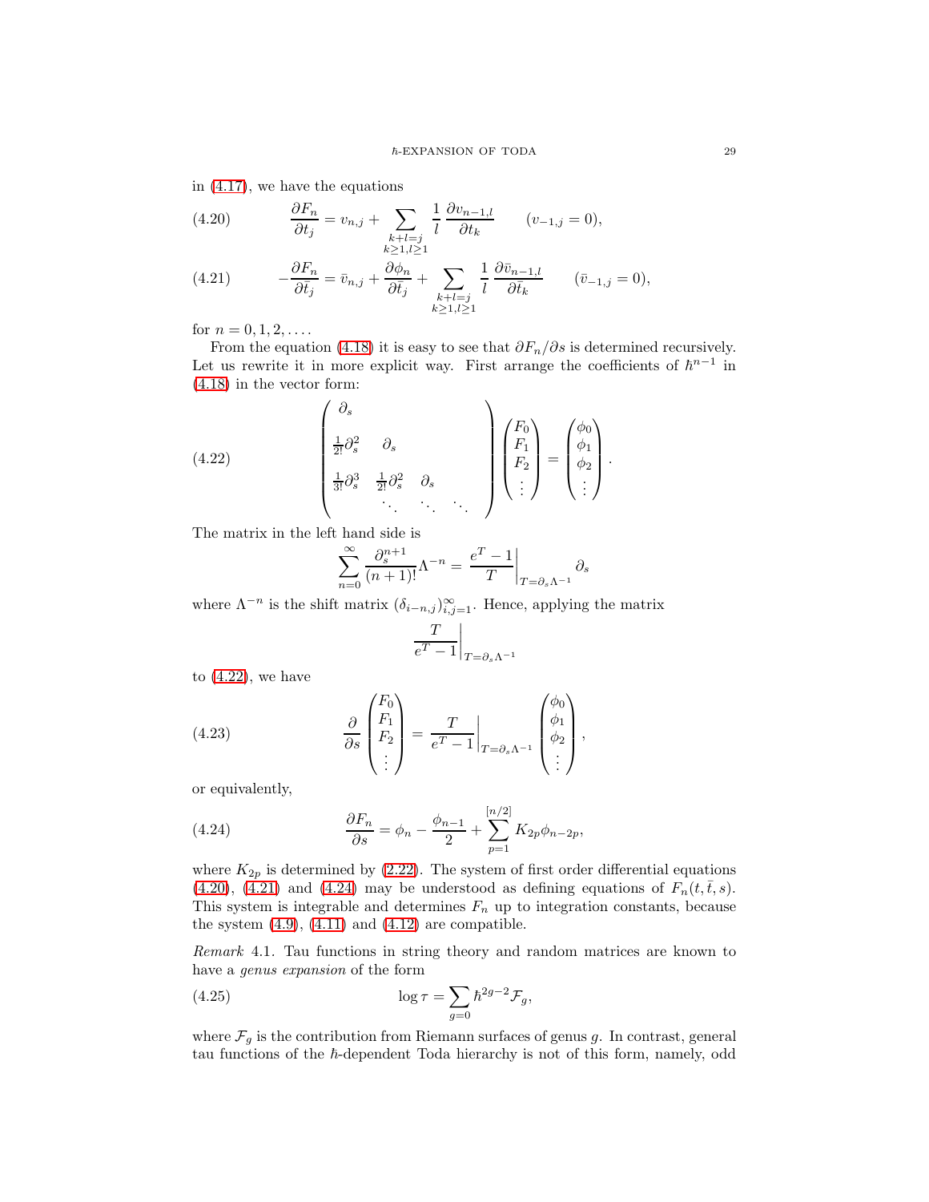in (4.17), we have the equations

$$\frac{\partial F_n}{\partial t_j} = v_{n,j} + \sum_{\substack{k+l=j\\ k\geq 1, l\geq 1}} \frac{1}{l} \frac{\partial v_{n-1,l}}{\partial t_k} \qquad (v_{-1,j}=0), \tag{4.20}$$

$$-\frac{\partial F_n}{\partial \bar{t}_j} = \bar{v}_{n,j} + \frac{\partial \phi_n}{\partial \bar{t}_j} + \sum_{\substack{k+l=j\\ k\geq 1, l\geq 1}} \frac{1}{l} \frac{\partial \bar{v}_{n-1,l}}{\partial \bar{t}_k} \qquad (\bar{v}_{-1,j}=0), \tag{4.21}$$

for $n = 0, 1, 2, \ldots$.

From the equation (4.18) it is easy to see that $\partial F_n/\partial s$ is determined recursively. Let us rewrite it in more explicit way. First arrange the coefficients of $\hbar^{n-1}$ in (4.18) in the vector form:

$$\begin{pmatrix} \partial_s & & & \\ \frac{1}{2!}\partial_s^2 & \partial_s & & \\ \frac{1}{3!}\partial_s^3 & \frac{1}{2!}\partial_s^2 & \partial_s & \\ & \ddots & \ddots & \ddots \end{pmatrix} \begin{pmatrix} F_0 \\ F_1 \\ F_2 \\ \vdots \end{pmatrix} = \begin{pmatrix} \phi_0 \\ \phi_1 \\ \phi_2 \\ \vdots \end{pmatrix}. \tag{4.22}$$

The matrix in the left hand side is

$$\sum_{n=0}^{\infty} \frac{\partial_s^{n+1}}{(n+1)!} \Lambda^{-n} = \left.\frac{e^T - 1}{T}\right|_{T=\partial_s \Lambda^{-1}} \partial_s$$

where $\Lambda^{-n}$ is the shift matrix $(\delta_{i-n,j})_{i,j=1}^{\infty}$. Hence, applying the matrix

$$\left.\frac{T}{e^T - 1}\right|_{T=\partial_s \Lambda^{-1}}$$

to (4.22), we have

$$\frac{\partial}{\partial s} \begin{pmatrix} F_0 \\ F_1 \\ F_2 \\ \vdots \end{pmatrix} = \left.\frac{T}{e^T - 1}\right|_{T=\partial_s \Lambda^{-1}} \begin{pmatrix} \phi_0 \\ \phi_1 \\ \phi_2 \\ \vdots \end{pmatrix}, \tag{4.23}$$

or equivalently,

$$\frac{\partial F_n}{\partial s} = \phi_n - \frac{\phi_{n-1}}{2} + \sum_{p=1}^{[n/2]} K_{2p} \phi_{n-2p}, \tag{4.24}$$

where $K_{2p}$ is determined by (2.22). The system of first order differential equations (4.20), (4.21) and (4.24) may be understood as defining equations of $F_n(t, \bar{t}, s)$. This system is integrable and determines $F_n$ up to integration constants, because the system (4.9), (4.11) and (4.12) are compatible.

*Remark* 4.1. Tau functions in string theory and random matrices are known to have a *genus expansion* of the form

$$\log \tau = \sum_{g=0} \hbar^{2g-2} \mathcal{F}_g, \tag{4.25}$$

where $\mathcal{F}_g$ is the contribution from Riemann surfaces of genus $g$. In contrast, general tau functions of the $\hbar$-dependent Toda hierarchy is not of this form, namely, odd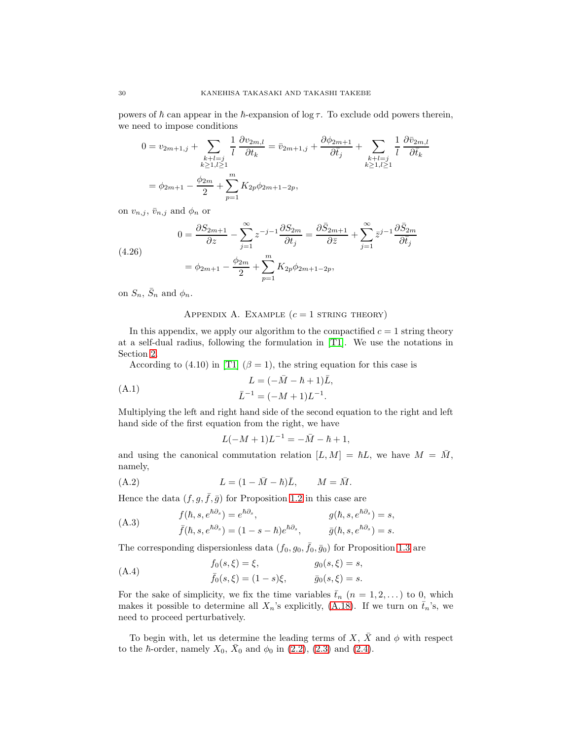powers of $\hbar$ can appear in the $\hbar$-expansion of $\log \tau$. To exclude odd powers therein, we need to impose conditions

$$
\begin{aligned}
0 &= v_{2m+1,j} + \sum_{\substack{k+l=j \\ k\geq 1, l\geq 1}} \frac{1}{l} \frac{\partial v_{2m,l}}{\partial t_k} = \bar{v}_{2m+1,j} + \frac{\partial \phi_{2m+1}}{\partial \bar{t}_j} + \sum_{\substack{k+l=j \\ k\geq 1, l\geq 1}} \frac{1}{l} \frac{\partial \bar{v}_{2m,l}}{\partial \bar{t}_k} \\
&= \phi_{2m+1} - \frac{\phi_{2m}}{2} + \sum_{p=1}^{m} K_{2p} \phi_{2m+1-2p},
\end{aligned}
$$

on $v_{n,j}$, $\bar{v}_{n,j}$ and $\phi_n$ or

$$
\begin{aligned}
0 &= \frac{\partial S_{2m+1}}{\partial z} - \sum_{j=1}^{\infty} z^{-j-1} \frac{\partial S_{2m}}{\partial t_j} = \frac{\partial \bar{S}_{2m+1}}{\partial \bar{z}} + \sum_{j=1}^{\infty} \bar{z}^{j-1} \frac{\partial \bar{S}_{2m}}{\partial \bar{t}_j} \\
&= \phi_{2m+1} - \frac{\phi_{2m}}{2} + \sum_{p=1}^{m} K_{2p} \phi_{2m+1-2p},
\end{aligned}
\tag{4.26}
$$

on $S_n$, $\bar{S}_n$ and $\phi_n$.

## Appendix A. Example ($c = 1$ string theory)

In this appendix, we apply our algorithm to the compactified $c = 1$ string theory at a self-dual radius, following the formulation in [T1]. We use the notations in Section 2.

According to (4.10) in [T1] ($\beta = 1$), the string equation for this case is

$$
\begin{aligned}
L &= (-\bar{M} - \hbar + 1)\bar{L}, \\
\bar{L}^{-1} &= (-M + 1)L^{-1}.
\end{aligned}
\tag{A.1}
$$

Multiplying the left and right hand side of the second equation to the right and left hand side of the first equation from the right, we have

$$
L(-M + 1)L^{-1} = -\bar{M} - \hbar + 1,
$$

and using the canonical commutation relation $[L, M] = \hbar L$, we have $M = \bar{M}$, namely,

$$
L = (1 - \bar{M} - \hbar)\bar{L}, \qquad M = \bar{M}. \tag{A.2}
$$

Hence the data $(f, g, \bar{f}, \bar{g})$ for Proposition 1.2 in this case are

$$
\begin{aligned}
f(\hbar, s, e^{\hbar\partial_s}) &= e^{\hbar\partial_s}, & g(\hbar, s, e^{\hbar\partial_s}) &= s, \\
\bar{f}(\hbar, s, e^{\hbar\partial_s}) &= (1 - s - \hbar)e^{\hbar\partial_s}, & \bar{g}(\hbar, s, e^{\hbar\partial_s}) &= s.
\end{aligned}
\tag{A.3}
$$

The corresponding dispersionless data $(f_0, g_0, \bar{f}_0, \bar{g}_0)$ for Proposition 1.3 are

$$
\begin{aligned}
f_0(s, \xi) &= \xi, & g_0(s, \xi) &= s, \\
\bar{f}_0(s, \xi) &= (1 - s)\xi, & \bar{g}_0(s, \xi) &= s.
\end{aligned}
\tag{A.4}
$$

For the sake of simplicity, we fix the time variables $\bar{t}_n$ ($n = 1, 2, \dots$) to 0, which makes it possible to determine all $X_n$'s explicitly, (A.18). If we turn on $\bar{t}_n$'s, we need to proceed perturbatively.

To begin with, let us determine the leading terms of $X$, $\bar{X}$ and $\phi$ with respect to the $\hbar$-order, namely $X_0$, $\bar{X}_0$ and $\phi_0$ in (2.2), (2.3) and (2.4).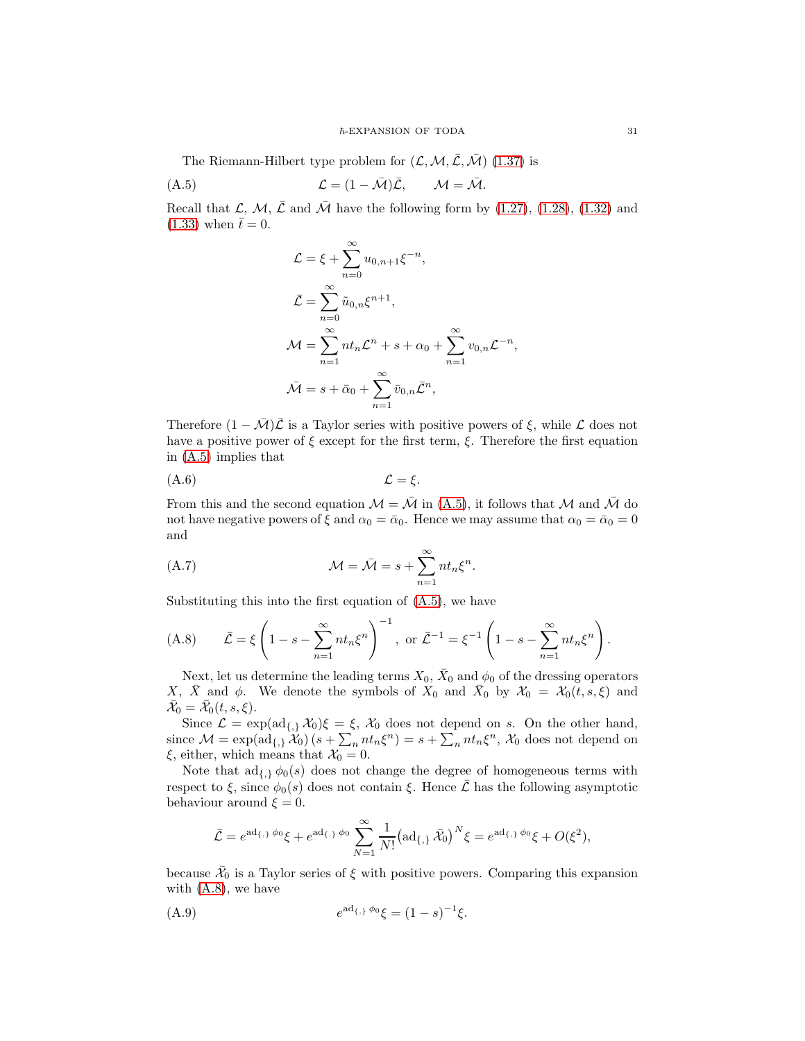The Riemann-Hilbert type problem for $(\mathcal{L}, \mathcal{M}, \bar{\mathcal{L}}, \bar{\mathcal{M}})$ (1.37) is

$$\mathcal{L} = (1 - \bar{\mathcal{M}})\bar{\mathcal{L}}, \qquad \mathcal{M} = \bar{\mathcal{M}}. \tag{A.5}$$

Recall that $\mathcal{L}$, $\mathcal{M}$, $\bar{\mathcal{L}}$ and $\bar{\mathcal{M}}$ have the following form by (1.27), (1.28), (1.32) and (1.33) when $\bar{t} = 0$.

$$\begin{aligned}
\mathcal{L} &= \xi + \sum_{n=0}^{\infty} u_{0,n+1} \xi^{-n}, \\
\bar{\mathcal{L}} &= \sum_{n=0}^{\infty} \tilde{u}_{0,n} \xi^{n+1}, \\
\mathcal{M} &= \sum_{n=1}^{\infty} n t_n \mathcal{L}^n + s + \alpha_0 + \sum_{n=1}^{\infty} v_{0,n} \mathcal{L}^{-n}, \\
\bar{\mathcal{M}} &= s + \bar{\alpha}_0 + \sum_{n=1}^{\infty} \bar{v}_{0,n} \bar{\mathcal{L}}^n,
\end{aligned}$$

Therefore $(1 - \bar{\mathcal{M}})\bar{\mathcal{L}}$ is a Taylor series with positive powers of $\xi$, while $\mathcal{L}$ does not have a positive power of $\xi$ except for the first term, $\xi$. Therefore the first equation in (A.5) implies that

$$\mathcal{L} = \xi. \tag{A.6}$$

From this and the second equation $\mathcal{M} = \bar{\mathcal{M}}$ in (A.5), it follows that $\mathcal{M}$ and $\bar{\mathcal{M}}$ do not have negative powers of $\xi$ and $\alpha_0 = \bar{\alpha}_0$. Hence we may assume that $\alpha_0 = \bar{\alpha}_0 = 0$ and

$$\mathcal{M} = \bar{\mathcal{M}} = s + \sum_{n=1}^{\infty} n t_n \xi^n. \tag{A.7}$$

Substituting this into the first equation of (A.5), we have

$$\bar{\mathcal{L}} = \xi \left( 1 - s - \sum_{n=1}^{\infty} n t_n \xi^n \right)^{-1}, \text{ or } \bar{\mathcal{L}}^{-1} = \xi^{-1} \left( 1 - s - \sum_{n=1}^{\infty} n t_n \xi^n \right). \tag{A.8}$$

Next, let us determine the leading terms $X_0$, $\bar{X}_0$ and $\phi_0$ of the dressing operators $X$, $\bar{X}$ and $\phi$. We denote the symbols of $X_0$ and $\bar{X}_0$ by $\mathcal{X}_0 = \mathcal{X}_0(t, s, \xi)$ and $\bar{\mathcal{X}}_0 = \bar{\mathcal{X}}_0(t, s, \xi)$.

Since $\mathcal{L} = \exp(\operatorname{ad}_{\{,\}} \mathcal{X}_0)\xi = \xi$, $\mathcal{X}_0$ does not depend on $s$. On the other hand, since $\mathcal{M} = \exp(\operatorname{ad}_{\{,\}} \mathcal{X}_0)\,(s + \sum_n n t_n \xi^n) = s + \sum_n n t_n \xi^n$, $\mathcal{X}_0$ does not depend on $\xi$, either, which means that $\mathcal{X}_0 = 0$.

Note that $\operatorname{ad}_{\{,\}} \phi_0(s)$ does not change the degree of homogeneous terms with respect to $\xi$, since $\phi_0(s)$ does not contain $\xi$. Hence $\bar{\mathcal{L}}$ has the following asymptotic behaviour around $\xi = 0$.

$$\bar{\mathcal{L}} = e^{\operatorname{ad}_{\{,\}} \phi_0} \xi + e^{\operatorname{ad}_{\{,\}} \phi_0} \sum_{N=1}^{\infty} \frac{1}{N!} \bigl(\operatorname{ad}_{\{,\}} \bar{\mathcal{X}}_0\bigr)^N \xi = e^{\operatorname{ad}_{\{,\}} \phi_0} \xi + O(\xi^2),$$

because $\bar{\mathcal{X}}_0$ is a Taylor series of $\xi$ with positive powers. Comparing this expansion with (A.8), we have

$$e^{\operatorname{ad}_{\{,\}} \phi_0} \xi = (1 - s)^{-1} \xi. \tag{A.9}$$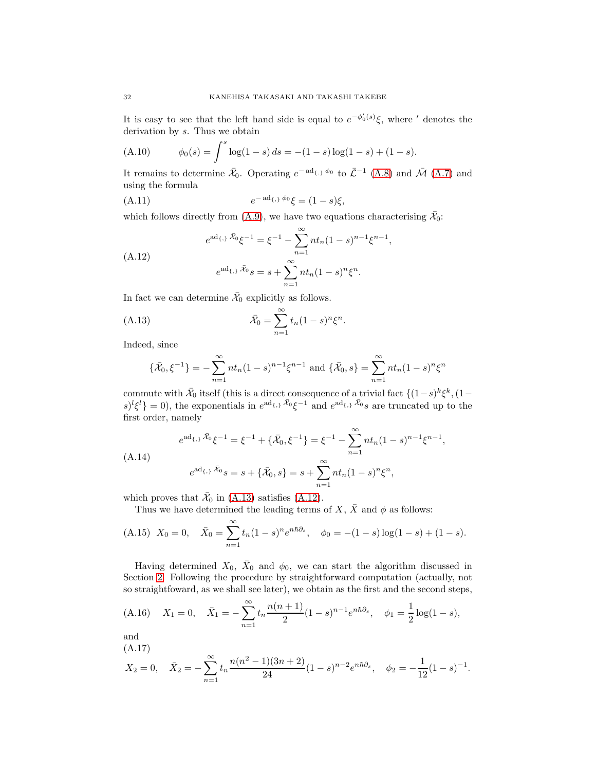It is easy to see that the left hand side is equal to $e^{-\phi_0'(s)}\xi$, where $'$ denotes the derivation by $s$. Thus we obtain

$$\phi_0(s) = \int^s \log(1-s)\,ds = -(1-s)\log(1-s) + (1-s). \tag{A.10}$$

It remains to determine $\bar{\mathcal{X}}_0$. Operating $e^{-\operatorname{ad}_{\{,\}}\phi_0}$ to $\bar{\mathcal{L}}^{-1}$ (A.8) and $\bar{\mathcal{M}}$ (A.7) and using the formula

$$e^{-\operatorname{ad}_{\{,\}}\phi_0}\xi = (1-s)\xi, \tag{A.11}$$

which follows directly from (A.9), we have two equations characterising $\bar{\mathcal{X}}_0$:

$$\begin{aligned}
e^{\operatorname{ad}_{\{,\}}\bar{\mathcal{X}}_0}\xi^{-1} &= \xi^{-1} - \sum_{n=1}^{\infty} n t_n (1-s)^{n-1}\xi^{n-1}, \\
e^{\operatorname{ad}_{\{,\}}\bar{\mathcal{X}}_0}s &= s + \sum_{n=1}^{\infty} n t_n (1-s)^{n}\xi^{n}.
\end{aligned} \tag{A.12}$$

In fact we can determine $\bar{\mathcal{X}}_0$ explicitly as follows.

$$\bar{\mathcal{X}}_0 = \sum_{n=1}^{\infty} t_n (1-s)^n \xi^n. \tag{A.13}$$

Indeed, since

$$\{\bar{\mathcal{X}}_0, \xi^{-1}\} = -\sum_{n=1}^{\infty} n t_n (1-s)^{n-1}\xi^{n-1} \text{ and } \{\bar{\mathcal{X}}_0, s\} = \sum_{n=1}^{\infty} n t_n (1-s)^n \xi^n$$

commute with $\bar{\mathcal{X}}_0$ itself (this is a direct consequence of a trivial fact $\{(1-s)^k\xi^k, (1-s)^l\xi^l\} = 0$), the exponentials in $e^{\operatorname{ad}_{\{,\}}\bar{\mathcal{X}}_0}\xi^{-1}$ and $e^{\operatorname{ad}_{\{,\}}\bar{\mathcal{X}}_0}s$ are truncated up to the first order, namely

$$\begin{aligned}
e^{\operatorname{ad}_{\{,\}}\bar{\mathcal{X}}_0}\xi^{-1} &= \xi^{-1} + \{\bar{\mathcal{X}}_0, \xi^{-1}\} = \xi^{-1} - \sum_{n=1}^{\infty} n t_n (1-s)^{n-1}\xi^{n-1}, \\
e^{\operatorname{ad}_{\{,\}}\bar{\mathcal{X}}_0}s &= s + \{\bar{\mathcal{X}}_0, s\} = s + \sum_{n=1}^{\infty} n t_n (1-s)^n \xi^n,
\end{aligned} \tag{A.14}$$

which proves that $\bar{\mathcal{X}}_0$ in (A.13) satisfies (A.12).

Thus we have determined the leading terms of $X$, $\bar{X}$ and $\phi$ as follows:

$$X_0 = 0, \quad \bar{X}_0 = \sum_{n=1}^{\infty} t_n (1-s)^n e^{n\hbar\partial_s}, \quad \phi_0 = -(1-s)\log(1-s) + (1-s). \tag{A.15}$$

Having determined $X_0$, $\bar{X}_0$ and $\phi_0$, we can start the algorithm discussed in Section 2. Following the procedure by straightforward computation (actually, not so straightfoward, as we shall see later), we obtain as the first and the second steps,

$$X_1 = 0, \quad \bar{X}_1 = -\sum_{n=1}^{\infty} t_n \frac{n(n+1)}{2}(1-s)^{n-1}e^{n\hbar\partial_s}, \quad \phi_1 = \frac{1}{2}\log(1-s), \tag{A.16}$$

and

$$X_2 = 0, \quad \bar{X}_2 = -\sum_{n=1}^{\infty} t_n \frac{n(n^2-1)(3n+2)}{24}(1-s)^{n-2}e^{n\hbar\partial_s}, \quad \phi_2 = -\frac{1}{12}(1-s)^{-1}. \tag{A.17}$$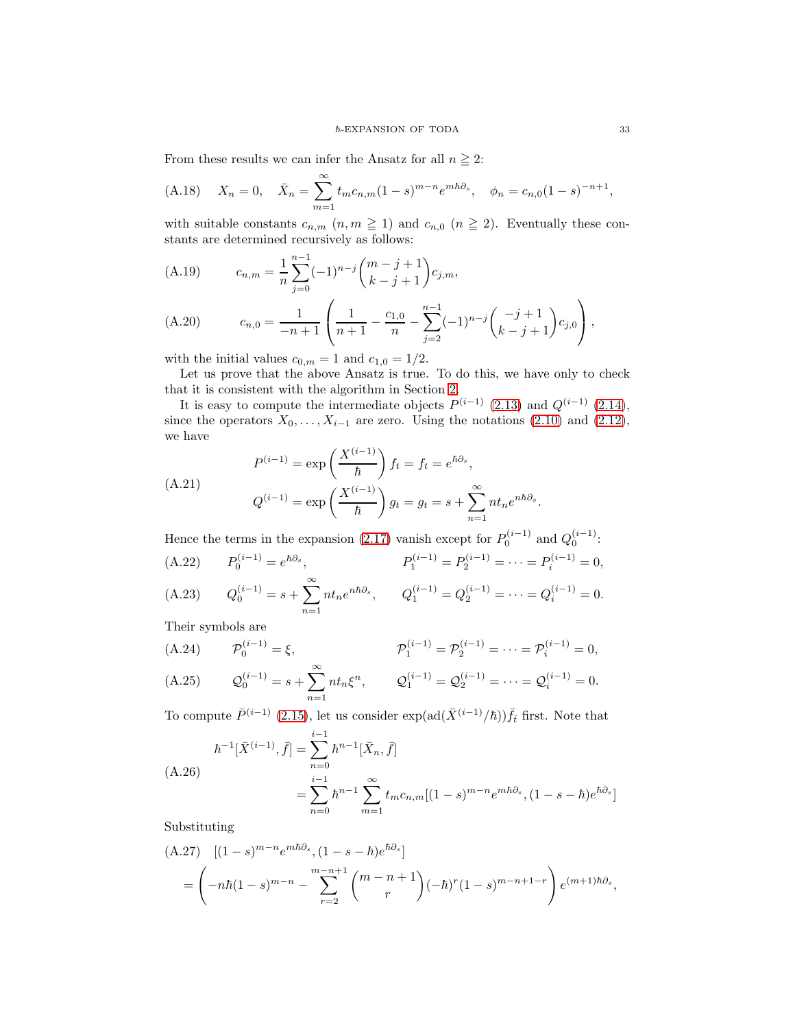From these results we can infer the Ansatz for all $n \geqq 2$:

$$X_n = 0, \quad \bar{X}_n = \sum_{m=1}^{\infty} t_m c_{n,m} (1-s)^{m-n} e^{m\hbar\partial_s}, \quad \phi_n = c_{n,0}(1-s)^{-n+1}, \tag{A.18}$$

with suitable constants $c_{n,m}$ ($n, m \geqq 1$) and $c_{n,0}$ ($n \geqq 2$). Eventually these constants are determined recursively as follows:

$$c_{n,m} = \frac{1}{n} \sum_{j=0}^{n-1} (-1)^{n-j} \binom{m-j+1}{k-j+1} c_{j,m}, \tag{A.19}$$

$$c_{n,0} = \frac{1}{-n+1} \left( \frac{1}{n+1} - \frac{c_{1,0}}{n} - \sum_{j=2}^{n-1} (-1)^{n-j} \binom{-j+1}{k-j+1} c_{j,0} \right), \tag{A.20}$$

with the initial values $c_{0,m} = 1$ and $c_{1,0} = 1/2$.

Let us prove that the above Ansatz is true. To do this, we have only to check that it is consistent with the algorithm in Section 2.

It is easy to compute the intermediate objects $P^{(i-1)}$ (2.13) and $Q^{(i-1)}$ (2.14), since the operators $X_0, \dots, X_{i-1}$ are zero. Using the notations (2.10) and (2.12), we have

$$\begin{aligned}
P^{(i-1)} &= \exp\left(\frac{X^{(i-1)}}{\hbar}\right) f_t = f_t = e^{\hbar\partial_s}, \\
Q^{(i-1)} &= \exp\left(\frac{X^{(i-1)}}{\hbar}\right) g_t = g_t = s + \sum_{n=1}^{\infty} n t_n e^{n\hbar\partial_s}.
\end{aligned} \tag{A.21}$$

Hence the terms in the expansion (2.17) vanish except for $P_0^{(i-1)}$ and $Q_0^{(i-1)}$:

$$P_0^{(i-1)} = e^{\hbar\partial_s}, \qquad P_1^{(i-1)} = P_2^{(i-1)} = \dots = P_i^{(i-1)} = 0, \tag{A.22}$$

$$Q_0^{(i-1)} = s + \sum_{n=1}^{\infty} n t_n e^{n\hbar\partial_s}, \qquad Q_1^{(i-1)} = Q_2^{(i-1)} = \dots = Q_i^{(i-1)} = 0. \tag{A.23}$$

Their symbols are

$$\mathcal{P}_0^{(i-1)} = \xi, \qquad \mathcal{P}_1^{(i-1)} = \mathcal{P}_2^{(i-1)} = \dots = \mathcal{P}_i^{(i-1)} = 0, \tag{A.24}$$

$$\mathcal{Q}_0^{(i-1)} = s + \sum_{n=1}^{\infty} n t_n \xi^n, \qquad \mathcal{Q}_1^{(i-1)} = \mathcal{Q}_2^{(i-1)} = \dots = \mathcal{Q}_i^{(i-1)} = 0. \tag{A.25}$$

To compute $\bar{P}^{(i-1)}$ (2.15), let us consider $\exp(\mathrm{ad}(\bar{X}^{(i-1)}/\hbar))\bar{f}_{\bar{t}}$ first. Note that

$$\begin{aligned}
\hbar^{-1}[\bar{X}^{(i-1)}, \bar{f}] &= \sum_{n=0}^{i-1} \hbar^{n-1} [\bar{X}_n, \bar{f}] \\
&= \sum_{n=0}^{i-1} \hbar^{n-1} \sum_{m=1}^{\infty} t_m c_{n,m} [(1-s)^{m-n} e^{m\hbar\partial_s}, (1-s-\hbar) e^{\hbar\partial_s}]
\end{aligned} \tag{A.26}$$

Substituting

$$\begin{aligned}
&[(1-s)^{m-n} e^{m\hbar\partial_s}, (1-s-\hbar) e^{\hbar\partial_s}] \\
&= \left( -n\hbar(1-s)^{m-n} - \sum_{r=2}^{m-n+1} \binom{m-n+1}{r} (-\hbar)^r (1-s)^{m-n+1-r} \right) e^{(m+1)\hbar\partial_s},
\end{aligned} \tag{A.27}$$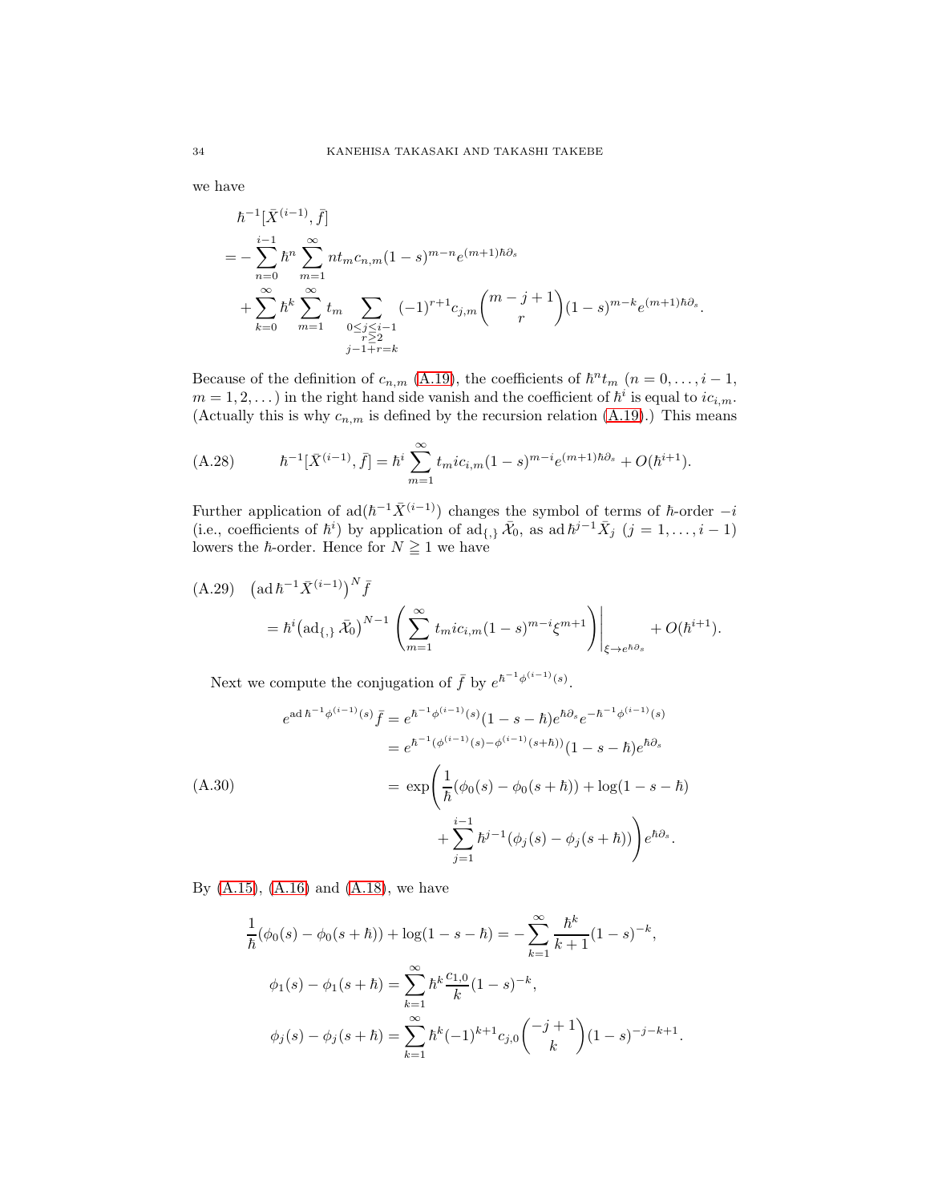we have

$$
\begin{aligned}
&\hbar^{-1}[\bar{X}^{(i-1)}, \bar{f}] \\
&= -\sum_{n=0}^{i-1} \hbar^n \sum_{m=1}^{\infty} n t_m c_{n,m} (1-s)^{m-n} e^{(m+1)\hbar\partial_s} \\
&\quad + \sum_{k=0}^{\infty} \hbar^k \sum_{m=1}^{\infty} t_m \sum_{\substack{0 \leq j \leq i-1 \\ r \geq 2 \\ j-1+r=k}} (-1)^{r+1} c_{j,m} \binom{m-j+1}{r} (1-s)^{m-k} e^{(m+1)\hbar\partial_s}.
\end{aligned}
$$

Because of the definition of $c_{n,m}$ (A.19), the coefficients of $\hbar^n t_m$ ($n = 0, \dots, i-1$, $m = 1, 2, \dots$) in the right hand side vanish and the coefficient of $\hbar^i$ is equal to $i c_{i,m}$. (Actually this is why $c_{n,m}$ is defined by the recursion relation (A.19).) This means

$$
\hbar^{-1}[\bar{X}^{(i-1)}, \bar{f}] = \hbar^i \sum_{m=1}^{\infty} t_m i c_{i,m} (1-s)^{m-i} e^{(m+1)\hbar\partial_s} + O(\hbar^{i+1}). \tag{A.28}
$$

Further application of $\operatorname{ad}(\hbar^{-1}\bar{X}^{(i-1)})$ changes the symbol of terms of $\hbar$-order $-i$ (i.e., coefficients of $\hbar^i$) by application of $\operatorname{ad}_{\{,\}} \bar{\mathcal{X}}_0$, as $\operatorname{ad} \hbar^{j-1}\bar{X}_j$ ($j = 1, \dots, i-1$) lowers the $\hbar$-order. Hence for $N \geqq 1$ we have

$$
\begin{aligned}
&\left(\operatorname{ad} \hbar^{-1}\bar{X}^{(i-1)}\right)^N \bar{f} \\
&\quad = \hbar^i \left(\operatorname{ad}_{\{,\}} \bar{\mathcal{X}}_0\right)^{N-1} \left( \sum_{m=1}^{\infty} t_m i c_{i,m} (1-s)^{m-i} \xi^{m+1} \right) \Bigg|_{\xi \to e^{\hbar\partial_s}} + O(\hbar^{i+1}).
\end{aligned} \tag{A.29}
$$

Next we compute the conjugation of $\bar{f}$ by $e^{\hbar^{-1}\phi^{(i-1)}(s)}$.

$$
\begin{aligned}
e^{\operatorname{ad} \hbar^{-1}\phi^{(i-1)}(s)} \bar{f} &= e^{\hbar^{-1}\phi^{(i-1)}(s)} (1-s-\hbar) e^{\hbar\partial_s} e^{-\hbar^{-1}\phi^{(i-1)}(s)} \\
&= e^{\hbar^{-1}(\phi^{(i-1)}(s) - \phi^{(i-1)}(s+\hbar))} (1-s-\hbar) e^{\hbar\partial_s} \\
&= \exp\Bigg( \frac{1}{\hbar}(\phi_0(s) - \phi_0(s+\hbar)) + \log(1-s-\hbar) \\
&\qquad + \sum_{j=1}^{i-1} \hbar^{j-1}(\phi_j(s) - \phi_j(s+\hbar)) \Bigg) e^{\hbar\partial_s}.
\end{aligned} \tag{A.30}
$$

By (A.15), (A.16) and (A.18), we have

$$
\begin{aligned}
\frac{1}{\hbar}(\phi_0(s) - \phi_0(s+\hbar)) + \log(1-s-\hbar) &= -\sum_{k=1}^{\infty} \frac{\hbar^k}{k+1} (1-s)^{-k}, \\
\phi_1(s) - \phi_1(s+\hbar) &= \sum_{k=1}^{\infty} \hbar^k \frac{c_{1,0}}{k} (1-s)^{-k}, \\
\phi_j(s) - \phi_j(s+\hbar) &= \sum_{k=1}^{\infty} \hbar^k (-1)^{k+1} c_{j,0} \binom{-j+1}{k} (1-s)^{-j-k+1}.
\end{aligned}
$$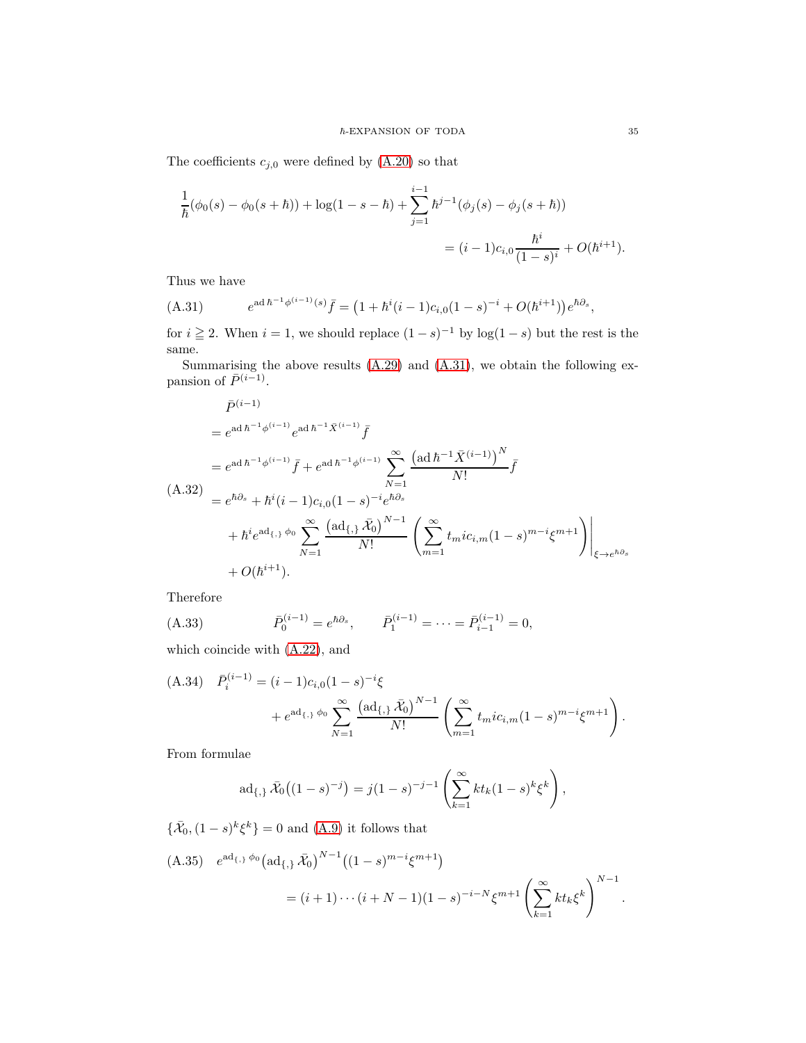The coefficients $c_{j,0}$ were defined by (A.20) so that

$$\frac{1}{\hbar}(\phi_0(s) - \phi_0(s+\hbar)) + \log(1-s-\hbar) + \sum_{j=1}^{i-1} \hbar^{j-1}(\phi_j(s) - \phi_j(s+\hbar)) = (i-1)c_{i,0}\frac{\hbar^i}{(1-s)^i} + O(\hbar^{i+1}).$$

Thus we have

$$e^{\operatorname{ad} \hbar^{-1}\phi^{(i-1)}(s)} \bar{f} = \left(1 + \hbar^i (i-1) c_{i,0} (1-s)^{-i} + O(\hbar^{i+1})\right) e^{\hbar\partial_s}, \tag{A.31}$$

for $i \geqq 2$. When $i=1$, we should replace $(1-s)^{-1}$ by $\log(1-s)$ but the rest is the same.

Summarising the above results (A.29) and (A.31), we obtain the following expansion of $\bar{P}^{(i-1)}$.

$$\begin{aligned}
&\bar{P}^{(i-1)} \\
&= e^{\operatorname{ad} \hbar^{-1}\phi^{(i-1)}} e^{\operatorname{ad} \hbar^{-1}\bar{X}^{(i-1)}} \bar{f} \\
&= e^{\operatorname{ad} \hbar^{-1}\phi^{(i-1)}} \bar{f} + e^{\operatorname{ad} \hbar^{-1}\phi^{(i-1)}} \sum_{N=1}^{\infty} \frac{\left(\operatorname{ad} \hbar^{-1}\bar{X}^{(i-1)}\right)^N}{N!} \bar{f} \\
&= e^{\hbar\partial_s} + \hbar^i (i-1) c_{i,0} (1-s)^{-i} e^{\hbar\partial_s} \\
&\quad + \hbar^i e^{\operatorname{ad}_{\{,\}} \phi_0} \sum_{N=1}^{\infty} \frac{\left(\operatorname{ad}_{\{,\}} \bar{\mathcal{X}}_0\right)^{N-1}}{N!} \left( \sum_{m=1}^{\infty} t_m i c_{i,m} (1-s)^{m-i} \xi^{m+1} \right) \Bigg|_{\xi \to e^{\hbar\partial_s}} \\
&\quad + O(\hbar^{i+1}).
\end{aligned} \tag{A.32}$$

Therefore

$$\bar{P}_0^{(i-1)} = e^{\hbar\partial_s}, \qquad \bar{P}_1^{(i-1)} = \cdots = \bar{P}_{i-1}^{(i-1)} = 0, \tag{A.33}$$

which coincide with (A.22), and

$$\begin{aligned}
\bar{P}_i^{(i-1)} &= (i-1) c_{i,0} (1-s)^{-i} \xi \\
&\quad + e^{\operatorname{ad}_{\{,\}} \phi_0} \sum_{N=1}^{\infty} \frac{\left(\operatorname{ad}_{\{,\}} \bar{\mathcal{X}}_0\right)^{N-1}}{N!} \left( \sum_{m=1}^{\infty} t_m i c_{i,m} (1-s)^{m-i} \xi^{m+1} \right).
\end{aligned} \tag{A.34}$$

From formulae

$$\operatorname{ad}_{\{,\}} \bar{\mathcal{X}}_0 \left((1-s)^{-j}\right) = j (1-s)^{-j-1} \left( \sum_{k=1}^{\infty} k t_k (1-s)^k \xi^k \right),$$

$\{\bar{\mathcal{X}}_0, (1-s)^k \xi^k\} = 0$ and (A.9) it follows that

$$\begin{aligned}
&e^{\operatorname{ad}_{\{,\}} \phi_0} \left(\operatorname{ad}_{\{,\}} \bar{\mathcal{X}}_0\right)^{N-1} \left((1-s)^{m-i} \xi^{m+1}\right) \\
&\qquad = (i+1) \cdots (i+N-1) (1-s)^{-i-N} \xi^{m+1} \left( \sum_{k=1}^{\infty} k t_k \xi^k \right)^{N-1}.
\end{aligned} \tag{A.35}$$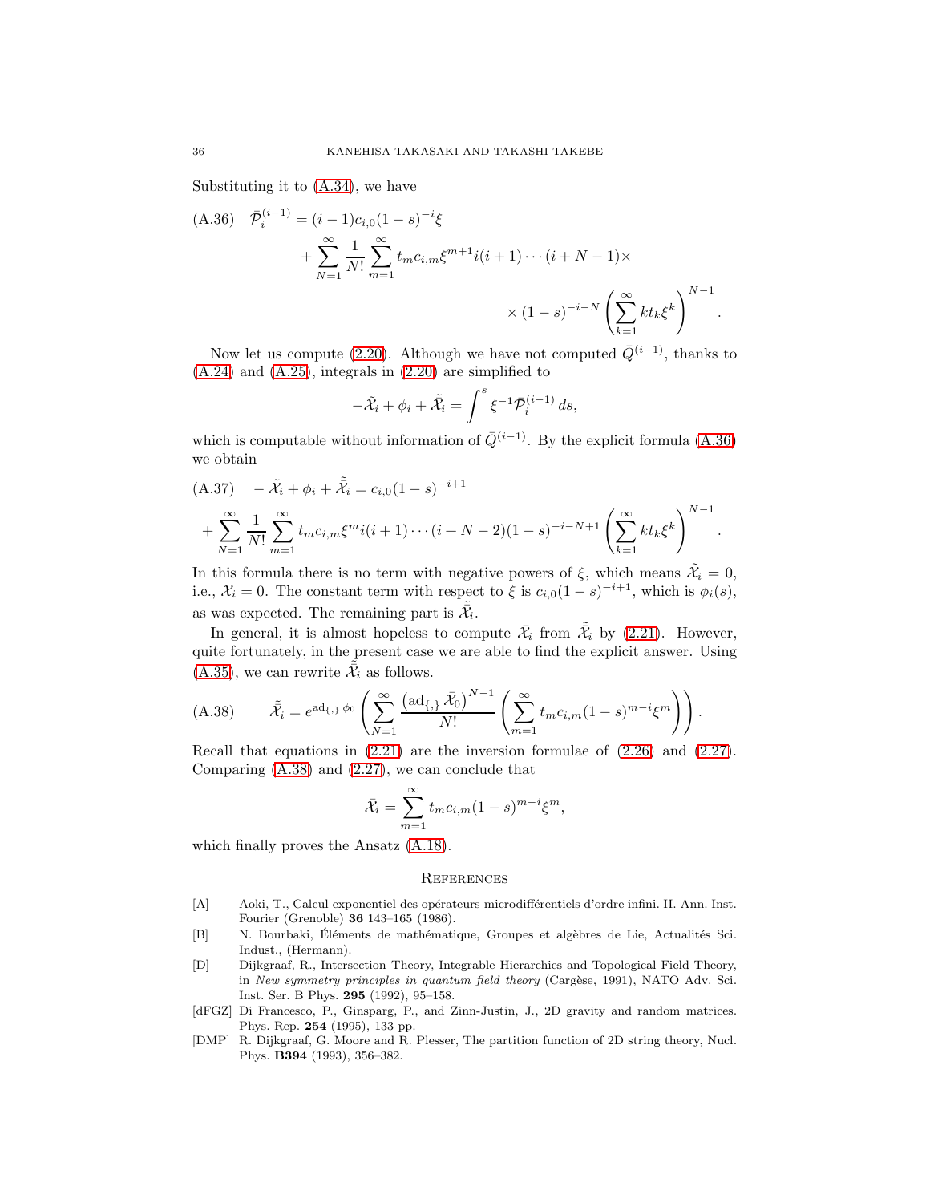Substituting it to (A.34), we have

$$
\begin{aligned}
\bar{\mathcal{P}}_i^{(i-1)} &= (i-1)c_{i,0}(1-s)^{-i}\xi \\
&\quad + \sum_{N=1}^{\infty} \frac{1}{N!} \sum_{m=1}^{\infty} t_m c_{i,m} \xi^{m+1} i(i+1)\cdots(i+N-1)\times \\
&\qquad\qquad \times (1-s)^{-i-N} \left( \sum_{k=1}^{\infty} k t_k \xi^k \right)^{N-1}.
\end{aligned}
\tag{A.36}
$$

Now let us compute (2.20). Although we have not computed $\bar{Q}^{(i-1)}$, thanks to (A.24) and (A.25), integrals in (2.20) are simplified to

$$
-\tilde{\mathcal{X}}_i + \phi_i + \tilde{\bar{\mathcal{X}}}_i = \int^s \xi^{-1} \bar{\mathcal{P}}_i^{(i-1)}\, ds,
$$

which is computable without information of $\bar{Q}^{(i-1)}$. By the explicit formula (A.36) we obtain

$$
\begin{aligned}
& -\tilde{\mathcal{X}}_i + \phi_i + \tilde{\bar{\mathcal{X}}}_i = c_{i,0}(1-s)^{-i+1} \\
& + \sum_{N=1}^{\infty} \frac{1}{N!} \sum_{m=1}^{\infty} t_m c_{i,m} \xi^m i(i+1)\cdots(i+N-2)(1-s)^{-i-N+1} \left( \sum_{k=1}^{\infty} k t_k \xi^k \right)^{N-1}.
\end{aligned}
\tag{A.37}
$$

In this formula there is no term with negative powers of $\xi$, which means $\tilde{\mathcal{X}}_i = 0$, i.e., $\mathcal{X}_i = 0$. The constant term with respect to $\xi$ is $c_{i,0}(1-s)^{-i+1}$, which is $\phi_i(s)$, as was expected. The remaining part is $\tilde{\bar{\mathcal{X}}}_i$.

In general, it is almost hopeless to compute $\bar{\mathcal{X}}_i$ from $\tilde{\bar{\mathcal{X}}}_i$ by (2.21). However, quite fortunately, in the present case we are able to find the explicit answer. Using (A.35), we can rewrite $\tilde{\bar{\mathcal{X}}}_i$ as follows.

$$
\tilde{\bar{\mathcal{X}}}_i = e^{\mathrm{ad}_{\{,\}}\phi_0} \left( \sum_{N=1}^{\infty} \frac{\left(\mathrm{ad}_{\{,\}} \bar{\mathcal{X}}_0\right)^{N-1}}{N!} \left( \sum_{m=1}^{\infty} t_m c_{i,m} (1-s)^{m-i} \xi^m \right) \right).
\tag{A.38}
$$

Recall that equations in (2.21) are the inversion formulae of (2.26) and (2.27). Comparing (A.38) and (2.27), we can conclude that

$$
\bar{\mathcal{X}}_i = \sum_{m=1}^{\infty} t_m c_{i,m} (1-s)^{m-i} \xi^m,
$$

which finally proves the Ansatz (A.18).

## References

[A] Aoki, T., Calcul exponentiel des opérateurs microdifférentiels d'ordre infini. II. Ann. Inst. Fourier (Grenoble) **36** 143–165 (1986).

[B] N. Bourbaki, Éléments de mathématique, Groupes et algèbres de Lie, Actualités Sci. Indust., (Hermann).

[D] Dijkgraaf, R., Intersection Theory, Integrable Hierarchies and Topological Field Theory, in *New symmetry principles in quantum field theory* (Cargèse, 1991), NATO Adv. Sci. Inst. Ser. B Phys. **295** (1992), 95–158.

[dFGZ] Di Francesco, P., Ginsparg, P., and Zinn-Justin, J., 2D gravity and random matrices. Phys. Rep. **254** (1995), 133 pp.

[DMP] R. Dijkgraaf, G. Moore and R. Plesser, The partition function of 2D string theory, Nucl. Phys. **B394** (1993), 356–382.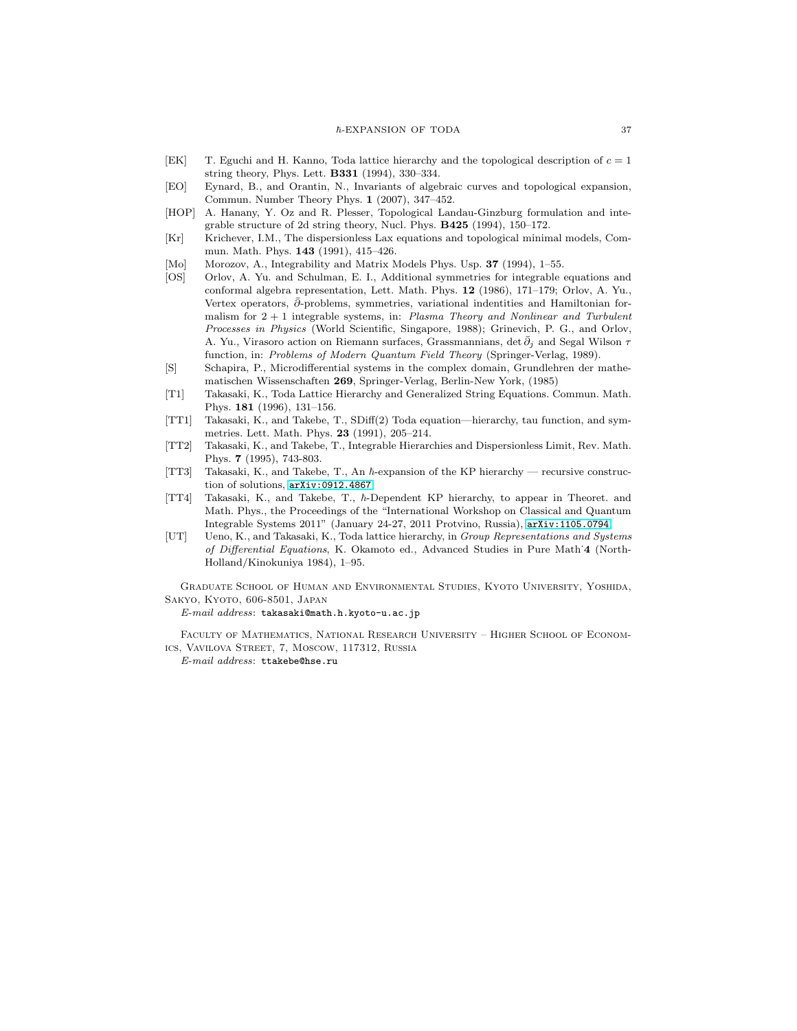[EK] T. Eguchi and H. Kanno, Toda lattice hierarchy and the topological description of $c = 1$ string theory, Phys. Lett. **B331** (1994), 330–334.

[EO] Eynard, B., and Orantin, N., Invariants of algebraic curves and topological expansion, Commun. Number Theory Phys. **1** (2007), 347–452.

[HOP] A. Hanany, Y. Oz and R. Plesser, Topological Landau-Ginzburg formulation and integrable structure of 2d string theory, Nucl. Phys. **B425** (1994), 150–172.

[Kr] Krichever, I.M., The dispersionless Lax equations and topological minimal models, Commun. Math. Phys. **143** (1991), 415–426.

[Mo] Morozov, A., Integrability and Matrix Models Phys. Usp. **37** (1994), 1–55.

[OS] Orlov, A. Yu. and Schulman, E. I., Additional symmetries for integrable equations and conformal algebra representation, Lett. Math. Phys. **12** (1986), 171–179; Orlov, A. Yu., Vertex operators, $\bar{\partial}$-problems, symmetries, variational indentities and Hamiltonian formalism for $2 + 1$ integrable systems, in: *Plasma Theory and Nonlinear and Turbulent Processes in Physics* (World Scientific, Singapore, 1988); Grinevich, P. G., and Orlov, A. Yu., Virasoro action on Riemann surfaces, Grassmannians, $\det \bar{\partial}_j$ and Segal Wilson $\tau$ function, in: *Problems of Modern Quantum Field Theory* (Springer-Verlag, 1989).

[S] Schapira, P., Microdifferential systems in the complex domain, Grundlehren der mathematischen Wissenschaften **269**, Springer-Verlag, Berlin-New York, (1985)

[T1] Takasaki, K., Toda Lattice Hierarchy and Generalized String Equations. Commun. Math. Phys. **181** (1996), 131–156.

[TT1] Takasaki, K., and Takebe, T., SDiff(2) Toda equation—hierarchy, tau function, and symmetries. Lett. Math. Phys. **23** (1991), 205–214.

[TT2] Takasaki, K., and Takebe, T., Integrable Hierarchies and Dispersionless Limit, Rev. Math. Phys. **7** (1995), 743-803.

[TT3] Takasaki, K., and Takebe, T., An $\hbar$-expansion of the KP hierarchy — recursive construction of solutions, arXiv:0912.4867.

[TT4] Takasaki, K., and Takebe, T., $\hbar$-Dependent KP hierarchy, to appear in Theoret. and Math. Phys., the Proceedings of the "International Workshop on Classical and Quantum Integrable Systems 2011" (January 24-27, 2011 Protvino, Russia), arXiv:1105.0794.

[UT] Ueno, K., and Takasaki, K., Toda lattice hierarchy, in *Group Representations and Systems of Differential Equations*, K. Okamoto ed., Advanced Studies in Pure Math˙**4** (North-Holland/Kinokuniya 1984), 1–95.

Graduate School of Human and Environmental Studies, Kyoto University, Yoshida, Sakyo, Kyoto, 606-8501, Japan

*E-mail address*: takasaki@math.h.kyoto-u.ac.jp

Faculty of Mathematics, National Research University – Higher School of Economics, Vavilova Street, 7, Moscow, 117312, Russia

*E-mail address*: ttakebe@hse.ru